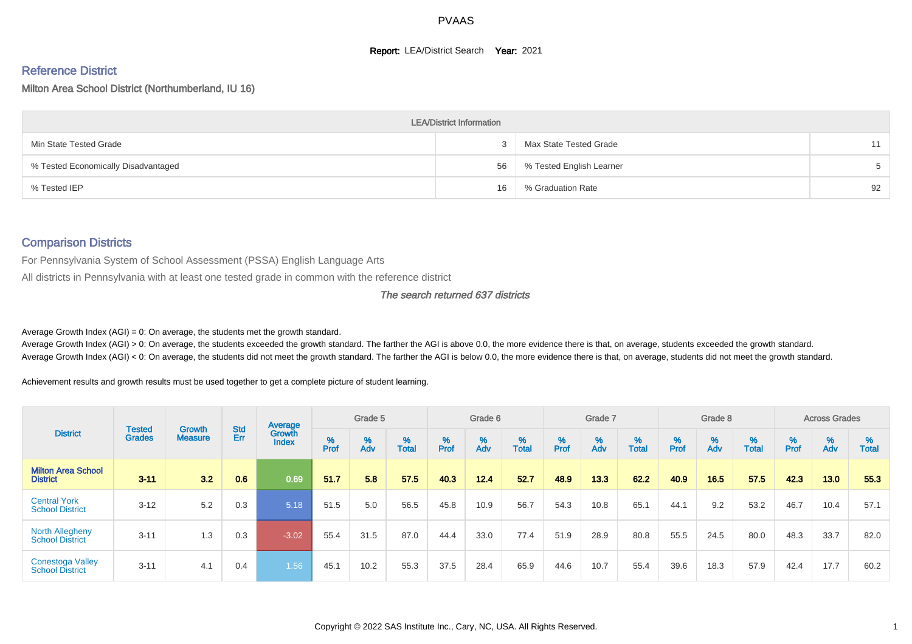# PVAAS

**Report:** LEA/District Search **Year:** 2021

## Reference District

Milton Area School District (Northumberland, IU 16)

| LEA/District Information | | | |
|---|---|---|---|
| Min State Tested Grade | 3 | Max State Tested Grade | 11 |
| % Tested Economically Disadvantaged | 56 | % Tested English Learner | 5 |
| % Tested IEP | 16 | % Graduation Rate | 92 |

## Comparison Districts

For Pennsylvania System of School Assessment (PSSA) English Language Arts

All districts in Pennsylvania with at least one tested grade in common with the reference district

*The search returned 637 districts*

Average Growth Index (AGI) = 0: On average, the students met the growth standard.

Average Growth Index (AGI) > 0: On average, the students exceeded the growth standard. The farther the AGI is above 0.0, the more evidence there is that, on average, students exceeded the growth standard.

Average Growth Index (AGI) < 0: On average, the students did not meet the growth standard. The farther the AGI is below 0.0, the more evidence there is that, on average, students did not meet the growth standard.

Achievement results and growth results must be used together to get a complete picture of student learning.

| District | Tested Grades | Growth Measure | Std Err | Average Growth Index | Grade 5 | | | Grade 6 | | | Grade 7 | | | Grade 8 | | | Across Grades | | |
|---|---|---|---|---|---|---|---|---|---|---|---|---|---|---|---|---|---|---|---|
| | | | | | % Prof | % Adv | % Total | % Prof | % Adv | % Total | % Prof | % Adv | % Total | % Prof | % Adv | % Total | % Prof | % Adv | % Total |
| **Milton Area School District** | **3-11** | **3.2** | **0.6** | **0.69** | **51.7** | **5.8** | **57.5** | **40.3** | **12.4** | **52.7** | **48.9** | **13.3** | **62.2** | **40.9** | **16.5** | **57.5** | **42.3** | **13.0** | **55.3** |
| Central York School District | 3-12 | 5.2 | 0.3 | 5.18 | 51.5 | 5.0 | 56.5 | 45.8 | 10.9 | 56.7 | 54.3 | 10.8 | 65.1 | 44.1 | 9.2 | 53.2 | 46.7 | 10.4 | 57.1 |
| North Allegheny School District | 3-11 | 1.3 | 0.3 | -3.02 | 55.4 | 31.5 | 87.0 | 44.4 | 33.0 | 77.4 | 51.9 | 28.9 | 80.8 | 55.5 | 24.5 | 80.0 | 48.3 | 33.7 | 82.0 |
| Conestoga Valley School District | 3-11 | 4.1 | 0.4 | 1.56 | 45.1 | 10.2 | 55.3 | 37.5 | 28.4 | 65.9 | 44.6 | 10.7 | 55.4 | 39.6 | 18.3 | 57.9 | 42.4 | 17.7 | 60.2 |

Copyright © 2022 SAS Institute Inc., Cary, NC, USA. All Rights Reserved.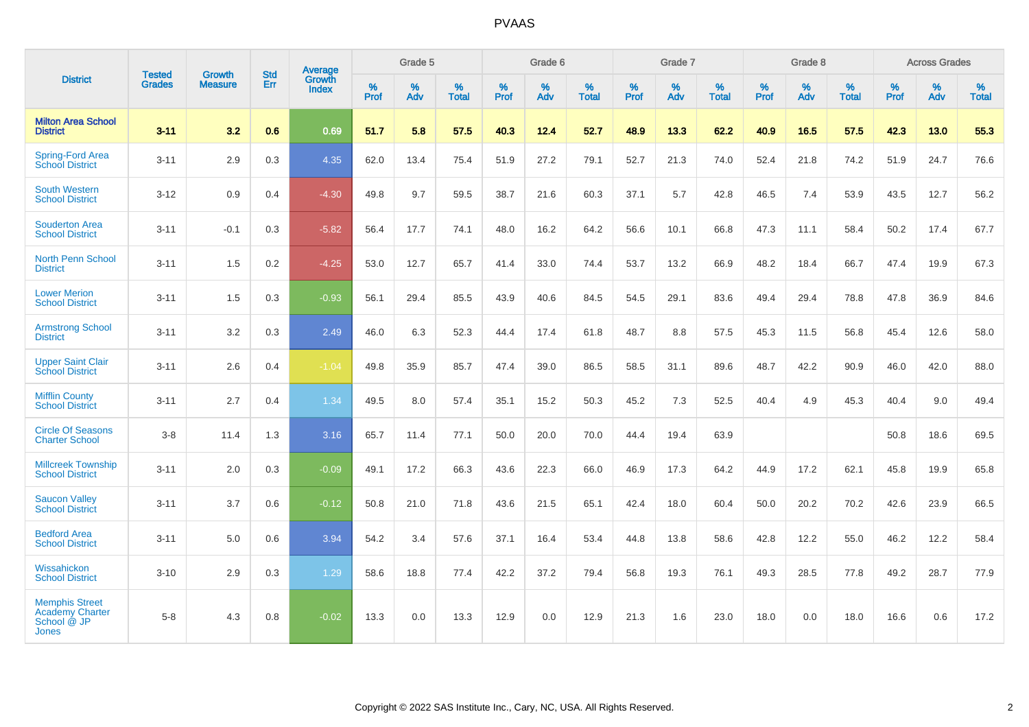# PVAAS

| District | Tested Grades | Growth Measure | Std Err | Average Growth Index | Grade 5 | | | Grade 6 | | | Grade 7 | | | Grade 8 | | | Across Grades | | |
|---|---|---|---|---|---|---|---|---|---|---|---|---|---|---|---|---|---|---|---|
| | | | | | % Prof | % Adv | % Total | % Prof | % Adv | % Total | % Prof | % Adv | % Total | % Prof | % Adv | % Total | % Prof | % Adv | % Total |
| **Milton Area School District** | **3-11** | **3.2** | **0.6** | **0.69** | **51.7** | **5.8** | **57.5** | **40.3** | **12.4** | **52.7** | **48.9** | **13.3** | **62.2** | **40.9** | **16.5** | **57.5** | **42.3** | **13.0** | **55.3** |
| Spring-Ford Area School District | 3-11 | 2.9 | 0.3 | 4.35 | 62.0 | 13.4 | 75.4 | 51.9 | 27.2 | 79.1 | 52.7 | 21.3 | 74.0 | 52.4 | 21.8 | 74.2 | 51.9 | 24.7 | 76.6 |
| South Western School District | 3-12 | 0.9 | 0.4 | -4.30 | 49.8 | 9.7 | 59.5 | 38.7 | 21.6 | 60.3 | 37.1 | 5.7 | 42.8 | 46.5 | 7.4 | 53.9 | 43.5 | 12.7 | 56.2 |
| Souderton Area School District | 3-11 | -0.1 | 0.3 | -5.82 | 56.4 | 17.7 | 74.1 | 48.0 | 16.2 | 64.2 | 56.6 | 10.1 | 66.8 | 47.3 | 11.1 | 58.4 | 50.2 | 17.4 | 67.7 |
| North Penn School District | 3-11 | 1.5 | 0.2 | -4.25 | 53.0 | 12.7 | 65.7 | 41.4 | 33.0 | 74.4 | 53.7 | 13.2 | 66.9 | 48.2 | 18.4 | 66.7 | 47.4 | 19.9 | 67.3 |
| Lower Merion School District | 3-11 | 1.5 | 0.3 | -0.93 | 56.1 | 29.4 | 85.5 | 43.9 | 40.6 | 84.5 | 54.5 | 29.1 | 83.6 | 49.4 | 29.4 | 78.8 | 47.8 | 36.9 | 84.6 |
| Armstrong School District | 3-11 | 3.2 | 0.3 | 2.49 | 46.0 | 6.3 | 52.3 | 44.4 | 17.4 | 61.8 | 48.7 | 8.8 | 57.5 | 45.3 | 11.5 | 56.8 | 45.4 | 12.6 | 58.0 |
| Upper Saint Clair School District | 3-11 | 2.6 | 0.4 | -1.04 | 49.8 | 35.9 | 85.7 | 47.4 | 39.0 | 86.5 | 58.5 | 31.1 | 89.6 | 48.7 | 42.2 | 90.9 | 46.0 | 42.0 | 88.0 |
| Mifflin County School District | 3-11 | 2.7 | 0.4 | 1.34 | 49.5 | 8.0 | 57.4 | 35.1 | 15.2 | 50.3 | 45.2 | 7.3 | 52.5 | 40.4 | 4.9 | 45.3 | 40.4 | 9.0 | 49.4 |
| Circle Of Seasons Charter School | 3-8 | 11.4 | 1.3 | 3.16 | 65.7 | 11.4 | 77.1 | 50.0 | 20.0 | 70.0 | 44.4 | 19.4 | 63.9 | | | | 50.8 | 18.6 | 69.5 |
| Millcreek Township School District | 3-11 | 2.0 | 0.3 | -0.09 | 49.1 | 17.2 | 66.3 | 43.6 | 22.3 | 66.0 | 46.9 | 17.3 | 64.2 | 44.9 | 17.2 | 62.1 | 45.8 | 19.9 | 65.8 |
| Saucon Valley School District | 3-11 | 3.7 | 0.6 | -0.12 | 50.8 | 21.0 | 71.8 | 43.6 | 21.5 | 65.1 | 42.4 | 18.0 | 60.4 | 50.0 | 20.2 | 70.2 | 42.6 | 23.9 | 66.5 |
| Bedford Area School District | 3-11 | 5.0 | 0.6 | 3.94 | 54.2 | 3.4 | 57.6 | 37.1 | 16.4 | 53.4 | 44.8 | 13.8 | 58.6 | 42.8 | 12.2 | 55.0 | 46.2 | 12.2 | 58.4 |
| Wissahickon School District | 3-10 | 2.9 | 0.3 | 1.29 | 58.6 | 18.8 | 77.4 | 42.2 | 37.2 | 79.4 | 56.8 | 19.3 | 76.1 | 49.3 | 28.5 | 77.8 | 49.2 | 28.7 | 77.9 |
| Memphis Street Academy Charter School @ JP Jones | 5-8 | 4.3 | 0.8 | -0.02 | 13.3 | 0.0 | 13.3 | 12.9 | 0.0 | 12.9 | 21.3 | 1.6 | 23.0 | 18.0 | 0.0 | 18.0 | 16.6 | 0.6 | 17.2 |

Copyright © 2022 SAS Institute Inc., Cary, NC, USA. All Rights Reserved.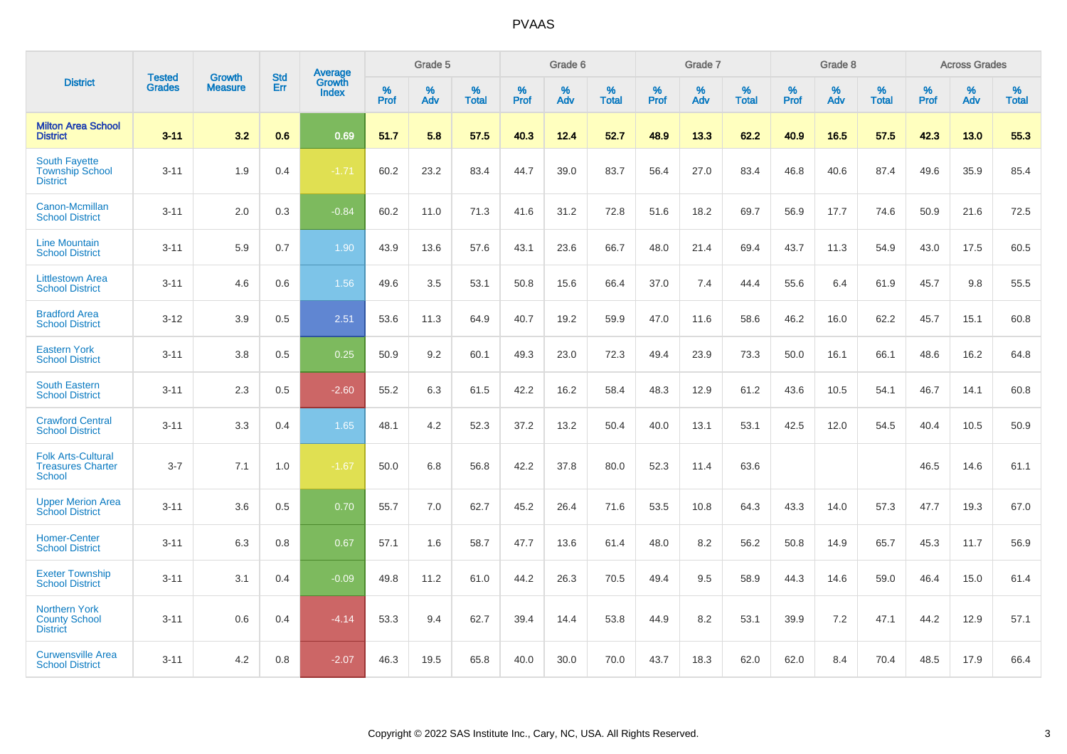# PVAAS

| District | Tested Grades | Growth Measure | Std Err | Average Growth Index | Grade 5 | | | Grade 6 | | | Grade 7 | | | Grade 8 | | | Across Grades | | |
|---|---|---|---|---|---|---|---|---|---|---|---|---|---|---|---|---|---|---|---|
| | | | | | % Prof | % Adv | % Total | % Prof | % Adv | % Total | % Prof | % Adv | % Total | % Prof | % Adv | % Total | % Prof | % Adv | % Total |
| **Milton Area School District** | **3-11** | **3.2** | **0.6** | **0.69** | **51.7** | **5.8** | **57.5** | **40.3** | **12.4** | **52.7** | **48.9** | **13.3** | **62.2** | **40.9** | **16.5** | **57.5** | **42.3** | **13.0** | **55.3** |
| South Fayette Township School District | 3-11 | 1.9 | 0.4 | -1.71 | 60.2 | 23.2 | 83.4 | 44.7 | 39.0 | 83.7 | 56.4 | 27.0 | 83.4 | 46.8 | 40.6 | 87.4 | 49.6 | 35.9 | 85.4 |
| Canon-Mcmillan School District | 3-11 | 2.0 | 0.3 | -0.84 | 60.2 | 11.0 | 71.3 | 41.6 | 31.2 | 72.8 | 51.6 | 18.2 | 69.7 | 56.9 | 17.7 | 74.6 | 50.9 | 21.6 | 72.5 |
| Line Mountain School District | 3-11 | 5.9 | 0.7 | 1.90 | 43.9 | 13.6 | 57.6 | 43.1 | 23.6 | 66.7 | 48.0 | 21.4 | 69.4 | 43.7 | 11.3 | 54.9 | 43.0 | 17.5 | 60.5 |
| Littlestown Area School District | 3-11 | 4.6 | 0.6 | 1.56 | 49.6 | 3.5 | 53.1 | 50.8 | 15.6 | 66.4 | 37.0 | 7.4 | 44.4 | 55.6 | 6.4 | 61.9 | 45.7 | 9.8 | 55.5 |
| Bradford Area School District | 3-12 | 3.9 | 0.5 | 2.51 | 53.6 | 11.3 | 64.9 | 40.7 | 19.2 | 59.9 | 47.0 | 11.6 | 58.6 | 46.2 | 16.0 | 62.2 | 45.7 | 15.1 | 60.8 |
| Eastern York School District | 3-11 | 3.8 | 0.5 | 0.25 | 50.9 | 9.2 | 60.1 | 49.3 | 23.0 | 72.3 | 49.4 | 23.9 | 73.3 | 50.0 | 16.1 | 66.1 | 48.6 | 16.2 | 64.8 |
| South Eastern School District | 3-11 | 2.3 | 0.5 | -2.60 | 55.2 | 6.3 | 61.5 | 42.2 | 16.2 | 58.4 | 48.3 | 12.9 | 61.2 | 43.6 | 10.5 | 54.1 | 46.7 | 14.1 | 60.8 |
| Crawford Central School District | 3-11 | 3.3 | 0.4 | 1.65 | 48.1 | 4.2 | 52.3 | 37.2 | 13.2 | 50.4 | 40.0 | 13.1 | 53.1 | 42.5 | 12.0 | 54.5 | 40.4 | 10.5 | 50.9 |
| Folk Arts-Cultural Treasures Charter School | 3-7 | 7.1 | 1.0 | -1.67 | 50.0 | 6.8 | 56.8 | 42.2 | 37.8 | 80.0 | 52.3 | 11.4 | 63.6 | | | | 46.5 | 14.6 | 61.1 |
| Upper Merion Area School District | 3-11 | 3.6 | 0.5 | 0.70 | 55.7 | 7.0 | 62.7 | 45.2 | 26.4 | 71.6 | 53.5 | 10.8 | 64.3 | 43.3 | 14.0 | 57.3 | 47.7 | 19.3 | 67.0 |
| Homer-Center School District | 3-11 | 6.3 | 0.8 | 0.67 | 57.1 | 1.6 | 58.7 | 47.7 | 13.6 | 61.4 | 48.0 | 8.2 | 56.2 | 50.8 | 14.9 | 65.7 | 45.3 | 11.7 | 56.9 |
| Exeter Township School District | 3-11 | 3.1 | 0.4 | -0.09 | 49.8 | 11.2 | 61.0 | 44.2 | 26.3 | 70.5 | 49.4 | 9.5 | 58.9 | 44.3 | 14.6 | 59.0 | 46.4 | 15.0 | 61.4 |
| Northern York County School District | 3-11 | 0.6 | 0.4 | -4.14 | 53.3 | 9.4 | 62.7 | 39.4 | 14.4 | 53.8 | 44.9 | 8.2 | 53.1 | 39.9 | 7.2 | 47.1 | 44.2 | 12.9 | 57.1 |
| Curwensville Area School District | 3-11 | 4.2 | 0.8 | -2.07 | 46.3 | 19.5 | 65.8 | 40.0 | 30.0 | 70.0 | 43.7 | 18.3 | 62.0 | 62.0 | 8.4 | 70.4 | 48.5 | 17.9 | 66.4 |

Copyright © 2022 SAS Institute Inc., Cary, NC, USA. All Rights Reserved.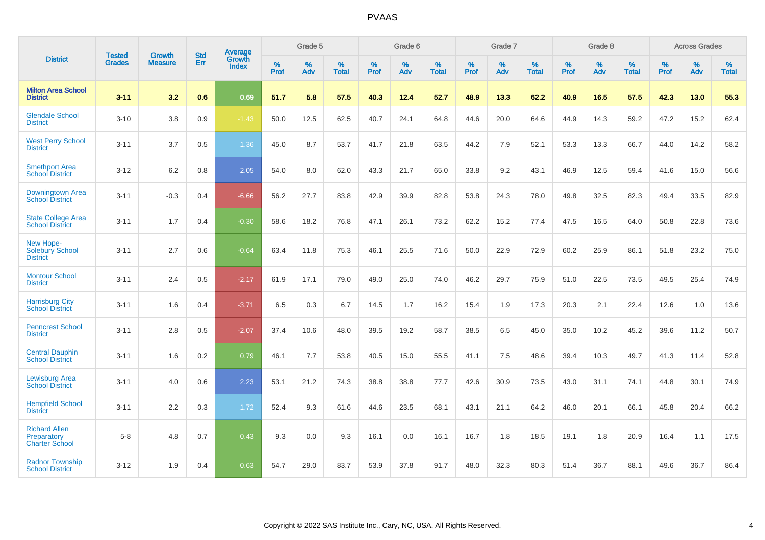# PVAAS

| District | Tested Grades | Growth Measure | Std Err | Average Growth Index | Grade 5 | | | Grade 6 | | | Grade 7 | | | Grade 8 | | | Across Grades | | |
|---|---|---|---|---|---|---|---|---|---|---|---|---|---|---|---|---|---|---|---|
| | | | | | % Prof | % Adv | % Total | % Prof | % Adv | % Total | % Prof | % Adv | % Total | % Prof | % Adv | % Total | % Prof | % Adv | % Total |
| **Milton Area School District** | **3-11** | **3.2** | **0.6** | **0.69** | **51.7** | **5.8** | **57.5** | **40.3** | **12.4** | **52.7** | **48.9** | **13.3** | **62.2** | **40.9** | **16.5** | **57.5** | **42.3** | **13.0** | **55.3** |
| Glendale School District | 3-10 | 3.8 | 0.9 | -1.43 | 50.0 | 12.5 | 62.5 | 40.7 | 24.1 | 64.8 | 44.6 | 20.0 | 64.6 | 44.9 | 14.3 | 59.2 | 47.2 | 15.2 | 62.4 |
| West Perry School District | 3-11 | 3.7 | 0.5 | 1.36 | 45.0 | 8.7 | 53.7 | 41.7 | 21.8 | 63.5 | 44.2 | 7.9 | 52.1 | 53.3 | 13.3 | 66.7 | 44.0 | 14.2 | 58.2 |
| Smethport Area School District | 3-12 | 6.2 | 0.8 | 2.05 | 54.0 | 8.0 | 62.0 | 43.3 | 21.7 | 65.0 | 33.8 | 9.2 | 43.1 | 46.9 | 12.5 | 59.4 | 41.6 | 15.0 | 56.6 |
| Downingtown Area School District | 3-11 | -0.3 | 0.4 | -6.66 | 56.2 | 27.7 | 83.8 | 42.9 | 39.9 | 82.8 | 53.8 | 24.3 | 78.0 | 49.8 | 32.5 | 82.3 | 49.4 | 33.5 | 82.9 |
| State College Area School District | 3-11 | 1.7 | 0.4 | -0.30 | 58.6 | 18.2 | 76.8 | 47.1 | 26.1 | 73.2 | 62.2 | 15.2 | 77.4 | 47.5 | 16.5 | 64.0 | 50.8 | 22.8 | 73.6 |
| New Hope-Solebury School District | 3-11 | 2.7 | 0.6 | -0.64 | 63.4 | 11.8 | 75.3 | 46.1 | 25.5 | 71.6 | 50.0 | 22.9 | 72.9 | 60.2 | 25.9 | 86.1 | 51.8 | 23.2 | 75.0 |
| Montour School District | 3-11 | 2.4 | 0.5 | -2.17 | 61.9 | 17.1 | 79.0 | 49.0 | 25.0 | 74.0 | 46.2 | 29.7 | 75.9 | 51.0 | 22.5 | 73.5 | 49.5 | 25.4 | 74.9 |
| Harrisburg City School District | 3-11 | 1.6 | 0.4 | -3.71 | 6.5 | 0.3 | 6.7 | 14.5 | 1.7 | 16.2 | 15.4 | 1.9 | 17.3 | 20.3 | 2.1 | 22.4 | 12.6 | 1.0 | 13.6 |
| Penncrest School District | 3-11 | 2.8 | 0.5 | -2.07 | 37.4 | 10.6 | 48.0 | 39.5 | 19.2 | 58.7 | 38.5 | 6.5 | 45.0 | 35.0 | 10.2 | 45.2 | 39.6 | 11.2 | 50.7 |
| Central Dauphin School District | 3-11 | 1.6 | 0.2 | 0.79 | 46.1 | 7.7 | 53.8 | 40.5 | 15.0 | 55.5 | 41.1 | 7.5 | 48.6 | 39.4 | 10.3 | 49.7 | 41.3 | 11.4 | 52.8 |
| Lewisburg Area School District | 3-11 | 4.0 | 0.6 | 2.23 | 53.1 | 21.2 | 74.3 | 38.8 | 38.8 | 77.7 | 42.6 | 30.9 | 73.5 | 43.0 | 31.1 | 74.1 | 44.8 | 30.1 | 74.9 |
| Hempfield School District | 3-11 | 2.2 | 0.3 | 1.72 | 52.4 | 9.3 | 61.6 | 44.6 | 23.5 | 68.1 | 43.1 | 21.1 | 64.2 | 46.0 | 20.1 | 66.1 | 45.8 | 20.4 | 66.2 |
| Richard Allen Preparatory Charter School | 5-8 | 4.8 | 0.7 | 0.43 | 9.3 | 0.0 | 9.3 | 16.1 | 0.0 | 16.1 | 16.7 | 1.8 | 18.5 | 19.1 | 1.8 | 20.9 | 16.4 | 1.1 | 17.5 |
| Radnor Township School District | 3-12 | 1.9 | 0.4 | 0.63 | 54.7 | 29.0 | 83.7 | 53.9 | 37.8 | 91.7 | 48.0 | 32.3 | 80.3 | 51.4 | 36.7 | 88.1 | 49.6 | 36.7 | 86.4 |

Copyright © 2022 SAS Institute Inc., Cary, NC, USA. All Rights Reserved.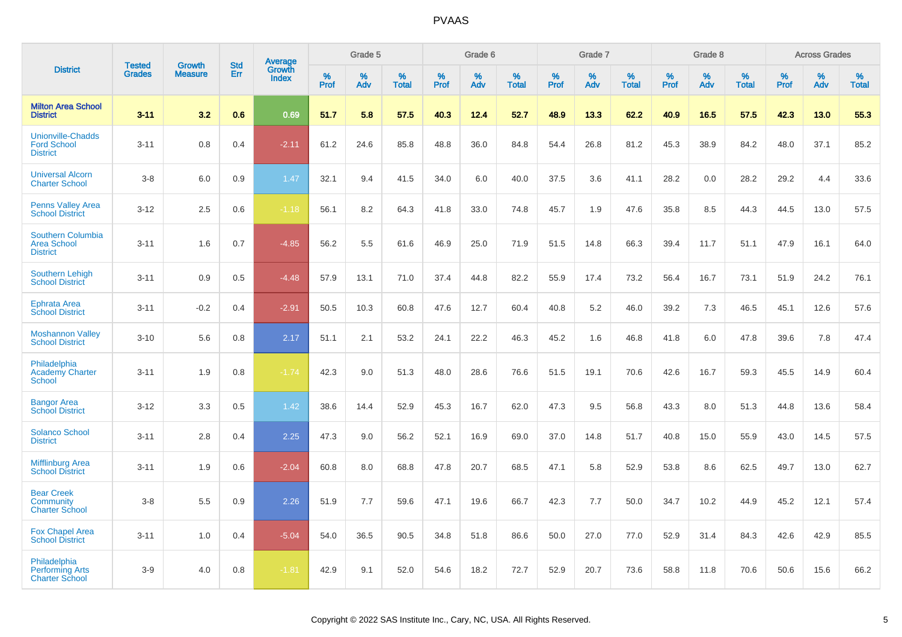# PVAAS

| District | Tested Grades | Growth Measure | Std Err | Average Growth Index | Grade 5 | | | Grade 6 | | | Grade 7 | | | Grade 8 | | | Across Grades | | |
|---|---|---|---|---|---|---|---|---|---|---|---|---|---|---|---|---|---|---|---|
| | | | | | % Prof | % Adv | % Total | % Prof | % Adv | % Total | % Prof | % Adv | % Total | % Prof | % Adv | % Total | % Prof | % Adv | % Total |
| **Milton Area School District** | **3-11** | **3.2** | **0.6** | **0.69** | **51.7** | **5.8** | **57.5** | **40.3** | **12.4** | **52.7** | **48.9** | **13.3** | **62.2** | **40.9** | **16.5** | **57.5** | **42.3** | **13.0** | **55.3** |
| Unionville-Chadds Ford School District | 3-11 | 0.8 | 0.4 | -2.11 | 61.2 | 24.6 | 85.8 | 48.8 | 36.0 | 84.8 | 54.4 | 26.8 | 81.2 | 45.3 | 38.9 | 84.2 | 48.0 | 37.1 | 85.2 |
| Universal Alcorn Charter School | 3-8 | 6.0 | 0.9 | 1.47 | 32.1 | 9.4 | 41.5 | 34.0 | 6.0 | 40.0 | 37.5 | 3.6 | 41.1 | 28.2 | 0.0 | 28.2 | 29.2 | 4.4 | 33.6 |
| Penns Valley Area School District | 3-12 | 2.5 | 0.6 | -1.18 | 56.1 | 8.2 | 64.3 | 41.8 | 33.0 | 74.8 | 45.7 | 1.9 | 47.6 | 35.8 | 8.5 | 44.3 | 44.5 | 13.0 | 57.5 |
| Southern Columbia Area School District | 3-11 | 1.6 | 0.7 | -4.85 | 56.2 | 5.5 | 61.6 | 46.9 | 25.0 | 71.9 | 51.5 | 14.8 | 66.3 | 39.4 | 11.7 | 51.1 | 47.9 | 16.1 | 64.0 |
| Southern Lehigh School District | 3-11 | 0.9 | 0.5 | -4.48 | 57.9 | 13.1 | 71.0 | 37.4 | 44.8 | 82.2 | 55.9 | 17.4 | 73.2 | 56.4 | 16.7 | 73.1 | 51.9 | 24.2 | 76.1 |
| Ephrata Area School District | 3-11 | -0.2 | 0.4 | -2.91 | 50.5 | 10.3 | 60.8 | 47.6 | 12.7 | 60.4 | 40.8 | 5.2 | 46.0 | 39.2 | 7.3 | 46.5 | 45.1 | 12.6 | 57.6 |
| Moshannon Valley School District | 3-10 | 5.6 | 0.8 | 2.17 | 51.1 | 2.1 | 53.2 | 24.1 | 22.2 | 46.3 | 45.2 | 1.6 | 46.8 | 41.8 | 6.0 | 47.8 | 39.6 | 7.8 | 47.4 |
| Philadelphia Academy Charter School | 3-11 | 1.9 | 0.8 | -1.74 | 42.3 | 9.0 | 51.3 | 48.0 | 28.6 | 76.6 | 51.5 | 19.1 | 70.6 | 42.6 | 16.7 | 59.3 | 45.5 | 14.9 | 60.4 |
| Bangor Area School District | 3-12 | 3.3 | 0.5 | 1.42 | 38.6 | 14.4 | 52.9 | 45.3 | 16.7 | 62.0 | 47.3 | 9.5 | 56.8 | 43.3 | 8.0 | 51.3 | 44.8 | 13.6 | 58.4 |
| Solanco School District | 3-11 | 2.8 | 0.4 | 2.25 | 47.3 | 9.0 | 56.2 | 52.1 | 16.9 | 69.0 | 37.0 | 14.8 | 51.7 | 40.8 | 15.0 | 55.9 | 43.0 | 14.5 | 57.5 |
| Mifflinburg Area School District | 3-11 | 1.9 | 0.6 | -2.04 | 60.8 | 8.0 | 68.8 | 47.8 | 20.7 | 68.5 | 47.1 | 5.8 | 52.9 | 53.8 | 8.6 | 62.5 | 49.7 | 13.0 | 62.7 |
| Bear Creek Community Charter School | 3-8 | 5.5 | 0.9 | 2.26 | 51.9 | 7.7 | 59.6 | 47.1 | 19.6 | 66.7 | 42.3 | 7.7 | 50.0 | 34.7 | 10.2 | 44.9 | 45.2 | 12.1 | 57.4 |
| Fox Chapel Area School District | 3-11 | 1.0 | 0.4 | -5.04 | 54.0 | 36.5 | 90.5 | 34.8 | 51.8 | 86.6 | 50.0 | 27.0 | 77.0 | 52.9 | 31.4 | 84.3 | 42.6 | 42.9 | 85.5 |
| Philadelphia Performing Arts Charter School | 3-9 | 4.0 | 0.8 | -1.81 | 42.9 | 9.1 | 52.0 | 54.6 | 18.2 | 72.7 | 52.9 | 20.7 | 73.6 | 58.8 | 11.8 | 70.6 | 50.6 | 15.6 | 66.2 |

Copyright © 2022 SAS Institute Inc., Cary, NC, USA. All Rights Reserved.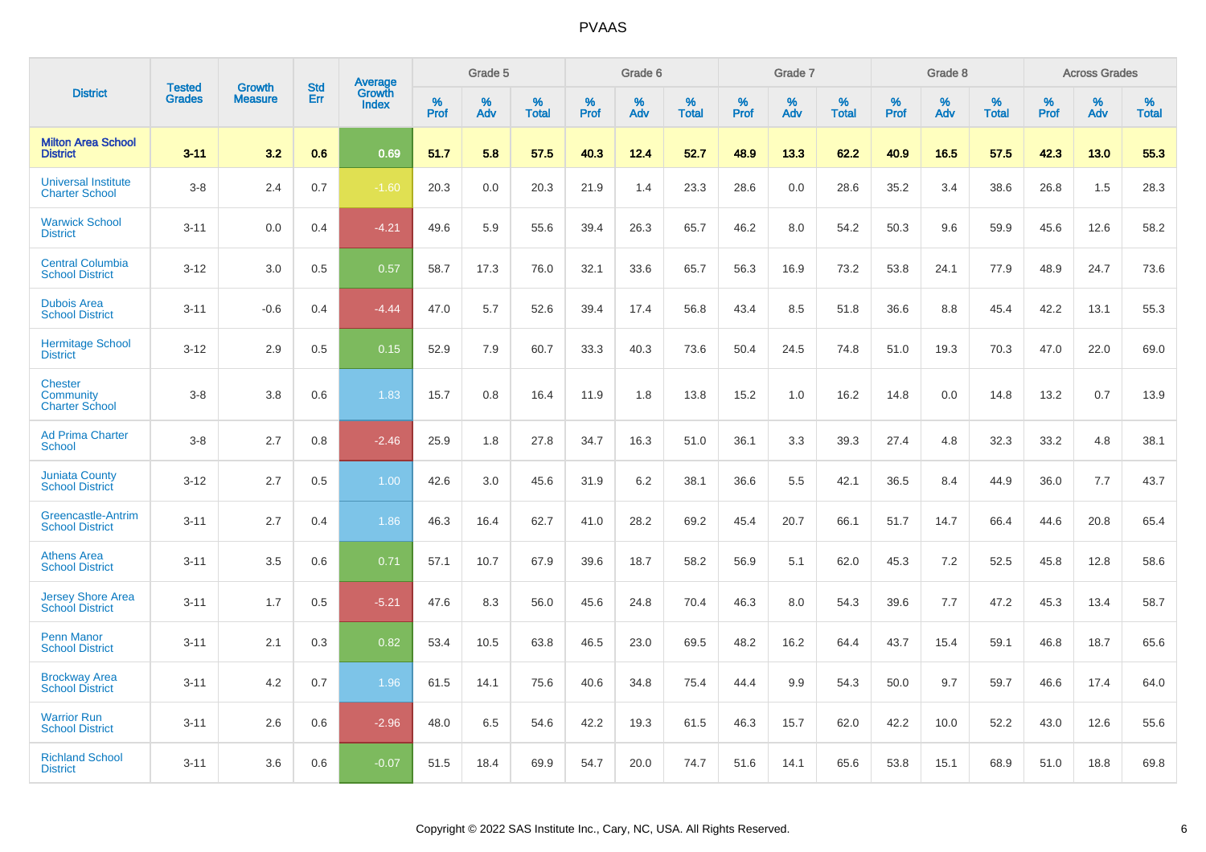| District | Tested Grades | Growth Measure | Std Err | Average Growth Index | Grade 5 | | | Grade 6 | | | Grade 7 | | | Grade 8 | | | Across Grades | | |
|---|---|---|---|---|---|---|---|---|---|---|---|---|---|---|---|---|---|---|---|
| | | | | | % Prof | % Adv | % Total | % Prof | % Adv | % Total | % Prof | % Adv | % Total | % Prof | % Adv | % Total | % Prof | % Adv | % Total |
| **Milton Area School District** | **3-11** | **3.2** | **0.6** | **0.69** | **51.7** | **5.8** | **57.5** | **40.3** | **12.4** | **52.7** | **48.9** | **13.3** | **62.2** | **40.9** | **16.5** | **57.5** | **42.3** | **13.0** | **55.3** |
| Universal Institute Charter School | 3-8 | 2.4 | 0.7 | -1.60 | 20.3 | 0.0 | 20.3 | 21.9 | 1.4 | 23.3 | 28.6 | 0.0 | 28.6 | 35.2 | 3.4 | 38.6 | 26.8 | 1.5 | 28.3 |
| Warwick School District | 3-11 | 0.0 | 0.4 | -4.21 | 49.6 | 5.9 | 55.6 | 39.4 | 26.3 | 65.7 | 46.2 | 8.0 | 54.2 | 50.3 | 9.6 | 59.9 | 45.6 | 12.6 | 58.2 |
| Central Columbia School District | 3-12 | 3.0 | 0.5 | 0.57 | 58.7 | 17.3 | 76.0 | 32.1 | 33.6 | 65.7 | 56.3 | 16.9 | 73.2 | 53.8 | 24.1 | 77.9 | 48.9 | 24.7 | 73.6 |
| Dubois Area School District | 3-11 | -0.6 | 0.4 | -4.44 | 47.0 | 5.7 | 52.6 | 39.4 | 17.4 | 56.8 | 43.4 | 8.5 | 51.8 | 36.6 | 8.8 | 45.4 | 42.2 | 13.1 | 55.3 |
| Hermitage School District | 3-12 | 2.9 | 0.5 | 0.15 | 52.9 | 7.9 | 60.7 | 33.3 | 40.3 | 73.6 | 50.4 | 24.5 | 74.8 | 51.0 | 19.3 | 70.3 | 47.0 | 22.0 | 69.0 |
| Chester Community Charter School | 3-8 | 3.8 | 0.6 | 1.83 | 15.7 | 0.8 | 16.4 | 11.9 | 1.8 | 13.8 | 15.2 | 1.0 | 16.2 | 14.8 | 0.0 | 14.8 | 13.2 | 0.7 | 13.9 |
| Ad Prima Charter School | 3-8 | 2.7 | 0.8 | -2.46 | 25.9 | 1.8 | 27.8 | 34.7 | 16.3 | 51.0 | 36.1 | 3.3 | 39.3 | 27.4 | 4.8 | 32.3 | 33.2 | 4.8 | 38.1 |
| Juniata County School District | 3-12 | 2.7 | 0.5 | 1.00 | 42.6 | 3.0 | 45.6 | 31.9 | 6.2 | 38.1 | 36.6 | 5.5 | 42.1 | 36.5 | 8.4 | 44.9 | 36.0 | 7.7 | 43.7 |
| Greencastle-Antrim School District | 3-11 | 2.7 | 0.4 | 1.86 | 46.3 | 16.4 | 62.7 | 41.0 | 28.2 | 69.2 | 45.4 | 20.7 | 66.1 | 51.7 | 14.7 | 66.4 | 44.6 | 20.8 | 65.4 |
| Athens Area School District | 3-11 | 3.5 | 0.6 | 0.71 | 57.1 | 10.7 | 67.9 | 39.6 | 18.7 | 58.2 | 56.9 | 5.1 | 62.0 | 45.3 | 7.2 | 52.5 | 45.8 | 12.8 | 58.6 |
| Jersey Shore Area School District | 3-11 | 1.7 | 0.5 | -5.21 | 47.6 | 8.3 | 56.0 | 45.6 | 24.8 | 70.4 | 46.3 | 8.0 | 54.3 | 39.6 | 7.7 | 47.2 | 45.3 | 13.4 | 58.7 |
| Penn Manor School District | 3-11 | 2.1 | 0.3 | 0.82 | 53.4 | 10.5 | 63.8 | 46.5 | 23.0 | 69.5 | 48.2 | 16.2 | 64.4 | 43.7 | 15.4 | 59.1 | 46.8 | 18.7 | 65.6 |
| Brockway Area School District | 3-11 | 4.2 | 0.7 | 1.96 | 61.5 | 14.1 | 75.6 | 40.6 | 34.8 | 75.4 | 44.4 | 9.9 | 54.3 | 50.0 | 9.7 | 59.7 | 46.6 | 17.4 | 64.0 |
| Warrior Run School District | 3-11 | 2.6 | 0.6 | -2.96 | 48.0 | 6.5 | 54.6 | 42.2 | 19.3 | 61.5 | 46.3 | 15.7 | 62.0 | 42.2 | 10.0 | 52.2 | 43.0 | 12.6 | 55.6 |
| Richland School District | 3-11 | 3.6 | 0.6 | -0.07 | 51.5 | 18.4 | 69.9 | 54.7 | 20.0 | 74.7 | 51.6 | 14.1 | 65.6 | 53.8 | 15.1 | 68.9 | 51.0 | 18.8 | 69.8 |

Copyright © 2022 SAS Institute Inc., Cary, NC, USA. All Rights Reserved.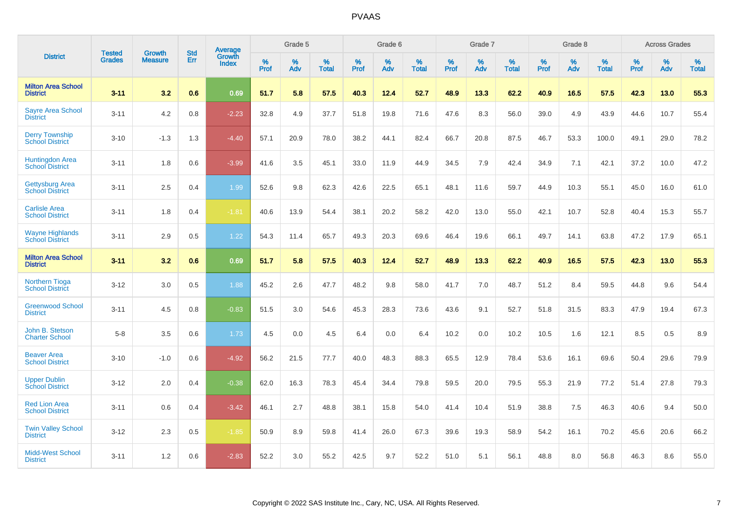# PVAAS

| District | Tested Grades | Growth Measure | Std Err | Average Growth Index | Grade 5 | | | Grade 6 | | | Grade 7 | | | Grade 8 | | | Across Grades | | |
|---|---|---|---|---|---|---|---|---|---|---|---|---|---|---|---|---|---|---|---|
| | | | | | % Prof | % Adv | % Total | % Prof | % Adv | % Total | % Prof | % Adv | % Total | % Prof | % Adv | % Total | % Prof | % Adv | % Total |
| **Milton Area School District** | **3-11** | **3.2** | **0.6** | **0.69** | **51.7** | **5.8** | **57.5** | **40.3** | **12.4** | **52.7** | **48.9** | **13.3** | **62.2** | **40.9** | **16.5** | **57.5** | **42.3** | **13.0** | **55.3** |
| Sayre Area School District | 3-11 | 4.2 | 0.8 | -2.23 | 32.8 | 4.9 | 37.7 | 51.8 | 19.8 | 71.6 | 47.6 | 8.3 | 56.0 | 39.0 | 4.9 | 43.9 | 44.6 | 10.7 | 55.4 |
| Derry Township School District | 3-10 | -1.3 | 1.3 | -4.40 | 57.1 | 20.9 | 78.0 | 38.2 | 44.1 | 82.4 | 66.7 | 20.8 | 87.5 | 46.7 | 53.3 | 100.0 | 49.1 | 29.0 | 78.2 |
| Huntingdon Area School District | 3-11 | 1.8 | 0.6 | -3.99 | 41.6 | 3.5 | 45.1 | 33.0 | 11.9 | 44.9 | 34.5 | 7.9 | 42.4 | 34.9 | 7.1 | 42.1 | 37.2 | 10.0 | 47.2 |
| Gettysburg Area School District | 3-11 | 2.5 | 0.4 | 1.99 | 52.6 | 9.8 | 62.3 | 42.6 | 22.5 | 65.1 | 48.1 | 11.6 | 59.7 | 44.9 | 10.3 | 55.1 | 45.0 | 16.0 | 61.0 |
| Carlisle Area School District | 3-11 | 1.8 | 0.4 | -1.81 | 40.6 | 13.9 | 54.4 | 38.1 | 20.2 | 58.2 | 42.0 | 13.0 | 55.0 | 42.1 | 10.7 | 52.8 | 40.4 | 15.3 | 55.7 |
| Wayne Highlands School District | 3-11 | 2.9 | 0.5 | 1.22 | 54.3 | 11.4 | 65.7 | 49.3 | 20.3 | 69.6 | 46.4 | 19.6 | 66.1 | 49.7 | 14.1 | 63.8 | 47.2 | 17.9 | 65.1 |
| **Milton Area School District** | **3-11** | **3.2** | **0.6** | **0.69** | **51.7** | **5.8** | **57.5** | **40.3** | **12.4** | **52.7** | **48.9** | **13.3** | **62.2** | **40.9** | **16.5** | **57.5** | **42.3** | **13.0** | **55.3** |
| Northern Tioga School District | 3-12 | 3.0 | 0.5 | 1.88 | 45.2 | 2.6 | 47.7 | 48.2 | 9.8 | 58.0 | 41.7 | 7.0 | 48.7 | 51.2 | 8.4 | 59.5 | 44.8 | 9.6 | 54.4 |
| Greenwood School District | 3-11 | 4.5 | 0.8 | -0.83 | 51.5 | 3.0 | 54.6 | 45.3 | 28.3 | 73.6 | 43.6 | 9.1 | 52.7 | 51.8 | 31.5 | 83.3 | 47.9 | 19.4 | 67.3 |
| John B. Stetson Charter School | 5-8 | 3.5 | 0.6 | 1.73 | 4.5 | 0.0 | 4.5 | 6.4 | 0.0 | 6.4 | 10.2 | 0.0 | 10.2 | 10.5 | 1.6 | 12.1 | 8.5 | 0.5 | 8.9 |
| Beaver Area School District | 3-10 | -1.0 | 0.6 | -4.92 | 56.2 | 21.5 | 77.7 | 40.0 | 48.3 | 88.3 | 65.5 | 12.9 | 78.4 | 53.6 | 16.1 | 69.6 | 50.4 | 29.6 | 79.9 |
| Upper Dublin School District | 3-12 | 2.0 | 0.4 | -0.38 | 62.0 | 16.3 | 78.3 | 45.4 | 34.4 | 79.8 | 59.5 | 20.0 | 79.5 | 55.3 | 21.9 | 77.2 | 51.4 | 27.8 | 79.3 |
| Red Lion Area School District | 3-11 | 0.6 | 0.4 | -3.42 | 46.1 | 2.7 | 48.8 | 38.1 | 15.8 | 54.0 | 41.4 | 10.4 | 51.9 | 38.8 | 7.5 | 46.3 | 40.6 | 9.4 | 50.0 |
| Twin Valley School District | 3-12 | 2.3 | 0.5 | -1.85 | 50.9 | 8.9 | 59.8 | 41.4 | 26.0 | 67.3 | 39.6 | 19.3 | 58.9 | 54.2 | 16.1 | 70.2 | 45.6 | 20.6 | 66.2 |
| Midd-West School District | 3-11 | 1.2 | 0.6 | -2.83 | 52.2 | 3.0 | 55.2 | 42.5 | 9.7 | 52.2 | 51.0 | 5.1 | 56.1 | 48.8 | 8.0 | 56.8 | 46.3 | 8.6 | 55.0 |

Copyright © 2022 SAS Institute Inc., Cary, NC, USA. All Rights Reserved.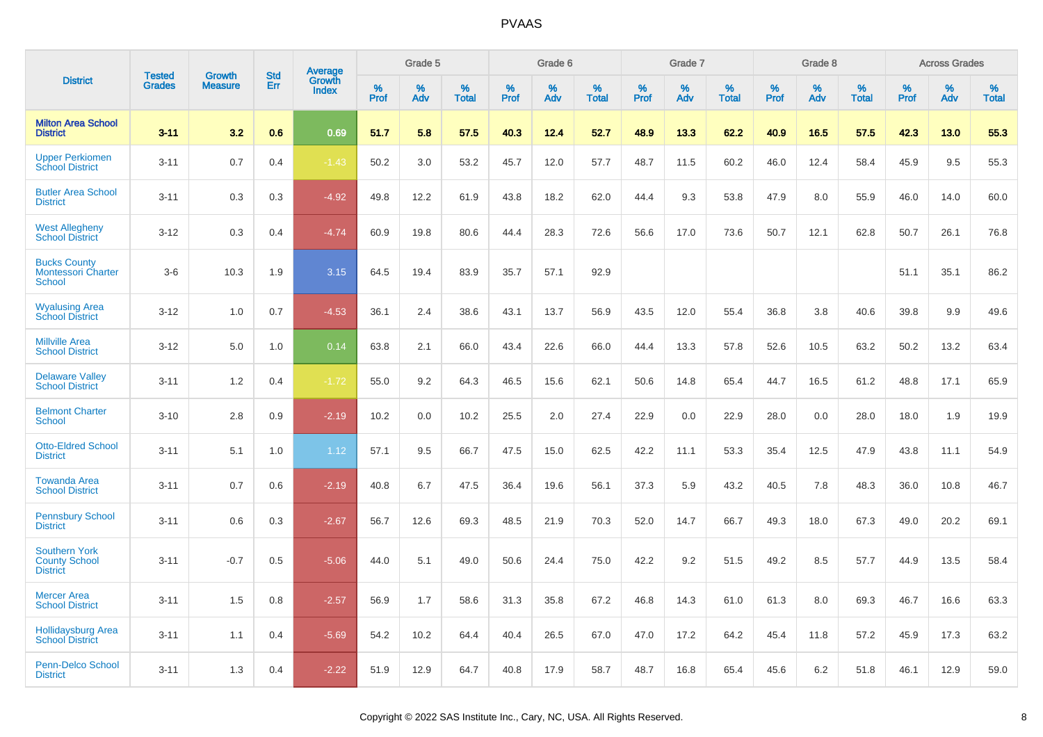# PVAAS

| District | Tested Grades | Growth Measure | Std Err | Average Growth Index | Grade 5 | | | Grade 6 | | | Grade 7 | | | Grade 8 | | | Across Grades | | |
|---|---|---|---|---|---|---|---|---|---|---|---|---|---|---|---|---|---|---|---|
| | | | | | % Prof | % Adv | % Total | % Prof | % Adv | % Total | % Prof | % Adv | % Total | % Prof | % Adv | % Total | % Prof | % Adv | % Total |
| **Milton Area School District** | **3-11** | **3.2** | **0.6** | **0.69** | **51.7** | **5.8** | **57.5** | **40.3** | **12.4** | **52.7** | **48.9** | **13.3** | **62.2** | **40.9** | **16.5** | **57.5** | **42.3** | **13.0** | **55.3** |
| Upper Perkiomen School District | 3-11 | 0.7 | 0.4 | -1.43 | 50.2 | 3.0 | 53.2 | 45.7 | 12.0 | 57.7 | 48.7 | 11.5 | 60.2 | 46.0 | 12.4 | 58.4 | 45.9 | 9.5 | 55.3 |
| Butler Area School District | 3-11 | 0.3 | 0.3 | -4.92 | 49.8 | 12.2 | 61.9 | 43.8 | 18.2 | 62.0 | 44.4 | 9.3 | 53.8 | 47.9 | 8.0 | 55.9 | 46.0 | 14.0 | 60.0 |
| West Allegheny School District | 3-12 | 0.3 | 0.4 | -4.74 | 60.9 | 19.8 | 80.6 | 44.4 | 28.3 | 72.6 | 56.6 | 17.0 | 73.6 | 50.7 | 12.1 | 62.8 | 50.7 | 26.1 | 76.8 |
| Bucks County Montessori Charter School | 3-6 | 10.3 | 1.9 | 3.15 | 64.5 | 19.4 | 83.9 | 35.7 | 57.1 | 92.9 | | | | | | | 51.1 | 35.1 | 86.2 |
| Wyalusing Area School District | 3-12 | 1.0 | 0.7 | -4.53 | 36.1 | 2.4 | 38.6 | 43.1 | 13.7 | 56.9 | 43.5 | 12.0 | 55.4 | 36.8 | 3.8 | 40.6 | 39.8 | 9.9 | 49.6 |
| Millville Area School District | 3-12 | 5.0 | 1.0 | 0.14 | 63.8 | 2.1 | 66.0 | 43.4 | 22.6 | 66.0 | 44.4 | 13.3 | 57.8 | 52.6 | 10.5 | 63.2 | 50.2 | 13.2 | 63.4 |
| Delaware Valley School District | 3-11 | 1.2 | 0.4 | -1.72 | 55.0 | 9.2 | 64.3 | 46.5 | 15.6 | 62.1 | 50.6 | 14.8 | 65.4 | 44.7 | 16.5 | 61.2 | 48.8 | 17.1 | 65.9 |
| Belmont Charter School | 3-10 | 2.8 | 0.9 | -2.19 | 10.2 | 0.0 | 10.2 | 25.5 | 2.0 | 27.4 | 22.9 | 0.0 | 22.9 | 28.0 | 0.0 | 28.0 | 18.0 | 1.9 | 19.9 |
| Otto-Eldred School District | 3-11 | 5.1 | 1.0 | 1.12 | 57.1 | 9.5 | 66.7 | 47.5 | 15.0 | 62.5 | 42.2 | 11.1 | 53.3 | 35.4 | 12.5 | 47.9 | 43.8 | 11.1 | 54.9 |
| Towanda Area School District | 3-11 | 0.7 | 0.6 | -2.19 | 40.8 | 6.7 | 47.5 | 36.4 | 19.6 | 56.1 | 37.3 | 5.9 | 43.2 | 40.5 | 7.8 | 48.3 | 36.0 | 10.8 | 46.7 |
| Pennsbury School District | 3-11 | 0.6 | 0.3 | -2.67 | 56.7 | 12.6 | 69.3 | 48.5 | 21.9 | 70.3 | 52.0 | 14.7 | 66.7 | 49.3 | 18.0 | 67.3 | 49.0 | 20.2 | 69.1 |
| Southern York County School District | 3-11 | -0.7 | 0.5 | -5.06 | 44.0 | 5.1 | 49.0 | 50.6 | 24.4 | 75.0 | 42.2 | 9.2 | 51.5 | 49.2 | 8.5 | 57.7 | 44.9 | 13.5 | 58.4 |
| Mercer Area School District | 3-11 | 1.5 | 0.8 | -2.57 | 56.9 | 1.7 | 58.6 | 31.3 | 35.8 | 67.2 | 46.8 | 14.3 | 61.0 | 61.3 | 8.0 | 69.3 | 46.7 | 16.6 | 63.3 |
| Hollidaysburg Area School District | 3-11 | 1.1 | 0.4 | -5.69 | 54.2 | 10.2 | 64.4 | 40.4 | 26.5 | 67.0 | 47.0 | 17.2 | 64.2 | 45.4 | 11.8 | 57.2 | 45.9 | 17.3 | 63.2 |
| Penn-Delco School District | 3-11 | 1.3 | 0.4 | -2.22 | 51.9 | 12.9 | 64.7 | 40.8 | 17.9 | 58.7 | 48.7 | 16.8 | 65.4 | 45.6 | 6.2 | 51.8 | 46.1 | 12.9 | 59.0 |

Copyright © 2022 SAS Institute Inc., Cary, NC, USA. All Rights Reserved.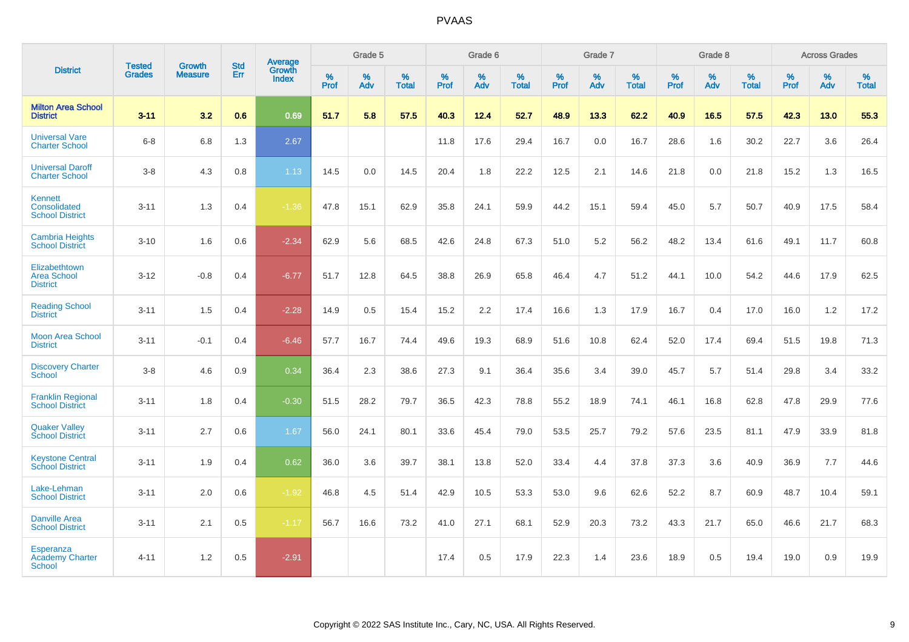# PVAAS

| District | Tested Grades | Growth Measure | Std Err | Average Growth Index | Grade 5 | | | Grade 6 | | | Grade 7 | | | Grade 8 | | | Across Grades | | |
|---|---|---|---|---|---|---|---|---|---|---|---|---|---|---|---|---|---|---|---|
| | | | | | % Prof | % Adv | % Total | % Prof | % Adv | % Total | % Prof | % Adv | % Total | % Prof | % Adv | % Total | % Prof | % Adv | % Total |
| **Milton Area School District** | **3-11** | **3.2** | **0.6** | **0.69** | **51.7** | **5.8** | **57.5** | **40.3** | **12.4** | **52.7** | **48.9** | **13.3** | **62.2** | **40.9** | **16.5** | **57.5** | **42.3** | **13.0** | **55.3** |
| Universal Vare Charter School | 6-8 | 6.8 | 1.3 | 2.67 | | | | 11.8 | 17.6 | 29.4 | 16.7 | 0.0 | 16.7 | 28.6 | 1.6 | 30.2 | 22.7 | 3.6 | 26.4 |
| Universal Daroff Charter School | 3-8 | 4.3 | 0.8 | 1.13 | 14.5 | 0.0 | 14.5 | 20.4 | 1.8 | 22.2 | 12.5 | 2.1 | 14.6 | 21.8 | 0.0 | 21.8 | 15.2 | 1.3 | 16.5 |
| Kennett Consolidated School District | 3-11 | 1.3 | 0.4 | -1.36 | 47.8 | 15.1 | 62.9 | 35.8 | 24.1 | 59.9 | 44.2 | 15.1 | 59.4 | 45.0 | 5.7 | 50.7 | 40.9 | 17.5 | 58.4 |
| Cambria Heights School District | 3-10 | 1.6 | 0.6 | -2.34 | 62.9 | 5.6 | 68.5 | 42.6 | 24.8 | 67.3 | 51.0 | 5.2 | 56.2 | 48.2 | 13.4 | 61.6 | 49.1 | 11.7 | 60.8 |
| Elizabethtown Area School District | 3-12 | -0.8 | 0.4 | -6.77 | 51.7 | 12.8 | 64.5 | 38.8 | 26.9 | 65.8 | 46.4 | 4.7 | 51.2 | 44.1 | 10.0 | 54.2 | 44.6 | 17.9 | 62.5 |
| Reading School District | 3-11 | 1.5 | 0.4 | -2.28 | 14.9 | 0.5 | 15.4 | 15.2 | 2.2 | 17.4 | 16.6 | 1.3 | 17.9 | 16.7 | 0.4 | 17.0 | 16.0 | 1.2 | 17.2 |
| Moon Area School District | 3-11 | -0.1 | 0.4 | -6.46 | 57.7 | 16.7 | 74.4 | 49.6 | 19.3 | 68.9 | 51.6 | 10.8 | 62.4 | 52.0 | 17.4 | 69.4 | 51.5 | 19.8 | 71.3 |
| Discovery Charter School | 3-8 | 4.6 | 0.9 | 0.34 | 36.4 | 2.3 | 38.6 | 27.3 | 9.1 | 36.4 | 35.6 | 3.4 | 39.0 | 45.7 | 5.7 | 51.4 | 29.8 | 3.4 | 33.2 |
| Franklin Regional School District | 3-11 | 1.8 | 0.4 | -0.30 | 51.5 | 28.2 | 79.7 | 36.5 | 42.3 | 78.8 | 55.2 | 18.9 | 74.1 | 46.1 | 16.8 | 62.8 | 47.8 | 29.9 | 77.6 |
| Quaker Valley School District | 3-11 | 2.7 | 0.6 | 1.67 | 56.0 | 24.1 | 80.1 | 33.6 | 45.4 | 79.0 | 53.5 | 25.7 | 79.2 | 57.6 | 23.5 | 81.1 | 47.9 | 33.9 | 81.8 |
| Keystone Central School District | 3-11 | 1.9 | 0.4 | 0.62 | 36.0 | 3.6 | 39.7 | 38.1 | 13.8 | 52.0 | 33.4 | 4.4 | 37.8 | 37.3 | 3.6 | 40.9 | 36.9 | 7.7 | 44.6 |
| Lake-Lehman School District | 3-11 | 2.0 | 0.6 | -1.92 | 46.8 | 4.5 | 51.4 | 42.9 | 10.5 | 53.3 | 53.0 | 9.6 | 62.6 | 52.2 | 8.7 | 60.9 | 48.7 | 10.4 | 59.1 |
| Danville Area School District | 3-11 | 2.1 | 0.5 | -1.17 | 56.7 | 16.6 | 73.2 | 41.0 | 27.1 | 68.1 | 52.9 | 20.3 | 73.2 | 43.3 | 21.7 | 65.0 | 46.6 | 21.7 | 68.3 |
| Esperanza Academy Charter School | 4-11 | 1.2 | 0.5 | -2.91 | | | | 17.4 | 0.5 | 17.9 | 22.3 | 1.4 | 23.6 | 18.9 | 0.5 | 19.4 | 19.0 | 0.9 | 19.9 |

Copyright © 2022 SAS Institute Inc., Cary, NC, USA. All Rights Reserved.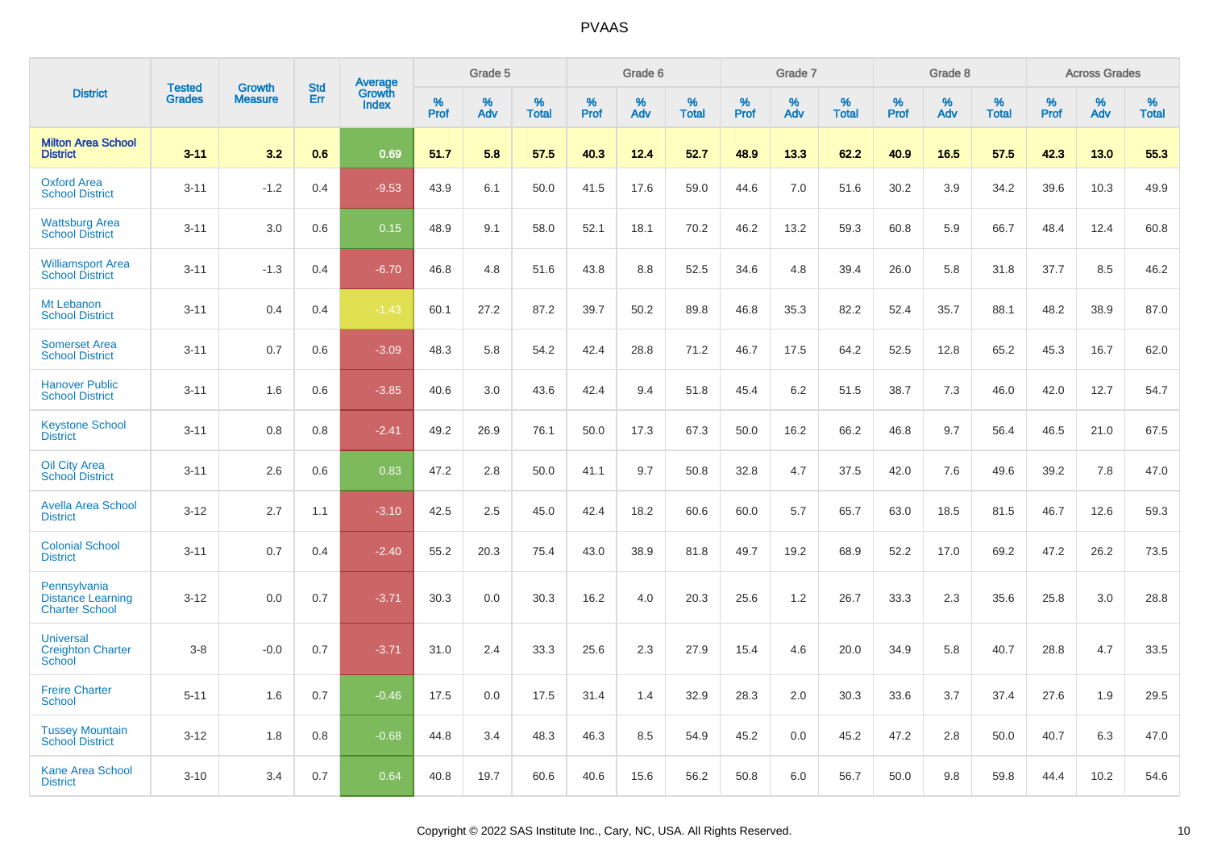| District | Tested Grades | Growth Measure | Std Err | Average Growth Index | Grade 5 | | | Grade 6 | | | Grade 7 | | | Grade 8 | | | Across Grades | | |
|---|---|---|---|---|---|---|---|---|---|---|---|---|---|---|---|---|---|---|---|
| | | | | | % Prof | % Adv | % Total | % Prof | % Adv | % Total | % Prof | % Adv | % Total | % Prof | % Adv | % Total | % Prof | % Adv | % Total |
| **Milton Area School District** | **3-11** | **3.2** | **0.6** | **0.69** | **51.7** | **5.8** | **57.5** | **40.3** | **12.4** | **52.7** | **48.9** | **13.3** | **62.2** | **40.9** | **16.5** | **57.5** | **42.3** | **13.0** | **55.3** |
| Oxford Area School District | 3-11 | -1.2 | 0.4 | -9.53 | 43.9 | 6.1 | 50.0 | 41.5 | 17.6 | 59.0 | 44.6 | 7.0 | 51.6 | 30.2 | 3.9 | 34.2 | 39.6 | 10.3 | 49.9 |
| Wattsburg Area School District | 3-11 | 3.0 | 0.6 | 0.15 | 48.9 | 9.1 | 58.0 | 52.1 | 18.1 | 70.2 | 46.2 | 13.2 | 59.3 | 60.8 | 5.9 | 66.7 | 48.4 | 12.4 | 60.8 |
| Williamsport Area School District | 3-11 | -1.3 | 0.4 | -6.70 | 46.8 | 4.8 | 51.6 | 43.8 | 8.8 | 52.5 | 34.6 | 4.8 | 39.4 | 26.0 | 5.8 | 31.8 | 37.7 | 8.5 | 46.2 |
| Mt Lebanon School District | 3-11 | 0.4 | 0.4 | -1.43 | 60.1 | 27.2 | 87.2 | 39.7 | 50.2 | 89.8 | 46.8 | 35.3 | 82.2 | 52.4 | 35.7 | 88.1 | 48.2 | 38.9 | 87.0 |
| Somerset Area School District | 3-11 | 0.7 | 0.6 | -3.09 | 48.3 | 5.8 | 54.2 | 42.4 | 28.8 | 71.2 | 46.7 | 17.5 | 64.2 | 52.5 | 12.8 | 65.2 | 45.3 | 16.7 | 62.0 |
| Hanover Public School District | 3-11 | 1.6 | 0.6 | -3.85 | 40.6 | 3.0 | 43.6 | 42.4 | 9.4 | 51.8 | 45.4 | 6.2 | 51.5 | 38.7 | 7.3 | 46.0 | 42.0 | 12.7 | 54.7 |
| Keystone School District | 3-11 | 0.8 | 0.8 | -2.41 | 49.2 | 26.9 | 76.1 | 50.0 | 17.3 | 67.3 | 50.0 | 16.2 | 66.2 | 46.8 | 9.7 | 56.4 | 46.5 | 21.0 | 67.5 |
| Oil City Area School District | 3-11 | 2.6 | 0.6 | 0.83 | 47.2 | 2.8 | 50.0 | 41.1 | 9.7 | 50.8 | 32.8 | 4.7 | 37.5 | 42.0 | 7.6 | 49.6 | 39.2 | 7.8 | 47.0 |
| Avella Area School District | 3-12 | 2.7 | 1.1 | -3.10 | 42.5 | 2.5 | 45.0 | 42.4 | 18.2 | 60.6 | 60.0 | 5.7 | 65.7 | 63.0 | 18.5 | 81.5 | 46.7 | 12.6 | 59.3 |
| Colonial School District | 3-11 | 0.7 | 0.4 | -2.40 | 55.2 | 20.3 | 75.4 | 43.0 | 38.9 | 81.8 | 49.7 | 19.2 | 68.9 | 52.2 | 17.0 | 69.2 | 47.2 | 26.2 | 73.5 |
| Pennsylvania Distance Learning Charter School | 3-12 | 0.0 | 0.7 | -3.71 | 30.3 | 0.0 | 30.3 | 16.2 | 4.0 | 20.3 | 25.6 | 1.2 | 26.7 | 33.3 | 2.3 | 35.6 | 25.8 | 3.0 | 28.8 |
| Universal Creighton Charter School | 3-8 | -0.0 | 0.7 | -3.71 | 31.0 | 2.4 | 33.3 | 25.6 | 2.3 | 27.9 | 15.4 | 4.6 | 20.0 | 34.9 | 5.8 | 40.7 | 28.8 | 4.7 | 33.5 |
| Freire Charter School | 5-11 | 1.6 | 0.7 | -0.46 | 17.5 | 0.0 | 17.5 | 31.4 | 1.4 | 32.9 | 28.3 | 2.0 | 30.3 | 33.6 | 3.7 | 37.4 | 27.6 | 1.9 | 29.5 |
| Tussey Mountain School District | 3-12 | 1.8 | 0.8 | -0.68 | 44.8 | 3.4 | 48.3 | 46.3 | 8.5 | 54.9 | 45.2 | 0.0 | 45.2 | 47.2 | 2.8 | 50.0 | 40.7 | 6.3 | 47.0 |
| Kane Area School District | 3-10 | 3.4 | 0.7 | 0.64 | 40.8 | 19.7 | 60.6 | 40.6 | 15.6 | 56.2 | 50.8 | 6.0 | 56.7 | 50.0 | 9.8 | 59.8 | 44.4 | 10.2 | 54.6 |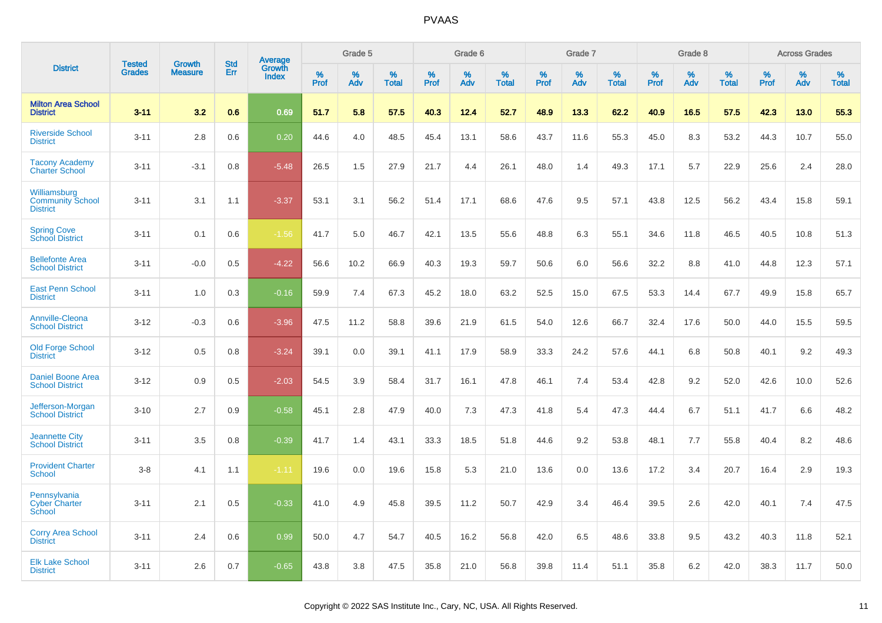| District | Tested Grades | Growth Measure | Std Err | Average Growth Index | Grade 5 | | | Grade 6 | | | Grade 7 | | | Grade 8 | | | Across Grades | | |
|---|---|---|---|---|---|---|---|---|---|---|---|---|---|---|---|---|---|---|---|
| | | | | | % Prof | % Adv | % Total | % Prof | % Adv | % Total | % Prof | % Adv | % Total | % Prof | % Adv | % Total | % Prof | % Adv | % Total |
| **Milton Area School District** | **3-11** | **3.2** | **0.6** | **0.69** | **51.7** | **5.8** | **57.5** | **40.3** | **12.4** | **52.7** | **48.9** | **13.3** | **62.2** | **40.9** | **16.5** | **57.5** | **42.3** | **13.0** | **55.3** |
| Riverside School District | 3-11 | 2.8 | 0.6 | 0.20 | 44.6 | 4.0 | 48.5 | 45.4 | 13.1 | 58.6 | 43.7 | 11.6 | 55.3 | 45.0 | 8.3 | 53.2 | 44.3 | 10.7 | 55.0 |
| Tacony Academy Charter School | 3-11 | -3.1 | 0.8 | -5.48 | 26.5 | 1.5 | 27.9 | 21.7 | 4.4 | 26.1 | 48.0 | 1.4 | 49.3 | 17.1 | 5.7 | 22.9 | 25.6 | 2.4 | 28.0 |
| Williamsburg Community School District | 3-11 | 3.1 | 1.1 | -3.37 | 53.1 | 3.1 | 56.2 | 51.4 | 17.1 | 68.6 | 47.6 | 9.5 | 57.1 | 43.8 | 12.5 | 56.2 | 43.4 | 15.8 | 59.1 |
| Spring Cove School District | 3-11 | 0.1 | 0.6 | -1.56 | 41.7 | 5.0 | 46.7 | 42.1 | 13.5 | 55.6 | 48.8 | 6.3 | 55.1 | 34.6 | 11.8 | 46.5 | 40.5 | 10.8 | 51.3 |
| Bellefonte Area School District | 3-11 | -0.0 | 0.5 | -4.22 | 56.6 | 10.2 | 66.9 | 40.3 | 19.3 | 59.7 | 50.6 | 6.0 | 56.6 | 32.2 | 8.8 | 41.0 | 44.8 | 12.3 | 57.1 |
| East Penn School District | 3-11 | 1.0 | 0.3 | -0.16 | 59.9 | 7.4 | 67.3 | 45.2 | 18.0 | 63.2 | 52.5 | 15.0 | 67.5 | 53.3 | 14.4 | 67.7 | 49.9 | 15.8 | 65.7 |
| Annville-Cleona School District | 3-12 | -0.3 | 0.6 | -3.96 | 47.5 | 11.2 | 58.8 | 39.6 | 21.9 | 61.5 | 54.0 | 12.6 | 66.7 | 32.4 | 17.6 | 50.0 | 44.0 | 15.5 | 59.5 |
| Old Forge School District | 3-12 | 0.5 | 0.8 | -3.24 | 39.1 | 0.0 | 39.1 | 41.1 | 17.9 | 58.9 | 33.3 | 24.2 | 57.6 | 44.1 | 6.8 | 50.8 | 40.1 | 9.2 | 49.3 |
| Daniel Boone Area School District | 3-12 | 0.9 | 0.5 | -2.03 | 54.5 | 3.9 | 58.4 | 31.7 | 16.1 | 47.8 | 46.1 | 7.4 | 53.4 | 42.8 | 9.2 | 52.0 | 42.6 | 10.0 | 52.6 |
| Jefferson-Morgan School District | 3-10 | 2.7 | 0.9 | -0.58 | 45.1 | 2.8 | 47.9 | 40.0 | 7.3 | 47.3 | 41.8 | 5.4 | 47.3 | 44.4 | 6.7 | 51.1 | 41.7 | 6.6 | 48.2 |
| Jeannette City School District | 3-11 | 3.5 | 0.8 | -0.39 | 41.7 | 1.4 | 43.1 | 33.3 | 18.5 | 51.8 | 44.6 | 9.2 | 53.8 | 48.1 | 7.7 | 55.8 | 40.4 | 8.2 | 48.6 |
| Provident Charter School | 3-8 | 4.1 | 1.1 | -1.11 | 19.6 | 0.0 | 19.6 | 15.8 | 5.3 | 21.0 | 13.6 | 0.0 | 13.6 | 17.2 | 3.4 | 20.7 | 16.4 | 2.9 | 19.3 |
| Pennsylvania Cyber Charter School | 3-11 | 2.1 | 0.5 | -0.33 | 41.0 | 4.9 | 45.8 | 39.5 | 11.2 | 50.7 | 42.9 | 3.4 | 46.4 | 39.5 | 2.6 | 42.0 | 40.1 | 7.4 | 47.5 |
| Corry Area School District | 3-11 | 2.4 | 0.6 | 0.99 | 50.0 | 4.7 | 54.7 | 40.5 | 16.2 | 56.8 | 42.0 | 6.5 | 48.6 | 33.8 | 9.5 | 43.2 | 40.3 | 11.8 | 52.1 |
| Elk Lake School District | 3-11 | 2.6 | 0.7 | -0.65 | 43.8 | 3.8 | 47.5 | 35.8 | 21.0 | 56.8 | 39.8 | 11.4 | 51.1 | 35.8 | 6.2 | 42.0 | 38.3 | 11.7 | 50.0 |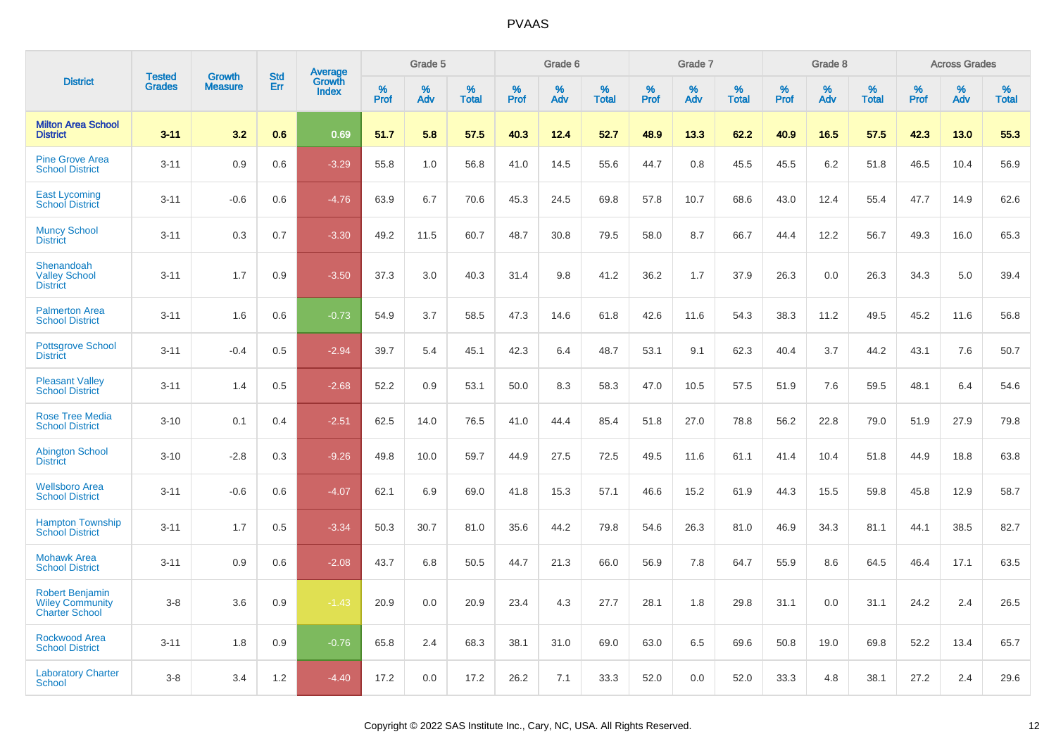| District | Tested Grades | Growth Measure | Std Err | Average Growth Index | Grade 5 | | | Grade 6 | | | Grade 7 | | | Grade 8 | | | Across Grades | | |
|---|---|---|---|---|---|---|---|---|---|---|---|---|---|---|---|---|---|---|---|
| | | | | | % Prof | % Adv | % Total | % Prof | % Adv | % Total | % Prof | % Adv | % Total | % Prof | % Adv | % Total | % Prof | % Adv | % Total |
| **Milton Area School District** | **3-11** | **3.2** | **0.6** | **0.69** | **51.7** | **5.8** | **57.5** | **40.3** | **12.4** | **52.7** | **48.9** | **13.3** | **62.2** | **40.9** | **16.5** | **57.5** | **42.3** | **13.0** | **55.3** |
| Pine Grove Area School District | 3-11 | 0.9 | 0.6 | -3.29 | 55.8 | 1.0 | 56.8 | 41.0 | 14.5 | 55.6 | 44.7 | 0.8 | 45.5 | 45.5 | 6.2 | 51.8 | 46.5 | 10.4 | 56.9 |
| East Lycoming School District | 3-11 | -0.6 | 0.6 | -4.76 | 63.9 | 6.7 | 70.6 | 45.3 | 24.5 | 69.8 | 57.8 | 10.7 | 68.6 | 43.0 | 12.4 | 55.4 | 47.7 | 14.9 | 62.6 |
| Muncy School District | 3-11 | 0.3 | 0.7 | -3.30 | 49.2 | 11.5 | 60.7 | 48.7 | 30.8 | 79.5 | 58.0 | 8.7 | 66.7 | 44.4 | 12.2 | 56.7 | 49.3 | 16.0 | 65.3 |
| Shenandoah Valley School District | 3-11 | 1.7 | 0.9 | -3.50 | 37.3 | 3.0 | 40.3 | 31.4 | 9.8 | 41.2 | 36.2 | 1.7 | 37.9 | 26.3 | 0.0 | 26.3 | 34.3 | 5.0 | 39.4 |
| Palmerton Area School District | 3-11 | 1.6 | 0.6 | -0.73 | 54.9 | 3.7 | 58.5 | 47.3 | 14.6 | 61.8 | 42.6 | 11.6 | 54.3 | 38.3 | 11.2 | 49.5 | 45.2 | 11.6 | 56.8 |
| Pottsgrove School District | 3-11 | -0.4 | 0.5 | -2.94 | 39.7 | 5.4 | 45.1 | 42.3 | 6.4 | 48.7 | 53.1 | 9.1 | 62.3 | 40.4 | 3.7 | 44.2 | 43.1 | 7.6 | 50.7 |
| Pleasant Valley School District | 3-11 | 1.4 | 0.5 | -2.68 | 52.2 | 0.9 | 53.1 | 50.0 | 8.3 | 58.3 | 47.0 | 10.5 | 57.5 | 51.9 | 7.6 | 59.5 | 48.1 | 6.4 | 54.6 |
| Rose Tree Media School District | 3-10 | 0.1 | 0.4 | -2.51 | 62.5 | 14.0 | 76.5 | 41.0 | 44.4 | 85.4 | 51.8 | 27.0 | 78.8 | 56.2 | 22.8 | 79.0 | 51.9 | 27.9 | 79.8 |
| Abington School District | 3-10 | -2.8 | 0.3 | -9.26 | 49.8 | 10.0 | 59.7 | 44.9 | 27.5 | 72.5 | 49.5 | 11.6 | 61.1 | 41.4 | 10.4 | 51.8 | 44.9 | 18.8 | 63.8 |
| Wellsboro Area School District | 3-11 | -0.6 | 0.6 | -4.07 | 62.1 | 6.9 | 69.0 | 41.8 | 15.3 | 57.1 | 46.6 | 15.2 | 61.9 | 44.3 | 15.5 | 59.8 | 45.8 | 12.9 | 58.7 |
| Hampton Township School District | 3-11 | 1.7 | 0.5 | -3.34 | 50.3 | 30.7 | 81.0 | 35.6 | 44.2 | 79.8 | 54.6 | 26.3 | 81.0 | 46.9 | 34.3 | 81.1 | 44.1 | 38.5 | 82.7 |
| Mohawk Area School District | 3-11 | 0.9 | 0.6 | -2.08 | 43.7 | 6.8 | 50.5 | 44.7 | 21.3 | 66.0 | 56.9 | 7.8 | 64.7 | 55.9 | 8.6 | 64.5 | 46.4 | 17.1 | 63.5 |
| Robert Benjamin Wiley Community Charter School | 3-8 | 3.6 | 0.9 | -1.43 | 20.9 | 0.0 | 20.9 | 23.4 | 4.3 | 27.7 | 28.1 | 1.8 | 29.8 | 31.1 | 0.0 | 31.1 | 24.2 | 2.4 | 26.5 |
| Rockwood Area School District | 3-11 | 1.8 | 0.9 | -0.76 | 65.8 | 2.4 | 68.3 | 38.1 | 31.0 | 69.0 | 63.0 | 6.5 | 69.6 | 50.8 | 19.0 | 69.8 | 52.2 | 13.4 | 65.7 |
| Laboratory Charter School | 3-8 | 3.4 | 1.2 | -4.40 | 17.2 | 0.0 | 17.2 | 26.2 | 7.1 | 33.3 | 52.0 | 0.0 | 52.0 | 33.3 | 4.8 | 38.1 | 27.2 | 2.4 | 29.6 |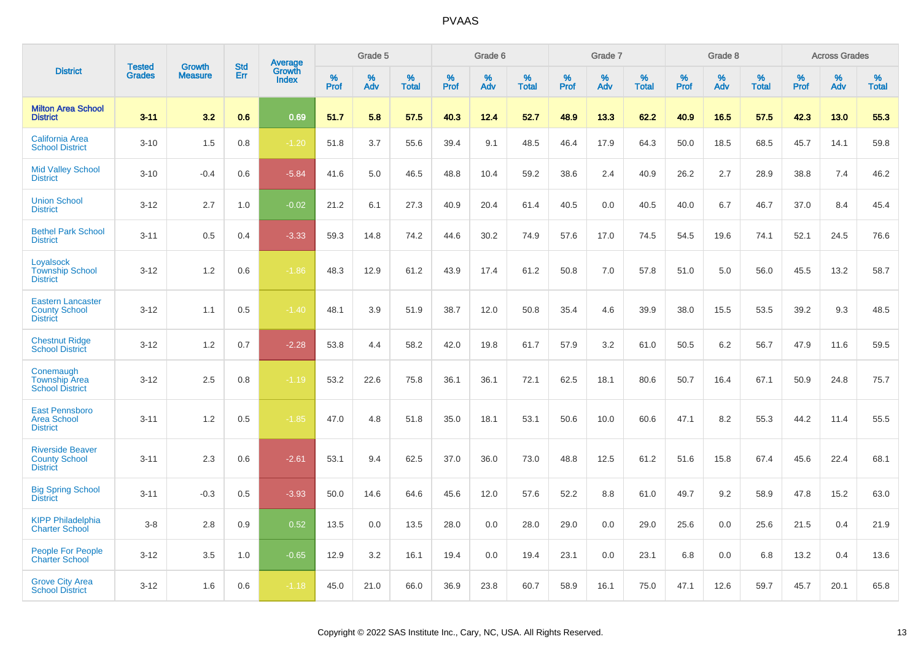| District | Tested Grades | Growth Measure | Std Err | Average Growth Index | Grade 5 | | | Grade 6 | | | Grade 7 | | | Grade 8 | | | Across Grades | | |
|---|---|---|---|---|---|---|---|---|---|---|---|---|---|---|---|---|---|---|---|
| | | | | | % Prof | % Adv | % Total | % Prof | % Adv | % Total | % Prof | % Adv | % Total | % Prof | % Adv | % Total | % Prof | % Adv | % Total |
| **Milton Area School District** | **3-11** | **3.2** | **0.6** | **0.69** | **51.7** | **5.8** | **57.5** | **40.3** | **12.4** | **52.7** | **48.9** | **13.3** | **62.2** | **40.9** | **16.5** | **57.5** | **42.3** | **13.0** | **55.3** |
| California Area School District | 3-10 | 1.5 | 0.8 | -1.20 | 51.8 | 3.7 | 55.6 | 39.4 | 9.1 | 48.5 | 46.4 | 17.9 | 64.3 | 50.0 | 18.5 | 68.5 | 45.7 | 14.1 | 59.8 |
| Mid Valley School District | 3-10 | -0.4 | 0.6 | -5.84 | 41.6 | 5.0 | 46.5 | 48.8 | 10.4 | 59.2 | 38.6 | 2.4 | 40.9 | 26.2 | 2.7 | 28.9 | 38.8 | 7.4 | 46.2 |
| Union School District | 3-12 | 2.7 | 1.0 | -0.02 | 21.2 | 6.1 | 27.3 | 40.9 | 20.4 | 61.4 | 40.5 | 0.0 | 40.5 | 40.0 | 6.7 | 46.7 | 37.0 | 8.4 | 45.4 |
| Bethel Park School District | 3-11 | 0.5 | 0.4 | -3.33 | 59.3 | 14.8 | 74.2 | 44.6 | 30.2 | 74.9 | 57.6 | 17.0 | 74.5 | 54.5 | 19.6 | 74.1 | 52.1 | 24.5 | 76.6 |
| Loyalsock Township School District | 3-12 | 1.2 | 0.6 | -1.86 | 48.3 | 12.9 | 61.2 | 43.9 | 17.4 | 61.2 | 50.8 | 7.0 | 57.8 | 51.0 | 5.0 | 56.0 | 45.5 | 13.2 | 58.7 |
| Eastern Lancaster County School District | 3-12 | 1.1 | 0.5 | -1.40 | 48.1 | 3.9 | 51.9 | 38.7 | 12.0 | 50.8 | 35.4 | 4.6 | 39.9 | 38.0 | 15.5 | 53.5 | 39.2 | 9.3 | 48.5 |
| Chestnut Ridge School District | 3-12 | 1.2 | 0.7 | -2.28 | 53.8 | 4.4 | 58.2 | 42.0 | 19.8 | 61.7 | 57.9 | 3.2 | 61.0 | 50.5 | 6.2 | 56.7 | 47.9 | 11.6 | 59.5 |
| Conemaugh Township Area School District | 3-12 | 2.5 | 0.8 | -1.19 | 53.2 | 22.6 | 75.8 | 36.1 | 36.1 | 72.1 | 62.5 | 18.1 | 80.6 | 50.7 | 16.4 | 67.1 | 50.9 | 24.8 | 75.7 |
| East Pennsboro Area School District | 3-11 | 1.2 | 0.5 | -1.85 | 47.0 | 4.8 | 51.8 | 35.0 | 18.1 | 53.1 | 50.6 | 10.0 | 60.6 | 47.1 | 8.2 | 55.3 | 44.2 | 11.4 | 55.5 |
| Riverside Beaver County School District | 3-11 | 2.3 | 0.6 | -2.61 | 53.1 | 9.4 | 62.5 | 37.0 | 36.0 | 73.0 | 48.8 | 12.5 | 61.2 | 51.6 | 15.8 | 67.4 | 45.6 | 22.4 | 68.1 |
| Big Spring School District | 3-11 | -0.3 | 0.5 | -3.93 | 50.0 | 14.6 | 64.6 | 45.6 | 12.0 | 57.6 | 52.2 | 8.8 | 61.0 | 49.7 | 9.2 | 58.9 | 47.8 | 15.2 | 63.0 |
| KIPP Philadelphia Charter School | 3-8 | 2.8 | 0.9 | 0.52 | 13.5 | 0.0 | 13.5 | 28.0 | 0.0 | 28.0 | 29.0 | 0.0 | 29.0 | 25.6 | 0.0 | 25.6 | 21.5 | 0.4 | 21.9 |
| People For People Charter School | 3-12 | 3.5 | 1.0 | -0.65 | 12.9 | 3.2 | 16.1 | 19.4 | 0.0 | 19.4 | 23.1 | 0.0 | 23.1 | 6.8 | 0.0 | 6.8 | 13.2 | 0.4 | 13.6 |
| Grove City Area School District | 3-12 | 1.6 | 0.6 | -1.18 | 45.0 | 21.0 | 66.0 | 36.9 | 23.8 | 60.7 | 58.9 | 16.1 | 75.0 | 47.1 | 12.6 | 59.7 | 45.7 | 20.1 | 65.8 |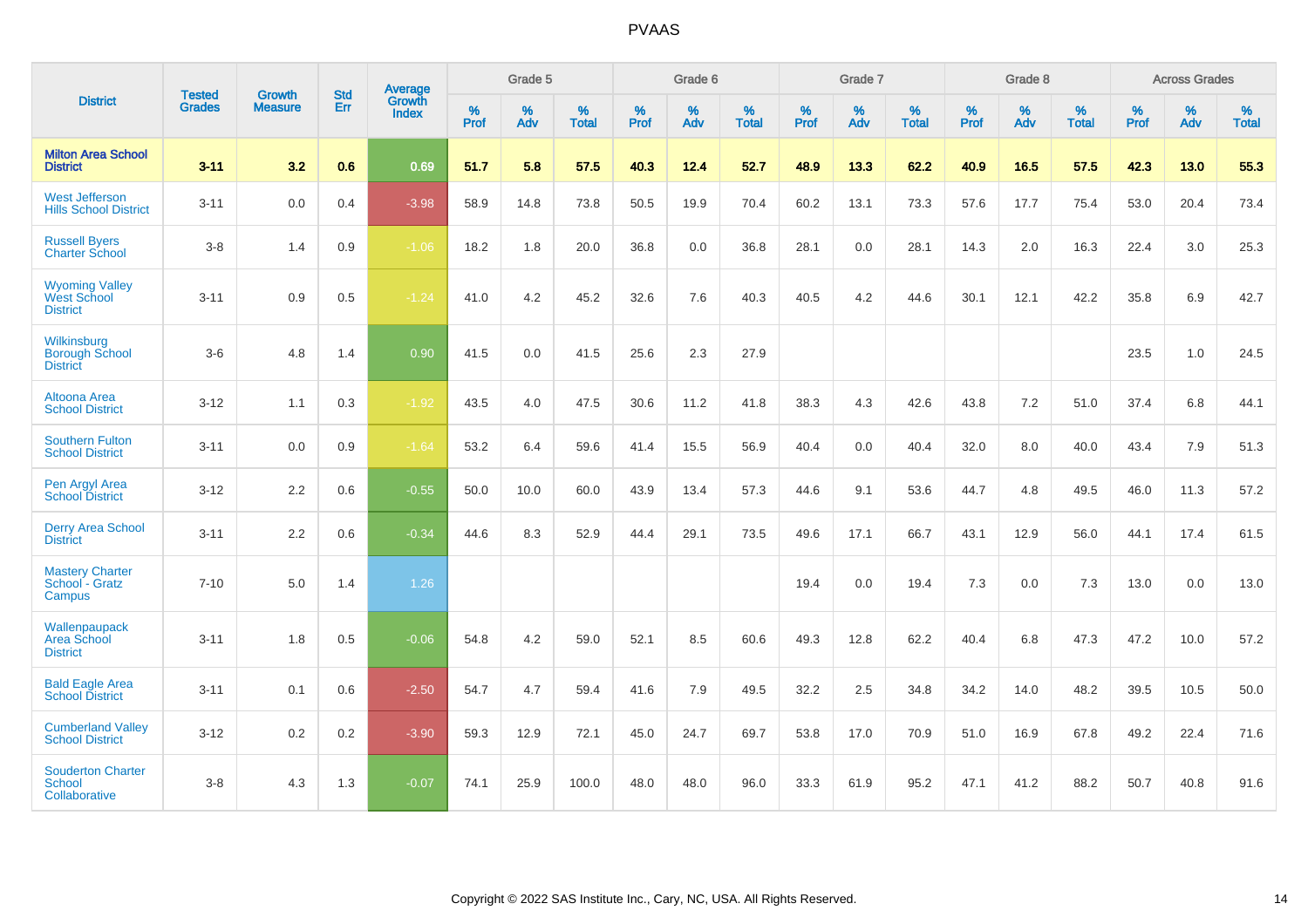| District | Tested Grades | Growth Measure | Std Err | Average Growth Index | Grade 5 | | | Grade 6 | | | Grade 7 | | | Grade 8 | | | Across Grades | | |
|---|---|---|---|---|---|---|---|---|---|---|---|---|---|---|---|---|---|---|---|
| | | | | | % Prof | % Adv | % Total | % Prof | % Adv | % Total | % Prof | % Adv | % Total | % Prof | % Adv | % Total | % Prof | % Adv | % Total |
| **Milton Area School District** | **3-11** | **3.2** | **0.6** | **0.69** | **51.7** | **5.8** | **57.5** | **40.3** | **12.4** | **52.7** | **48.9** | **13.3** | **62.2** | **40.9** | **16.5** | **57.5** | **42.3** | **13.0** | **55.3** |
| West Jefferson Hills School District | 3-11 | 0.0 | 0.4 | -3.98 | 58.9 | 14.8 | 73.8 | 50.5 | 19.9 | 70.4 | 60.2 | 13.1 | 73.3 | 57.6 | 17.7 | 75.4 | 53.0 | 20.4 | 73.4 |
| Russell Byers Charter School | 3-8 | 1.4 | 0.9 | -1.06 | 18.2 | 1.8 | 20.0 | 36.8 | 0.0 | 36.8 | 28.1 | 0.0 | 28.1 | 14.3 | 2.0 | 16.3 | 22.4 | 3.0 | 25.3 |
| Wyoming Valley West School District | 3-11 | 0.9 | 0.5 | -1.24 | 41.0 | 4.2 | 45.2 | 32.6 | 7.6 | 40.3 | 40.5 | 4.2 | 44.6 | 30.1 | 12.1 | 42.2 | 35.8 | 6.9 | 42.7 |
| Wilkinsburg Borough School District | 3-6 | 4.8 | 1.4 | 0.90 | 41.5 | 0.0 | 41.5 | 25.6 | 2.3 | 27.9 | | | | | | | 23.5 | 1.0 | 24.5 |
| Altoona Area School District | 3-12 | 1.1 | 0.3 | -1.92 | 43.5 | 4.0 | 47.5 | 30.6 | 11.2 | 41.8 | 38.3 | 4.3 | 42.6 | 43.8 | 7.2 | 51.0 | 37.4 | 6.8 | 44.1 |
| Southern Fulton School District | 3-11 | 0.0 | 0.9 | -1.64 | 53.2 | 6.4 | 59.6 | 41.4 | 15.5 | 56.9 | 40.4 | 0.0 | 40.4 | 32.0 | 8.0 | 40.0 | 43.4 | 7.9 | 51.3 |
| Pen Argyl Area School District | 3-12 | 2.2 | 0.6 | -0.55 | 50.0 | 10.0 | 60.0 | 43.9 | 13.4 | 57.3 | 44.6 | 9.1 | 53.6 | 44.7 | 4.8 | 49.5 | 46.0 | 11.3 | 57.2 |
| Derry Area School District | 3-11 | 2.2 | 0.6 | -0.34 | 44.6 | 8.3 | 52.9 | 44.4 | 29.1 | 73.5 | 49.6 | 17.1 | 66.7 | 43.1 | 12.9 | 56.0 | 44.1 | 17.4 | 61.5 |
| Mastery Charter School - Gratz Campus | 7-10 | 5.0 | 1.4 | 1.26 | | | | | | | 19.4 | 0.0 | 19.4 | 7.3 | 0.0 | 7.3 | 13.0 | 0.0 | 13.0 |
| Wallenpaupack Area School District | 3-11 | 1.8 | 0.5 | -0.06 | 54.8 | 4.2 | 59.0 | 52.1 | 8.5 | 60.6 | 49.3 | 12.8 | 62.2 | 40.4 | 6.8 | 47.3 | 47.2 | 10.0 | 57.2 |
| Bald Eagle Area School District | 3-11 | 0.1 | 0.6 | -2.50 | 54.7 | 4.7 | 59.4 | 41.6 | 7.9 | 49.5 | 32.2 | 2.5 | 34.8 | 34.2 | 14.0 | 48.2 | 39.5 | 10.5 | 50.0 |
| Cumberland Valley School District | 3-12 | 0.2 | 0.2 | -3.90 | 59.3 | 12.9 | 72.1 | 45.0 | 24.7 | 69.7 | 53.8 | 17.0 | 70.9 | 51.0 | 16.9 | 67.8 | 49.2 | 22.4 | 71.6 |
| Souderton Charter School Collaborative | 3-8 | 4.3 | 1.3 | -0.07 | 74.1 | 25.9 | 100.0 | 48.0 | 48.0 | 96.0 | 33.3 | 61.9 | 95.2 | 47.1 | 41.2 | 88.2 | 50.7 | 40.8 | 91.6 |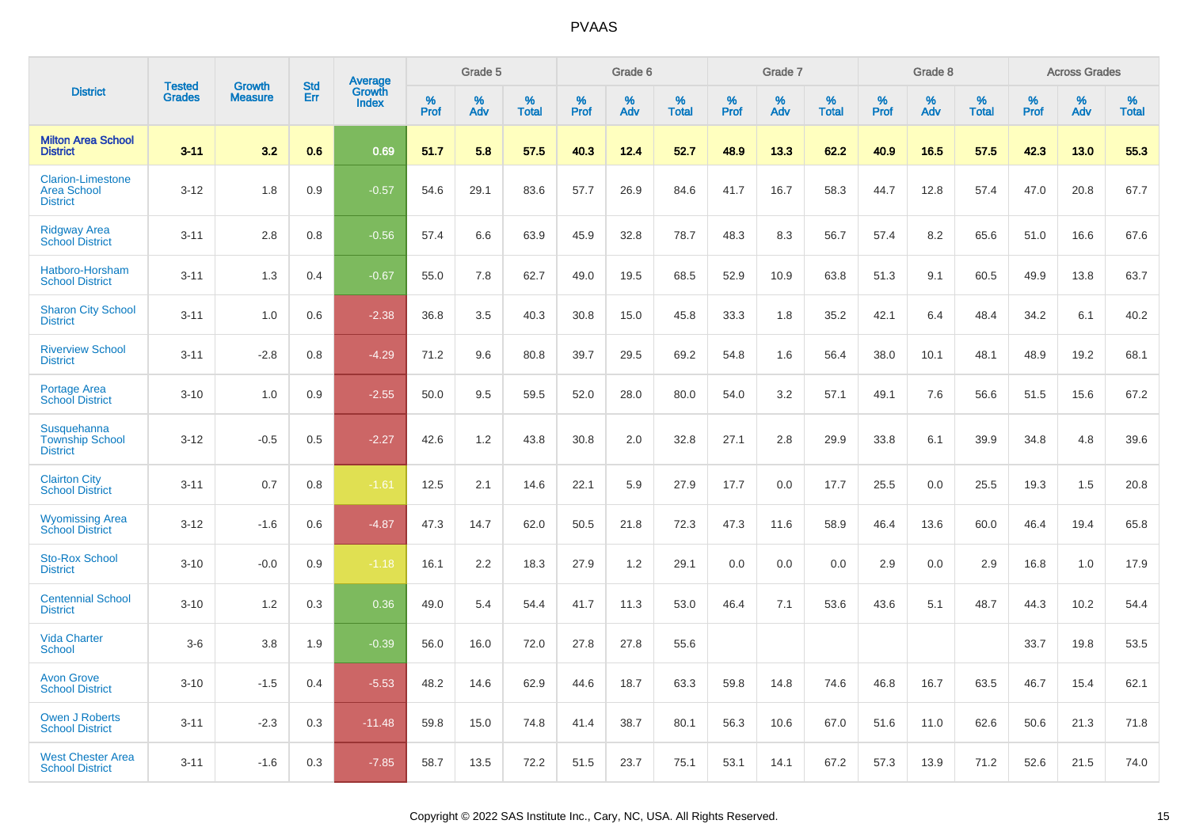# PVAAS

| District | Tested Grades | Growth Measure | Std Err | Average Growth Index | Grade 5 | | | Grade 6 | | | Grade 7 | | | Grade 8 | | | Across Grades | | |
|---|---|---|---|---|---|---|---|---|---|---|---|---|---|---|---|---|---|---|---|
| | | | | | % Prof | % Adv | % Total | % Prof | % Adv | % Total | % Prof | % Adv | % Total | % Prof | % Adv | % Total | % Prof | % Adv | % Total |
| **Milton Area School District** | **3-11** | **3.2** | **0.6** | **0.69** | **51.7** | **5.8** | **57.5** | **40.3** | **12.4** | **52.7** | **48.9** | **13.3** | **62.2** | **40.9** | **16.5** | **57.5** | **42.3** | **13.0** | **55.3** |
| Clarion-Limestone Area School District | 3-12 | 1.8 | 0.9 | -0.57 | 54.6 | 29.1 | 83.6 | 57.7 | 26.9 | 84.6 | 41.7 | 16.7 | 58.3 | 44.7 | 12.8 | 57.4 | 47.0 | 20.8 | 67.7 |
| Ridgway Area School District | 3-11 | 2.8 | 0.8 | -0.56 | 57.4 | 6.6 | 63.9 | 45.9 | 32.8 | 78.7 | 48.3 | 8.3 | 56.7 | 57.4 | 8.2 | 65.6 | 51.0 | 16.6 | 67.6 |
| Hatboro-Horsham School District | 3-11 | 1.3 | 0.4 | -0.67 | 55.0 | 7.8 | 62.7 | 49.0 | 19.5 | 68.5 | 52.9 | 10.9 | 63.8 | 51.3 | 9.1 | 60.5 | 49.9 | 13.8 | 63.7 |
| Sharon City School District | 3-11 | 1.0 | 0.6 | -2.38 | 36.8 | 3.5 | 40.3 | 30.8 | 15.0 | 45.8 | 33.3 | 1.8 | 35.2 | 42.1 | 6.4 | 48.4 | 34.2 | 6.1 | 40.2 |
| Riverview School District | 3-11 | -2.8 | 0.8 | -4.29 | 71.2 | 9.6 | 80.8 | 39.7 | 29.5 | 69.2 | 54.8 | 1.6 | 56.4 | 38.0 | 10.1 | 48.1 | 48.9 | 19.2 | 68.1 |
| Portage Area School District | 3-10 | 1.0 | 0.9 | -2.55 | 50.0 | 9.5 | 59.5 | 52.0 | 28.0 | 80.0 | 54.0 | 3.2 | 57.1 | 49.1 | 7.6 | 56.6 | 51.5 | 15.6 | 67.2 |
| Susquehanna Township School District | 3-12 | -0.5 | 0.5 | -2.27 | 42.6 | 1.2 | 43.8 | 30.8 | 2.0 | 32.8 | 27.1 | 2.8 | 29.9 | 33.8 | 6.1 | 39.9 | 34.8 | 4.8 | 39.6 |
| Clairton City School District | 3-11 | 0.7 | 0.8 | -1.61 | 12.5 | 2.1 | 14.6 | 22.1 | 5.9 | 27.9 | 17.7 | 0.0 | 17.7 | 25.5 | 0.0 | 25.5 | 19.3 | 1.5 | 20.8 |
| Wyomissing Area School District | 3-12 | -1.6 | 0.6 | -4.87 | 47.3 | 14.7 | 62.0 | 50.5 | 21.8 | 72.3 | 47.3 | 11.6 | 58.9 | 46.4 | 13.6 | 60.0 | 46.4 | 19.4 | 65.8 |
| Sto-Rox School District | 3-10 | -0.0 | 0.9 | -1.18 | 16.1 | 2.2 | 18.3 | 27.9 | 1.2 | 29.1 | 0.0 | 0.0 | 0.0 | 2.9 | 0.0 | 2.9 | 16.8 | 1.0 | 17.9 |
| Centennial School District | 3-10 | 1.2 | 0.3 | 0.36 | 49.0 | 5.4 | 54.4 | 41.7 | 11.3 | 53.0 | 46.4 | 7.1 | 53.6 | 43.6 | 5.1 | 48.7 | 44.3 | 10.2 | 54.4 |
| Vida Charter School | 3-6 | 3.8 | 1.9 | -0.39 | 56.0 | 16.0 | 72.0 | 27.8 | 27.8 | 55.6 | | | | | | | 33.7 | 19.8 | 53.5 |
| Avon Grove School District | 3-10 | -1.5 | 0.4 | -5.53 | 48.2 | 14.6 | 62.9 | 44.6 | 18.7 | 63.3 | 59.8 | 14.8 | 74.6 | 46.8 | 16.7 | 63.5 | 46.7 | 15.4 | 62.1 |
| Owen J Roberts School District | 3-11 | -2.3 | 0.3 | -11.48 | 59.8 | 15.0 | 74.8 | 41.4 | 38.7 | 80.1 | 56.3 | 10.6 | 67.0 | 51.6 | 11.0 | 62.6 | 50.6 | 21.3 | 71.8 |
| West Chester Area School District | 3-11 | -1.6 | 0.3 | -7.85 | 58.7 | 13.5 | 72.2 | 51.5 | 23.7 | 75.1 | 53.1 | 14.1 | 67.2 | 57.3 | 13.9 | 71.2 | 52.6 | 21.5 | 74.0 |

Copyright © 2022 SAS Institute Inc., Cary, NC, USA. All Rights Reserved.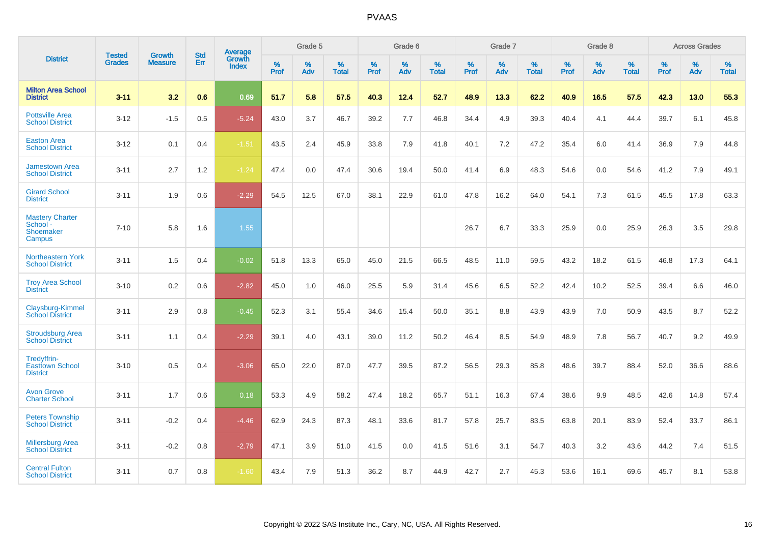| District | Tested Grades | Growth Measure | Std Err | Average Growth Index | Grade 5 | | | Grade 6 | | | Grade 7 | | | Grade 8 | | | Across Grades | | |
|---|---|---|---|---|---|---|---|---|---|---|---|---|---|---|---|---|---|---|---|
| | | | | | % Prof | % Adv | % Total | % Prof | % Adv | % Total | % Prof | % Adv | % Total | % Prof | % Adv | % Total | % Prof | % Adv | % Total |
| **Milton Area School District** | **3-11** | **3.2** | **0.6** | **0.69** | **51.7** | **5.8** | **57.5** | **40.3** | **12.4** | **52.7** | **48.9** | **13.3** | **62.2** | **40.9** | **16.5** | **57.5** | **42.3** | **13.0** | **55.3** |
| Pottsville Area School District | 3-12 | -1.5 | 0.5 | -5.24 | 43.0 | 3.7 | 46.7 | 39.2 | 7.7 | 46.8 | 34.4 | 4.9 | 39.3 | 40.4 | 4.1 | 44.4 | 39.7 | 6.1 | 45.8 |
| Easton Area School District | 3-12 | 0.1 | 0.4 | -1.51 | 43.5 | 2.4 | 45.9 | 33.8 | 7.9 | 41.8 | 40.1 | 7.2 | 47.2 | 35.4 | 6.0 | 41.4 | 36.9 | 7.9 | 44.8 |
| Jamestown Area School District | 3-11 | 2.7 | 1.2 | -1.24 | 47.4 | 0.0 | 47.4 | 30.6 | 19.4 | 50.0 | 41.4 | 6.9 | 48.3 | 54.6 | 0.0 | 54.6 | 41.2 | 7.9 | 49.1 |
| Girard School District | 3-11 | 1.9 | 0.6 | -2.29 | 54.5 | 12.5 | 67.0 | 38.1 | 22.9 | 61.0 | 47.8 | 16.2 | 64.0 | 54.1 | 7.3 | 61.5 | 45.5 | 17.8 | 63.3 |
| Mastery Charter School - Shoemaker Campus | 7-10 | 5.8 | 1.6 | 1.55 | | | | | | | 26.7 | 6.7 | 33.3 | 25.9 | 0.0 | 25.9 | 26.3 | 3.5 | 29.8 |
| Northeastern York School District | 3-11 | 1.5 | 0.4 | -0.02 | 51.8 | 13.3 | 65.0 | 45.0 | 21.5 | 66.5 | 48.5 | 11.0 | 59.5 | 43.2 | 18.2 | 61.5 | 46.8 | 17.3 | 64.1 |
| Troy Area School District | 3-10 | 0.2 | 0.6 | -2.82 | 45.0 | 1.0 | 46.0 | 25.5 | 5.9 | 31.4 | 45.6 | 6.5 | 52.2 | 42.4 | 10.2 | 52.5 | 39.4 | 6.6 | 46.0 |
| Claysburg-Kimmel School District | 3-11 | 2.9 | 0.8 | -0.45 | 52.3 | 3.1 | 55.4 | 34.6 | 15.4 | 50.0 | 35.1 | 8.8 | 43.9 | 43.9 | 7.0 | 50.9 | 43.5 | 8.7 | 52.2 |
| Stroudsburg Area School District | 3-11 | 1.1 | 0.4 | -2.29 | 39.1 | 4.0 | 43.1 | 39.0 | 11.2 | 50.2 | 46.4 | 8.5 | 54.9 | 48.9 | 7.8 | 56.7 | 40.7 | 9.2 | 49.9 |
| Tredyffrin-Easttown School District | 3-10 | 0.5 | 0.4 | -3.06 | 65.0 | 22.0 | 87.0 | 47.7 | 39.5 | 87.2 | 56.5 | 29.3 | 85.8 | 48.6 | 39.7 | 88.4 | 52.0 | 36.6 | 88.6 |
| Avon Grove Charter School | 3-11 | 1.7 | 0.6 | 0.18 | 53.3 | 4.9 | 58.2 | 47.4 | 18.2 | 65.7 | 51.1 | 16.3 | 67.4 | 38.6 | 9.9 | 48.5 | 42.6 | 14.8 | 57.4 |
| Peters Township School District | 3-11 | -0.2 | 0.4 | -4.46 | 62.9 | 24.3 | 87.3 | 48.1 | 33.6 | 81.7 | 57.8 | 25.7 | 83.5 | 63.8 | 20.1 | 83.9 | 52.4 | 33.7 | 86.1 |
| Millersburg Area School District | 3-11 | -0.2 | 0.8 | -2.79 | 47.1 | 3.9 | 51.0 | 41.5 | 0.0 | 41.5 | 51.6 | 3.1 | 54.7 | 40.3 | 3.2 | 43.6 | 44.2 | 7.4 | 51.5 |
| Central Fulton School District | 3-11 | 0.7 | 0.8 | -1.60 | 43.4 | 7.9 | 51.3 | 36.2 | 8.7 | 44.9 | 42.7 | 2.7 | 45.3 | 53.6 | 16.1 | 69.6 | 45.7 | 8.1 | 53.8 |

Copyright © 2022 SAS Institute Inc., Cary, NC, USA. All Rights Reserved.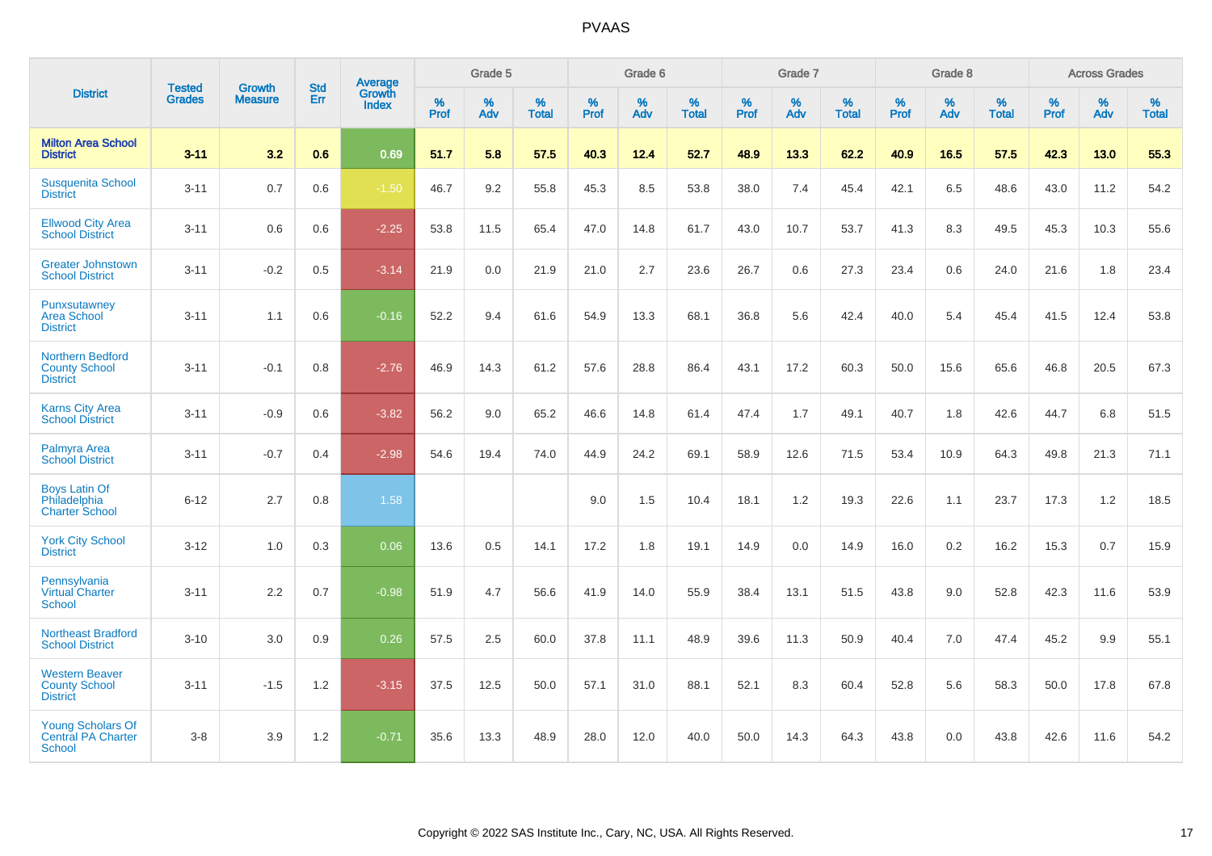| District | Tested Grades | Growth Measure | Std Err | Average Growth Index | Grade 5 | | | Grade 6 | | | Grade 7 | | | Grade 8 | | | Across Grades | | |
|---|---|---|---|---|---|---|---|---|---|---|---|---|---|---|---|---|---|---|---|
| | | | | | % Prof | % Adv | % Total | % Prof | % Adv | % Total | % Prof | % Adv | % Total | % Prof | % Adv | % Total | % Prof | % Adv | % Total |
| **Milton Area School District** | **3-11** | **3.2** | **0.6** | **0.69** | **51.7** | **5.8** | **57.5** | **40.3** | **12.4** | **52.7** | **48.9** | **13.3** | **62.2** | **40.9** | **16.5** | **57.5** | **42.3** | **13.0** | **55.3** |
| Susquenita School District | 3-11 | 0.7 | 0.6 | -1.50 | 46.7 | 9.2 | 55.8 | 45.3 | 8.5 | 53.8 | 38.0 | 7.4 | 45.4 | 42.1 | 6.5 | 48.6 | 43.0 | 11.2 | 54.2 |
| Ellwood City Area School District | 3-11 | 0.6 | 0.6 | -2.25 | 53.8 | 11.5 | 65.4 | 47.0 | 14.8 | 61.7 | 43.0 | 10.7 | 53.7 | 41.3 | 8.3 | 49.5 | 45.3 | 10.3 | 55.6 |
| Greater Johnstown School District | 3-11 | -0.2 | 0.5 | -3.14 | 21.9 | 0.0 | 21.9 | 21.0 | 2.7 | 23.6 | 26.7 | 0.6 | 27.3 | 23.4 | 0.6 | 24.0 | 21.6 | 1.8 | 23.4 |
| Punxsutawney Area School District | 3-11 | 1.1 | 0.6 | -0.16 | 52.2 | 9.4 | 61.6 | 54.9 | 13.3 | 68.1 | 36.8 | 5.6 | 42.4 | 40.0 | 5.4 | 45.4 | 41.5 | 12.4 | 53.8 |
| Northern Bedford County School District | 3-11 | -0.1 | 0.8 | -2.76 | 46.9 | 14.3 | 61.2 | 57.6 | 28.8 | 86.4 | 43.1 | 17.2 | 60.3 | 50.0 | 15.6 | 65.6 | 46.8 | 20.5 | 67.3 |
| Karns City Area School District | 3-11 | -0.9 | 0.6 | -3.82 | 56.2 | 9.0 | 65.2 | 46.6 | 14.8 | 61.4 | 47.4 | 1.7 | 49.1 | 40.7 | 1.8 | 42.6 | 44.7 | 6.8 | 51.5 |
| Palmyra Area School District | 3-11 | -0.7 | 0.4 | -2.98 | 54.6 | 19.4 | 74.0 | 44.9 | 24.2 | 69.1 | 58.9 | 12.6 | 71.5 | 53.4 | 10.9 | 64.3 | 49.8 | 21.3 | 71.1 |
| Boys Latin Of Philadelphia Charter School | 6-12 | 2.7 | 0.8 | 1.58 | | | | 9.0 | 1.5 | 10.4 | 18.1 | 1.2 | 19.3 | 22.6 | 1.1 | 23.7 | 17.3 | 1.2 | 18.5 |
| York City School District | 3-12 | 1.0 | 0.3 | 0.06 | 13.6 | 0.5 | 14.1 | 17.2 | 1.8 | 19.1 | 14.9 | 0.0 | 14.9 | 16.0 | 0.2 | 16.2 | 15.3 | 0.7 | 15.9 |
| Pennsylvania Virtual Charter School | 3-11 | 2.2 | 0.7 | -0.98 | 51.9 | 4.7 | 56.6 | 41.9 | 14.0 | 55.9 | 38.4 | 13.1 | 51.5 | 43.8 | 9.0 | 52.8 | 42.3 | 11.6 | 53.9 |
| Northeast Bradford School District | 3-10 | 3.0 | 0.9 | 0.26 | 57.5 | 2.5 | 60.0 | 37.8 | 11.1 | 48.9 | 39.6 | 11.3 | 50.9 | 40.4 | 7.0 | 47.4 | 45.2 | 9.9 | 55.1 |
| Western Beaver County School District | 3-11 | -1.5 | 1.2 | -3.15 | 37.5 | 12.5 | 50.0 | 57.1 | 31.0 | 88.1 | 52.1 | 8.3 | 60.4 | 52.8 | 5.6 | 58.3 | 50.0 | 17.8 | 67.8 |
| Young Scholars Of Central PA Charter School | 3-8 | 3.9 | 1.2 | -0.71 | 35.6 | 13.3 | 48.9 | 28.0 | 12.0 | 40.0 | 50.0 | 14.3 | 64.3 | 43.8 | 0.0 | 43.8 | 42.6 | 11.6 | 54.2 |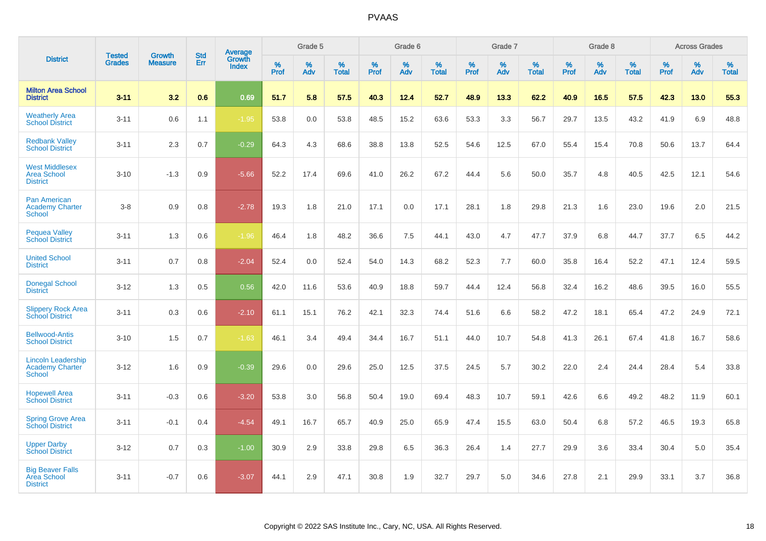| District | Tested Grades | Growth Measure | Std Err | Average Growth Index | Grade 5 | | | Grade 6 | | | Grade 7 | | | Grade 8 | | | Across Grades | | |
|---|---|---|---|---|---|---|---|---|---|---|---|---|---|---|---|---|---|---|---|
| | | | | | % Prof | % Adv | % Total | % Prof | % Adv | % Total | % Prof | % Adv | % Total | % Prof | % Adv | % Total | % Prof | % Adv | % Total |
| **Milton Area School District** | **3-11** | **3.2** | **0.6** | **0.69** | **51.7** | **5.8** | **57.5** | **40.3** | **12.4** | **52.7** | **48.9** | **13.3** | **62.2** | **40.9** | **16.5** | **57.5** | **42.3** | **13.0** | **55.3** |
| Weatherly Area School District | 3-11 | 0.6 | 1.1 | -1.95 | 53.8 | 0.0 | 53.8 | 48.5 | 15.2 | 63.6 | 53.3 | 3.3 | 56.7 | 29.7 | 13.5 | 43.2 | 41.9 | 6.9 | 48.8 |
| Redbank Valley School District | 3-11 | 2.3 | 0.7 | -0.29 | 64.3 | 4.3 | 68.6 | 38.8 | 13.8 | 52.5 | 54.6 | 12.5 | 67.0 | 55.4 | 15.4 | 70.8 | 50.6 | 13.7 | 64.4 |
| West Middlesex Area School District | 3-10 | -1.3 | 0.9 | -5.66 | 52.2 | 17.4 | 69.6 | 41.0 | 26.2 | 67.2 | 44.4 | 5.6 | 50.0 | 35.7 | 4.8 | 40.5 | 42.5 | 12.1 | 54.6 |
| Pan American Academy Charter School | 3-8 | 0.9 | 0.8 | -2.78 | 19.3 | 1.8 | 21.0 | 17.1 | 0.0 | 17.1 | 28.1 | 1.8 | 29.8 | 21.3 | 1.6 | 23.0 | 19.6 | 2.0 | 21.5 |
| Pequea Valley School District | 3-11 | 1.3 | 0.6 | -1.96 | 46.4 | 1.8 | 48.2 | 36.6 | 7.5 | 44.1 | 43.0 | 4.7 | 47.7 | 37.9 | 6.8 | 44.7 | 37.7 | 6.5 | 44.2 |
| United School District | 3-11 | 0.7 | 0.8 | -2.04 | 52.4 | 0.0 | 52.4 | 54.0 | 14.3 | 68.2 | 52.3 | 7.7 | 60.0 | 35.8 | 16.4 | 52.2 | 47.1 | 12.4 | 59.5 |
| Donegal School District | 3-12 | 1.3 | 0.5 | 0.56 | 42.0 | 11.6 | 53.6 | 40.9 | 18.8 | 59.7 | 44.4 | 12.4 | 56.8 | 32.4 | 16.2 | 48.6 | 39.5 | 16.0 | 55.5 |
| Slippery Rock Area School District | 3-11 | 0.3 | 0.6 | -2.10 | 61.1 | 15.1 | 76.2 | 42.1 | 32.3 | 74.4 | 51.6 | 6.6 | 58.2 | 47.2 | 18.1 | 65.4 | 47.2 | 24.9 | 72.1 |
| Bellwood-Antis School District | 3-10 | 1.5 | 0.7 | -1.63 | 46.1 | 3.4 | 49.4 | 34.4 | 16.7 | 51.1 | 44.0 | 10.7 | 54.8 | 41.3 | 26.1 | 67.4 | 41.8 | 16.7 | 58.6 |
| Lincoln Leadership Academy Charter School | 3-12 | 1.6 | 0.9 | -0.39 | 29.6 | 0.0 | 29.6 | 25.0 | 12.5 | 37.5 | 24.5 | 5.7 | 30.2 | 22.0 | 2.4 | 24.4 | 28.4 | 5.4 | 33.8 |
| Hopewell Area School District | 3-11 | -0.3 | 0.6 | -3.20 | 53.8 | 3.0 | 56.8 | 50.4 | 19.0 | 69.4 | 48.3 | 10.7 | 59.1 | 42.6 | 6.6 | 49.2 | 48.2 | 11.9 | 60.1 |
| Spring Grove Area School District | 3-11 | -0.1 | 0.4 | -4.54 | 49.1 | 16.7 | 65.7 | 40.9 | 25.0 | 65.9 | 47.4 | 15.5 | 63.0 | 50.4 | 6.8 | 57.2 | 46.5 | 19.3 | 65.8 |
| Upper Darby School District | 3-12 | 0.7 | 0.3 | -1.00 | 30.9 | 2.9 | 33.8 | 29.8 | 6.5 | 36.3 | 26.4 | 1.4 | 27.7 | 29.9 | 3.6 | 33.4 | 30.4 | 5.0 | 35.4 |
| Big Beaver Falls Area School District | 3-11 | -0.7 | 0.6 | -3.07 | 44.1 | 2.9 | 47.1 | 30.8 | 1.9 | 32.7 | 29.7 | 5.0 | 34.6 | 27.8 | 2.1 | 29.9 | 33.1 | 3.7 | 36.8 |

Copyright © 2022 SAS Institute Inc., Cary, NC, USA. All Rights Reserved.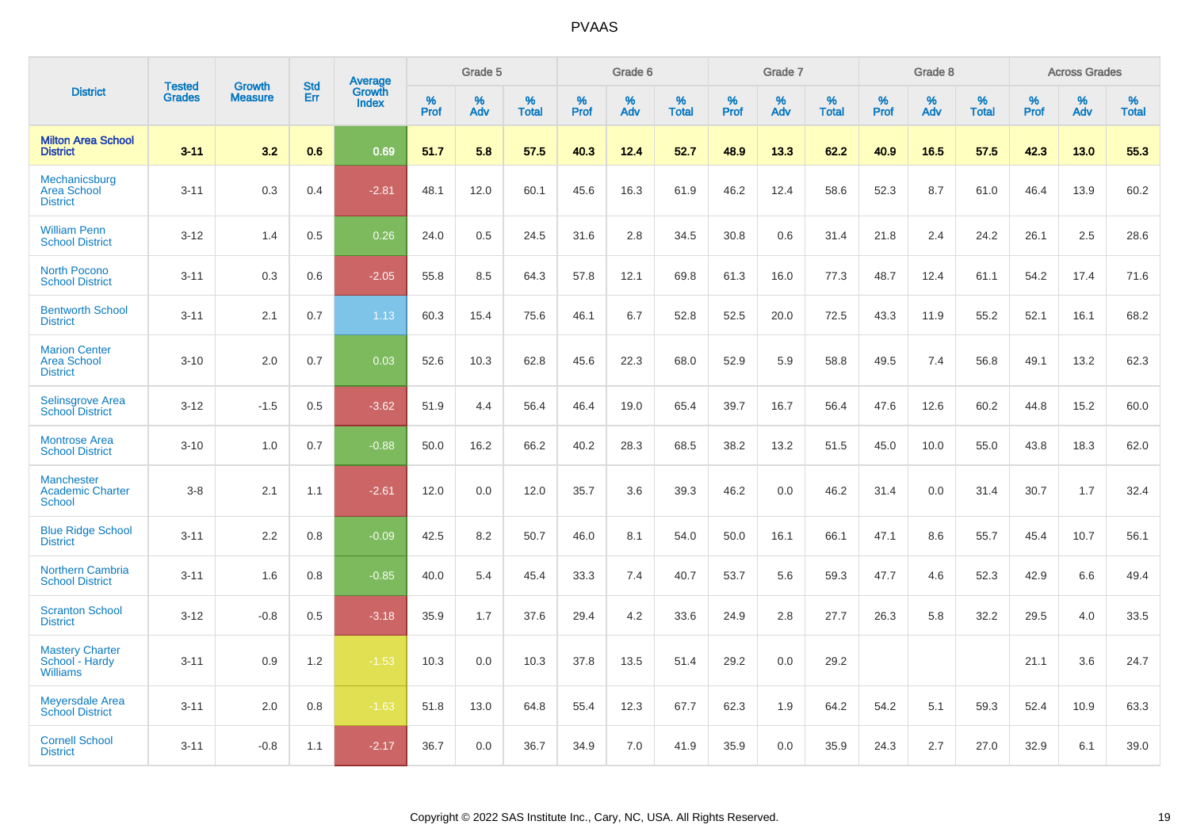| District | Tested Grades | Growth Measure | Std Err | Average Growth Index | Grade 5 | | | Grade 6 | | | Grade 7 | | | Grade 8 | | | Across Grades | | |
|---|---|---|---|---|---|---|---|---|---|---|---|---|---|---|---|---|---|---|---|
| | | | | | % Prof | % Adv | % Total | % Prof | % Adv | % Total | % Prof | % Adv | % Total | % Prof | % Adv | % Total | % Prof | % Adv | % Total |
| **Milton Area School District** | **3-11** | **3.2** | **0.6** | **0.69** | **51.7** | **5.8** | **57.5** | **40.3** | **12.4** | **52.7** | **48.9** | **13.3** | **62.2** | **40.9** | **16.5** | **57.5** | **42.3** | **13.0** | **55.3** |
| Mechanicsburg Area School District | 3-11 | 0.3 | 0.4 | -2.81 | 48.1 | 12.0 | 60.1 | 45.6 | 16.3 | 61.9 | 46.2 | 12.4 | 58.6 | 52.3 | 8.7 | 61.0 | 46.4 | 13.9 | 60.2 |
| William Penn School District | 3-12 | 1.4 | 0.5 | 0.26 | 24.0 | 0.5 | 24.5 | 31.6 | 2.8 | 34.5 | 30.8 | 0.6 | 31.4 | 21.8 | 2.4 | 24.2 | 26.1 | 2.5 | 28.6 |
| North Pocono School District | 3-11 | 0.3 | 0.6 | -2.05 | 55.8 | 8.5 | 64.3 | 57.8 | 12.1 | 69.8 | 61.3 | 16.0 | 77.3 | 48.7 | 12.4 | 61.1 | 54.2 | 17.4 | 71.6 |
| Bentworth School District | 3-11 | 2.1 | 0.7 | 1.13 | 60.3 | 15.4 | 75.6 | 46.1 | 6.7 | 52.8 | 52.5 | 20.0 | 72.5 | 43.3 | 11.9 | 55.2 | 52.1 | 16.1 | 68.2 |
| Marion Center Area School District | 3-10 | 2.0 | 0.7 | 0.03 | 52.6 | 10.3 | 62.8 | 45.6 | 22.3 | 68.0 | 52.9 | 5.9 | 58.8 | 49.5 | 7.4 | 56.8 | 49.1 | 13.2 | 62.3 |
| Selinsgrove Area School District | 3-12 | -1.5 | 0.5 | -3.62 | 51.9 | 4.4 | 56.4 | 46.4 | 19.0 | 65.4 | 39.7 | 16.7 | 56.4 | 47.6 | 12.6 | 60.2 | 44.8 | 15.2 | 60.0 |
| Montrose Area School District | 3-10 | 1.0 | 0.7 | -0.88 | 50.0 | 16.2 | 66.2 | 40.2 | 28.3 | 68.5 | 38.2 | 13.2 | 51.5 | 45.0 | 10.0 | 55.0 | 43.8 | 18.3 | 62.0 |
| Manchester Academic Charter School | 3-8 | 2.1 | 1.1 | -2.61 | 12.0 | 0.0 | 12.0 | 35.7 | 3.6 | 39.3 | 46.2 | 0.0 | 46.2 | 31.4 | 0.0 | 31.4 | 30.7 | 1.7 | 32.4 |
| Blue Ridge School District | 3-11 | 2.2 | 0.8 | -0.09 | 42.5 | 8.2 | 50.7 | 46.0 | 8.1 | 54.0 | 50.0 | 16.1 | 66.1 | 47.1 | 8.6 | 55.7 | 45.4 | 10.7 | 56.1 |
| Northern Cambria School District | 3-11 | 1.6 | 0.8 | -0.85 | 40.0 | 5.4 | 45.4 | 33.3 | 7.4 | 40.7 | 53.7 | 5.6 | 59.3 | 47.7 | 4.6 | 52.3 | 42.9 | 6.6 | 49.4 |
| Scranton School District | 3-12 | -0.8 | 0.5 | -3.18 | 35.9 | 1.7 | 37.6 | 29.4 | 4.2 | 33.6 | 24.9 | 2.8 | 27.7 | 26.3 | 5.8 | 32.2 | 29.5 | 4.0 | 33.5 |
| Mastery Charter School - Hardy Williams | 3-11 | 0.9 | 1.2 | -1.53 | 10.3 | 0.0 | 10.3 | 37.8 | 13.5 | 51.4 | 29.2 | 0.0 | 29.2 | | | | 21.1 | 3.6 | 24.7 |
| Meyersdale Area School District | 3-11 | 2.0 | 0.8 | -1.63 | 51.8 | 13.0 | 64.8 | 55.4 | 12.3 | 67.7 | 62.3 | 1.9 | 64.2 | 54.2 | 5.1 | 59.3 | 52.4 | 10.9 | 63.3 |
| Cornell School District | 3-11 | -0.8 | 1.1 | -2.17 | 36.7 | 0.0 | 36.7 | 34.9 | 7.0 | 41.9 | 35.9 | 0.0 | 35.9 | 24.3 | 2.7 | 27.0 | 32.9 | 6.1 | 39.0 |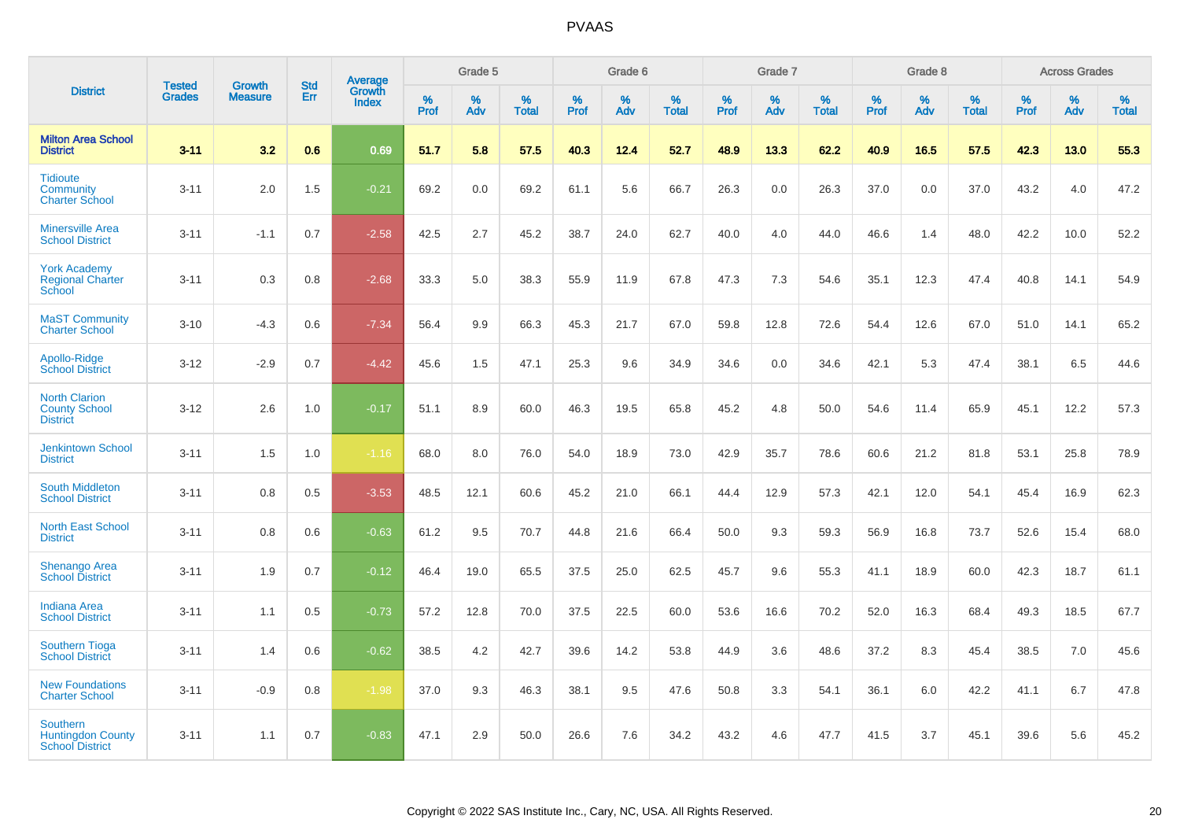| District | Tested Grades | Growth Measure | Std Err | Average Growth Index | Grade 5 | | | Grade 6 | | | Grade 7 | | | Grade 8 | | | Across Grades | | |
|---|---|---|---|---|---|---|---|---|---|---|---|---|---|---|---|---|---|---|---|
| | | | | | % Prof | % Adv | % Total | % Prof | % Adv | % Total | % Prof | % Adv | % Total | % Prof | % Adv | % Total | % Prof | % Adv | % Total |
| **Milton Area School District** | **3-11** | **3.2** | **0.6** | **0.69** | **51.7** | **5.8** | **57.5** | **40.3** | **12.4** | **52.7** | **48.9** | **13.3** | **62.2** | **40.9** | **16.5** | **57.5** | **42.3** | **13.0** | **55.3** |
| Tidioute Community Charter School | 3-11 | 2.0 | 1.5 | -0.21 | 69.2 | 0.0 | 69.2 | 61.1 | 5.6 | 66.7 | 26.3 | 0.0 | 26.3 | 37.0 | 0.0 | 37.0 | 43.2 | 4.0 | 47.2 |
| Minersville Area School District | 3-11 | -1.1 | 0.7 | -2.58 | 42.5 | 2.7 | 45.2 | 38.7 | 24.0 | 62.7 | 40.0 | 4.0 | 44.0 | 46.6 | 1.4 | 48.0 | 42.2 | 10.0 | 52.2 |
| York Academy Regional Charter School | 3-11 | 0.3 | 0.8 | -2.68 | 33.3 | 5.0 | 38.3 | 55.9 | 11.9 | 67.8 | 47.3 | 7.3 | 54.6 | 35.1 | 12.3 | 47.4 | 40.8 | 14.1 | 54.9 |
| MaST Community Charter School | 3-10 | -4.3 | 0.6 | -7.34 | 56.4 | 9.9 | 66.3 | 45.3 | 21.7 | 67.0 | 59.8 | 12.8 | 72.6 | 54.4 | 12.6 | 67.0 | 51.0 | 14.1 | 65.2 |
| Apollo-Ridge School District | 3-12 | -2.9 | 0.7 | -4.42 | 45.6 | 1.5 | 47.1 | 25.3 | 9.6 | 34.9 | 34.6 | 0.0 | 34.6 | 42.1 | 5.3 | 47.4 | 38.1 | 6.5 | 44.6 |
| North Clarion County School District | 3-12 | 2.6 | 1.0 | -0.17 | 51.1 | 8.9 | 60.0 | 46.3 | 19.5 | 65.8 | 45.2 | 4.8 | 50.0 | 54.6 | 11.4 | 65.9 | 45.1 | 12.2 | 57.3 |
| Jenkintown School District | 3-11 | 1.5 | 1.0 | -1.16 | 68.0 | 8.0 | 76.0 | 54.0 | 18.9 | 73.0 | 42.9 | 35.7 | 78.6 | 60.6 | 21.2 | 81.8 | 53.1 | 25.8 | 78.9 |
| South Middleton School District | 3-11 | 0.8 | 0.5 | -3.53 | 48.5 | 12.1 | 60.6 | 45.2 | 21.0 | 66.1 | 44.4 | 12.9 | 57.3 | 42.1 | 12.0 | 54.1 | 45.4 | 16.9 | 62.3 |
| North East School District | 3-11 | 0.8 | 0.6 | -0.63 | 61.2 | 9.5 | 70.7 | 44.8 | 21.6 | 66.4 | 50.0 | 9.3 | 59.3 | 56.9 | 16.8 | 73.7 | 52.6 | 15.4 | 68.0 |
| Shenango Area School District | 3-11 | 1.9 | 0.7 | -0.12 | 46.4 | 19.0 | 65.5 | 37.5 | 25.0 | 62.5 | 45.7 | 9.6 | 55.3 | 41.1 | 18.9 | 60.0 | 42.3 | 18.7 | 61.1 |
| Indiana Area School District | 3-11 | 1.1 | 0.5 | -0.73 | 57.2 | 12.8 | 70.0 | 37.5 | 22.5 | 60.0 | 53.6 | 16.6 | 70.2 | 52.0 | 16.3 | 68.4 | 49.3 | 18.5 | 67.7 |
| Southern Tioga School District | 3-11 | 1.4 | 0.6 | -0.62 | 38.5 | 4.2 | 42.7 | 39.6 | 14.2 | 53.8 | 44.9 | 3.6 | 48.6 | 37.2 | 8.3 | 45.4 | 38.5 | 7.0 | 45.6 |
| New Foundations Charter School | 3-11 | -0.9 | 0.8 | -1.98 | 37.0 | 9.3 | 46.3 | 38.1 | 9.5 | 47.6 | 50.8 | 3.3 | 54.1 | 36.1 | 6.0 | 42.2 | 41.1 | 6.7 | 47.8 |
| Southern Huntingdon County School District | 3-11 | 1.1 | 0.7 | -0.83 | 47.1 | 2.9 | 50.0 | 26.6 | 7.6 | 34.2 | 43.2 | 4.6 | 47.7 | 41.5 | 3.7 | 45.1 | 39.6 | 5.6 | 45.2 |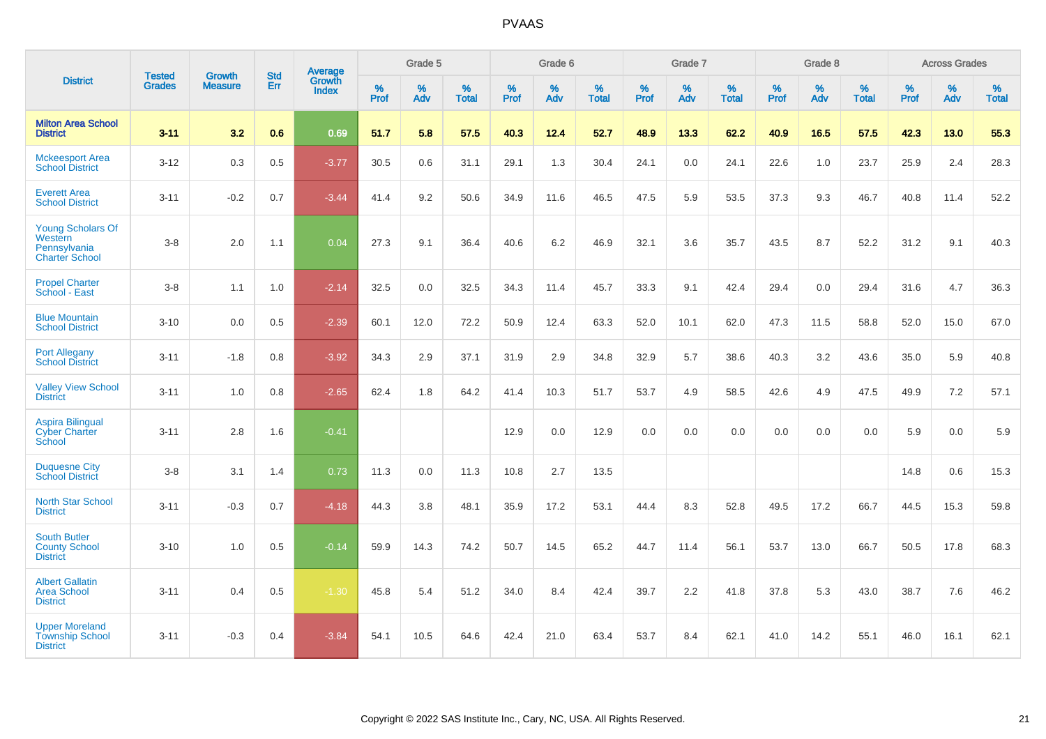| District | Tested Grades | Growth Measure | Std Err | Average Growth Index | Grade 5 | | | Grade 6 | | | Grade 7 | | | Grade 8 | | | Across Grades | | |
|---|---|---|---|---|---|---|---|---|---|---|---|---|---|---|---|---|---|---|---|
| | | | | | % Prof | % Adv | % Total | % Prof | % Adv | % Total | % Prof | % Adv | % Total | % Prof | % Adv | % Total | % Prof | % Adv | % Total |
| **Milton Area School District** | **3-11** | **3.2** | **0.6** | **0.69** | **51.7** | **5.8** | **57.5** | **40.3** | **12.4** | **52.7** | **48.9** | **13.3** | **62.2** | **40.9** | **16.5** | **57.5** | **42.3** | **13.0** | **55.3** |
| Mckeesport Area School District | 3-12 | 0.3 | 0.5 | -3.77 | 30.5 | 0.6 | 31.1 | 29.1 | 1.3 | 30.4 | 24.1 | 0.0 | 24.1 | 22.6 | 1.0 | 23.7 | 25.9 | 2.4 | 28.3 |
| Everett Area School District | 3-11 | -0.2 | 0.7 | -3.44 | 41.4 | 9.2 | 50.6 | 34.9 | 11.6 | 46.5 | 47.5 | 5.9 | 53.5 | 37.3 | 9.3 | 46.7 | 40.8 | 11.4 | 52.2 |
| Young Scholars Of Western Pennsylvania Charter School | 3-8 | 2.0 | 1.1 | 0.04 | 27.3 | 9.1 | 36.4 | 40.6 | 6.2 | 46.9 | 32.1 | 3.6 | 35.7 | 43.5 | 8.7 | 52.2 | 31.2 | 9.1 | 40.3 |
| Propel Charter School - East | 3-8 | 1.1 | 1.0 | -2.14 | 32.5 | 0.0 | 32.5 | 34.3 | 11.4 | 45.7 | 33.3 | 9.1 | 42.4 | 29.4 | 0.0 | 29.4 | 31.6 | 4.7 | 36.3 |
| Blue Mountain School District | 3-10 | 0.0 | 0.5 | -2.39 | 60.1 | 12.0 | 72.2 | 50.9 | 12.4 | 63.3 | 52.0 | 10.1 | 62.0 | 47.3 | 11.5 | 58.8 | 52.0 | 15.0 | 67.0 |
| Port Allegany School District | 3-11 | -1.8 | 0.8 | -3.92 | 34.3 | 2.9 | 37.1 | 31.9 | 2.9 | 34.8 | 32.9 | 5.7 | 38.6 | 40.3 | 3.2 | 43.6 | 35.0 | 5.9 | 40.8 |
| Valley View School District | 3-11 | 1.0 | 0.8 | -2.65 | 62.4 | 1.8 | 64.2 | 41.4 | 10.3 | 51.7 | 53.7 | 4.9 | 58.5 | 42.6 | 4.9 | 47.5 | 49.9 | 7.2 | 57.1 |
| Aspira Bilingual Cyber Charter School | 3-11 | 2.8 | 1.6 | -0.41 | | | | 12.9 | 0.0 | 12.9 | 0.0 | 0.0 | 0.0 | 0.0 | 0.0 | 0.0 | 5.9 | 0.0 | 5.9 |
| Duquesne City School District | 3-8 | 3.1 | 1.4 | 0.73 | 11.3 | 0.0 | 11.3 | 10.8 | 2.7 | 13.5 | | | | | | | 14.8 | 0.6 | 15.3 |
| North Star School District | 3-11 | -0.3 | 0.7 | -4.18 | 44.3 | 3.8 | 48.1 | 35.9 | 17.2 | 53.1 | 44.4 | 8.3 | 52.8 | 49.5 | 17.2 | 66.7 | 44.5 | 15.3 | 59.8 |
| South Butler County School District | 3-10 | 1.0 | 0.5 | -0.14 | 59.9 | 14.3 | 74.2 | 50.7 | 14.5 | 65.2 | 44.7 | 11.4 | 56.1 | 53.7 | 13.0 | 66.7 | 50.5 | 17.8 | 68.3 |
| Albert Gallatin Area School District | 3-11 | 0.4 | 0.5 | -1.30 | 45.8 | 5.4 | 51.2 | 34.0 | 8.4 | 42.4 | 39.7 | 2.2 | 41.8 | 37.8 | 5.3 | 43.0 | 38.7 | 7.6 | 46.2 |
| Upper Moreland Township School District | 3-11 | -0.3 | 0.4 | -3.84 | 54.1 | 10.5 | 64.6 | 42.4 | 21.0 | 63.4 | 53.7 | 8.4 | 62.1 | 41.0 | 14.2 | 55.1 | 46.0 | 16.1 | 62.1 |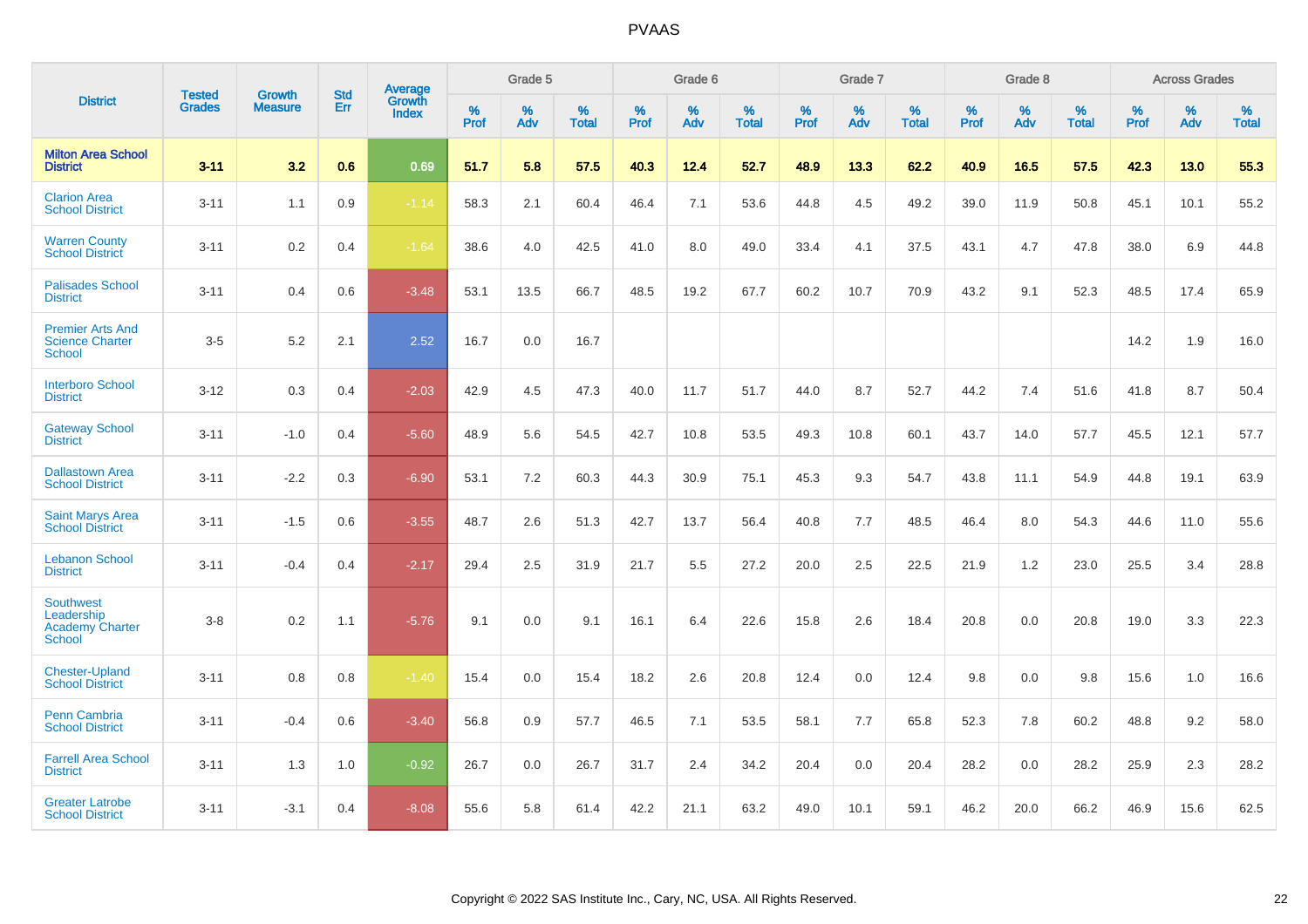# PVAAS

| District | Tested Grades | Growth Measure | Std Err | Average Growth Index | Grade 5 | | | Grade 6 | | | Grade 7 | | | Grade 8 | | | Across Grades | | |
|---|---|---|---|---|---|---|---|---|---|---|---|---|---|---|---|---|---|---|---|
| | | | | | % Prof | % Adv | % Total | % Prof | % Adv | % Total | % Prof | % Adv | % Total | % Prof | % Adv | % Total | % Prof | % Adv | % Total |
| **Milton Area School District** | **3-11** | **3.2** | **0.6** | **0.69** | **51.7** | **5.8** | **57.5** | **40.3** | **12.4** | **52.7** | **48.9** | **13.3** | **62.2** | **40.9** | **16.5** | **57.5** | **42.3** | **13.0** | **55.3** |
| Clarion Area School District | 3-11 | 1.1 | 0.9 | -1.14 | 58.3 | 2.1 | 60.4 | 46.4 | 7.1 | 53.6 | 44.8 | 4.5 | 49.2 | 39.0 | 11.9 | 50.8 | 45.1 | 10.1 | 55.2 |
| Warren County School District | 3-11 | 0.2 | 0.4 | -1.64 | 38.6 | 4.0 | 42.5 | 41.0 | 8.0 | 49.0 | 33.4 | 4.1 | 37.5 | 43.1 | 4.7 | 47.8 | 38.0 | 6.9 | 44.8 |
| Palisades School District | 3-11 | 0.4 | 0.6 | -3.48 | 53.1 | 13.5 | 66.7 | 48.5 | 19.2 | 67.7 | 60.2 | 10.7 | 70.9 | 43.2 | 9.1 | 52.3 | 48.5 | 17.4 | 65.9 |
| Premier Arts And Science Charter School | 3-5 | 5.2 | 2.1 | 2.52 | 16.7 | 0.0 | 16.7 | | | | | | | | | | 14.2 | 1.9 | 16.0 |
| Interboro School District | 3-12 | 0.3 | 0.4 | -2.03 | 42.9 | 4.5 | 47.3 | 40.0 | 11.7 | 51.7 | 44.0 | 8.7 | 52.7 | 44.2 | 7.4 | 51.6 | 41.8 | 8.7 | 50.4 |
| Gateway School District | 3-11 | -1.0 | 0.4 | -5.60 | 48.9 | 5.6 | 54.5 | 42.7 | 10.8 | 53.5 | 49.3 | 10.8 | 60.1 | 43.7 | 14.0 | 57.7 | 45.5 | 12.1 | 57.7 |
| Dallastown Area School District | 3-11 | -2.2 | 0.3 | -6.90 | 53.1 | 7.2 | 60.3 | 44.3 | 30.9 | 75.1 | 45.3 | 9.3 | 54.7 | 43.8 | 11.1 | 54.9 | 44.8 | 19.1 | 63.9 |
| Saint Marys Area School District | 3-11 | -1.5 | 0.6 | -3.55 | 48.7 | 2.6 | 51.3 | 42.7 | 13.7 | 56.4 | 40.8 | 7.7 | 48.5 | 46.4 | 8.0 | 54.3 | 44.6 | 11.0 | 55.6 |
| Lebanon School District | 3-11 | -0.4 | 0.4 | -2.17 | 29.4 | 2.5 | 31.9 | 21.7 | 5.5 | 27.2 | 20.0 | 2.5 | 22.5 | 21.9 | 1.2 | 23.0 | 25.5 | 3.4 | 28.8 |
| Southwest Leadership Academy Charter School | 3-8 | 0.2 | 1.1 | -5.76 | 9.1 | 0.0 | 9.1 | 16.1 | 6.4 | 22.6 | 15.8 | 2.6 | 18.4 | 20.8 | 0.0 | 20.8 | 19.0 | 3.3 | 22.3 |
| Chester-Upland School District | 3-11 | 0.8 | 0.8 | -1.40 | 15.4 | 0.0 | 15.4 | 18.2 | 2.6 | 20.8 | 12.4 | 0.0 | 12.4 | 9.8 | 0.0 | 9.8 | 15.6 | 1.0 | 16.6 |
| Penn Cambria School District | 3-11 | -0.4 | 0.6 | -3.40 | 56.8 | 0.9 | 57.7 | 46.5 | 7.1 | 53.5 | 58.1 | 7.7 | 65.8 | 52.3 | 7.8 | 60.2 | 48.8 | 9.2 | 58.0 |
| Farrell Area School District | 3-11 | 1.3 | 1.0 | -0.92 | 26.7 | 0.0 | 26.7 | 31.7 | 2.4 | 34.2 | 20.4 | 0.0 | 20.4 | 28.2 | 0.0 | 28.2 | 25.9 | 2.3 | 28.2 |
| Greater Latrobe School District | 3-11 | -3.1 | 0.4 | -8.08 | 55.6 | 5.8 | 61.4 | 42.2 | 21.1 | 63.2 | 49.0 | 10.1 | 59.1 | 46.2 | 20.0 | 66.2 | 46.9 | 15.6 | 62.5 |

Copyright © 2022 SAS Institute Inc., Cary, NC, USA. All Rights Reserved.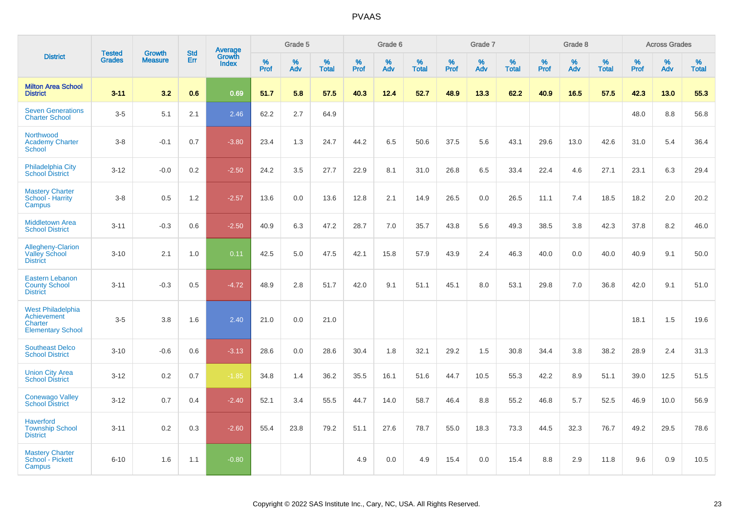# PVAAS

| District | Tested Grades | Growth Measure | Std Err | Average Growth Index | Grade 5 | | | Grade 6 | | | Grade 7 | | | Grade 8 | | | Across Grades | | |
|---|---|---|---|---|---|---|---|---|---|---|---|---|---|---|---|---|---|---|---|
| | | | | | % Prof | % Adv | % Total | % Prof | % Adv | % Total | % Prof | % Adv | % Total | % Prof | % Adv | % Total | % Prof | % Adv | % Total |
| **Milton Area School District** | **3-11** | **3.2** | **0.6** | **0.69** | **51.7** | **5.8** | **57.5** | **40.3** | **12.4** | **52.7** | **48.9** | **13.3** | **62.2** | **40.9** | **16.5** | **57.5** | **42.3** | **13.0** | **55.3** |
| Seven Generations Charter School | 3-5 | 5.1 | 2.1 | 2.46 | 62.2 | 2.7 | 64.9 | | | | | | | | | | 48.0 | 8.8 | 56.8 |
| Northwood Academy Charter School | 3-8 | -0.1 | 0.7 | -3.80 | 23.4 | 1.3 | 24.7 | 44.2 | 6.5 | 50.6 | 37.5 | 5.6 | 43.1 | 29.6 | 13.0 | 42.6 | 31.0 | 5.4 | 36.4 |
| Philadelphia City School District | 3-12 | -0.0 | 0.2 | -2.50 | 24.2 | 3.5 | 27.7 | 22.9 | 8.1 | 31.0 | 26.8 | 6.5 | 33.4 | 22.4 | 4.6 | 27.1 | 23.1 | 6.3 | 29.4 |
| Mastery Charter School - Harrity Campus | 3-8 | 0.5 | 1.2 | -2.57 | 13.6 | 0.0 | 13.6 | 12.8 | 2.1 | 14.9 | 26.5 | 0.0 | 26.5 | 11.1 | 7.4 | 18.5 | 18.2 | 2.0 | 20.2 |
| Middletown Area School District | 3-11 | -0.3 | 0.6 | -2.50 | 40.9 | 6.3 | 47.2 | 28.7 | 7.0 | 35.7 | 43.8 | 5.6 | 49.3 | 38.5 | 3.8 | 42.3 | 37.8 | 8.2 | 46.0 |
| Allegheny-Clarion Valley School District | 3-10 | 2.1 | 1.0 | 0.11 | 42.5 | 5.0 | 47.5 | 42.1 | 15.8 | 57.9 | 43.9 | 2.4 | 46.3 | 40.0 | 0.0 | 40.0 | 40.9 | 9.1 | 50.0 |
| Eastern Lebanon County School District | 3-11 | -0.3 | 0.5 | -4.72 | 48.9 | 2.8 | 51.7 | 42.0 | 9.1 | 51.1 | 45.1 | 8.0 | 53.1 | 29.8 | 7.0 | 36.8 | 42.0 | 9.1 | 51.0 |
| West Philadelphia Achievement Charter Elementary School | 3-5 | 3.8 | 1.6 | 2.40 | 21.0 | 0.0 | 21.0 | | | | | | | | | | 18.1 | 1.5 | 19.6 |
| Southeast Delco School District | 3-10 | -0.6 | 0.6 | -3.13 | 28.6 | 0.0 | 28.6 | 30.4 | 1.8 | 32.1 | 29.2 | 1.5 | 30.8 | 34.4 | 3.8 | 38.2 | 28.9 | 2.4 | 31.3 |
| Union City Area School District | 3-12 | 0.2 | 0.7 | -1.85 | 34.8 | 1.4 | 36.2 | 35.5 | 16.1 | 51.6 | 44.7 | 10.5 | 55.3 | 42.2 | 8.9 | 51.1 | 39.0 | 12.5 | 51.5 |
| Conewago Valley School District | 3-12 | 0.7 | 0.4 | -2.40 | 52.1 | 3.4 | 55.5 | 44.7 | 14.0 | 58.7 | 46.4 | 8.8 | 55.2 | 46.8 | 5.7 | 52.5 | 46.9 | 10.0 | 56.9 |
| Haverford Township School District | 3-11 | 0.2 | 0.3 | -2.60 | 55.4 | 23.8 | 79.2 | 51.1 | 27.6 | 78.7 | 55.0 | 18.3 | 73.3 | 44.5 | 32.3 | 76.7 | 49.2 | 29.5 | 78.6 |
| Mastery Charter School - Pickett Campus | 6-10 | 1.6 | 1.1 | -0.80 | | | | 4.9 | 0.0 | 4.9 | 15.4 | 0.0 | 15.4 | 8.8 | 2.9 | 11.8 | 9.6 | 0.9 | 10.5 |

Copyright © 2022 SAS Institute Inc., Cary, NC, USA. All Rights Reserved.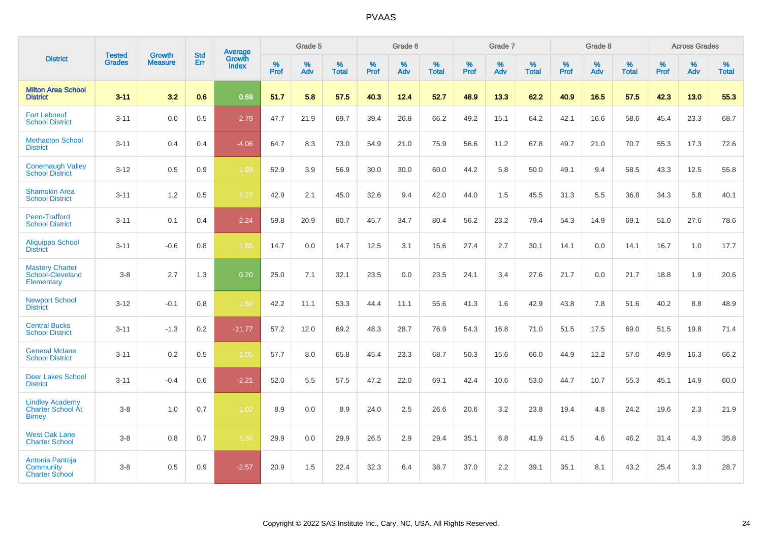# PVAAS

| District | Tested Grades | Growth Measure | Std Err | Average Growth Index | Grade 5 | | | Grade 6 | | | Grade 7 | | | Grade 8 | | | Across Grades | | |
|---|---|---|---|---|---|---|---|---|---|---|---|---|---|---|---|---|---|---|---|
| | | | | | % Prof | % Adv | % Total | % Prof | % Adv | % Total | % Prof | % Adv | % Total | % Prof | % Adv | % Total | % Prof | % Adv | % Total |
| **Milton Area School District** | **3-11** | **3.2** | **0.6** | **0.69** | **51.7** | **5.8** | **57.5** | **40.3** | **12.4** | **52.7** | **48.9** | **13.3** | **62.2** | **40.9** | **16.5** | **57.5** | **42.3** | **13.0** | **55.3** |
| Fort Leboeuf School District | 3-11 | 0.0 | 0.5 | -2.79 | 47.7 | 21.9 | 69.7 | 39.4 | 26.8 | 66.2 | 49.2 | 15.1 | 64.2 | 42.1 | 16.6 | 58.6 | 45.4 | 23.3 | 68.7 |
| Methacton School District | 3-11 | 0.4 | 0.4 | -4.06 | 64.7 | 8.3 | 73.0 | 54.9 | 21.0 | 75.9 | 56.6 | 11.2 | 67.8 | 49.7 | 21.0 | 70.7 | 55.3 | 17.3 | 72.6 |
| Conemaugh Valley School District | 3-12 | 0.5 | 0.9 | -1.99 | 52.9 | 3.9 | 56.9 | 30.0 | 30.0 | 60.0 | 44.2 | 5.8 | 50.0 | 49.1 | 9.4 | 58.5 | 43.3 | 12.5 | 55.8 |
| Shamokin Area School District | 3-11 | 1.2 | 0.5 | -1.27 | 42.9 | 2.1 | 45.0 | 32.6 | 9.4 | 42.0 | 44.0 | 1.5 | 45.5 | 31.3 | 5.5 | 36.8 | 34.3 | 5.8 | 40.1 |
| Penn-Trafford School District | 3-11 | 0.1 | 0.4 | -2.24 | 59.8 | 20.9 | 80.7 | 45.7 | 34.7 | 80.4 | 56.2 | 23.2 | 79.4 | 54.3 | 14.9 | 69.1 | 51.0 | 27.6 | 78.6 |
| Aliquippa School District | 3-11 | -0.6 | 0.8 | -1.85 | 14.7 | 0.0 | 14.7 | 12.5 | 3.1 | 15.6 | 27.4 | 2.7 | 30.1 | 14.1 | 0.0 | 14.1 | 16.7 | 1.0 | 17.7 |
| Mastery Charter School-Cleveland Elementary | 3-8 | 2.7 | 1.3 | 0.20 | 25.0 | 7.1 | 32.1 | 23.5 | 0.0 | 23.5 | 24.1 | 3.4 | 27.6 | 21.7 | 0.0 | 21.7 | 18.8 | 1.9 | 20.6 |
| Newport School District | 3-12 | -0.1 | 0.8 | -1.60 | 42.2 | 11.1 | 53.3 | 44.4 | 11.1 | 55.6 | 41.3 | 1.6 | 42.9 | 43.8 | 7.8 | 51.6 | 40.2 | 8.8 | 48.9 |
| Central Bucks School District | 3-11 | -1.3 | 0.2 | -11.77 | 57.2 | 12.0 | 69.2 | 48.3 | 28.7 | 76.9 | 54.3 | 16.8 | 71.0 | 51.5 | 17.5 | 69.0 | 51.5 | 19.8 | 71.4 |
| General Mclane School District | 3-11 | 0.2 | 0.5 | -1.05 | 57.7 | 8.0 | 65.8 | 45.4 | 23.3 | 68.7 | 50.3 | 15.6 | 66.0 | 44.9 | 12.2 | 57.0 | 49.9 | 16.3 | 66.2 |
| Deer Lakes School District | 3-11 | -0.4 | 0.6 | -2.21 | 52.0 | 5.5 | 57.5 | 47.2 | 22.0 | 69.1 | 42.4 | 10.6 | 53.0 | 44.7 | 10.7 | 55.3 | 45.1 | 14.9 | 60.0 |
| Lindley Academy Charter School At Birney | 3-8 | 1.0 | 0.7 | -1.02 | 8.9 | 0.0 | 8.9 | 24.0 | 2.5 | 26.6 | 20.6 | 3.2 | 23.8 | 19.4 | 4.8 | 24.2 | 19.6 | 2.3 | 21.9 |
| West Oak Lane Charter School | 3-8 | 0.8 | 0.7 | -1.30 | 29.9 | 0.0 | 29.9 | 26.5 | 2.9 | 29.4 | 35.1 | 6.8 | 41.9 | 41.5 | 4.6 | 46.2 | 31.4 | 4.3 | 35.8 |
| Antonia Pantoja Community Charter School | 3-8 | 0.5 | 0.9 | -2.57 | 20.9 | 1.5 | 22.4 | 32.3 | 6.4 | 38.7 | 37.0 | 2.2 | 39.1 | 35.1 | 8.1 | 43.2 | 25.4 | 3.3 | 28.7 |

Copyright © 2022 SAS Institute Inc., Cary, NC, USA. All Rights Reserved.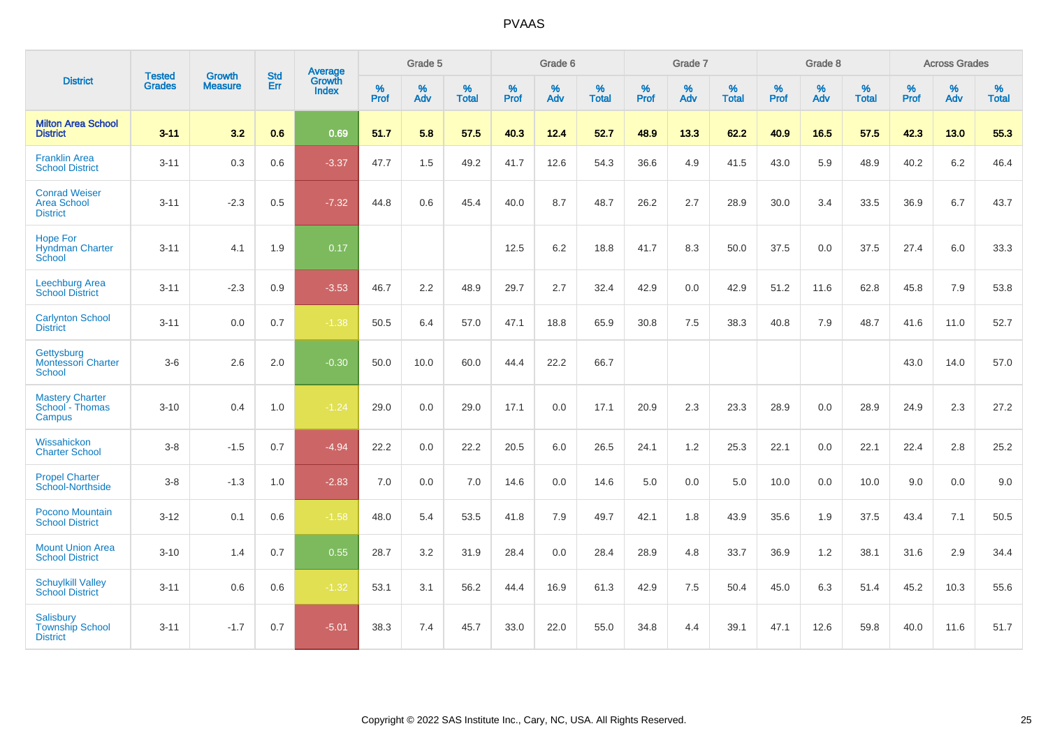# PVAAS

| District | Tested Grades | Growth Measure | Std Err | Average Growth Index | Grade 5 | | | Grade 6 | | | Grade 7 | | | Grade 8 | | | Across Grades | | |
|---|---|---|---|---|---|---|---|---|---|---|---|---|---|---|---|---|---|---|---|
| | | | | | % Prof | % Adv | % Total | % Prof | % Adv | % Total | % Prof | % Adv | % Total | % Prof | % Adv | % Total | % Prof | % Adv | % Total |
| **Milton Area School District** | **3-11** | **3.2** | **0.6** | **0.69** | **51.7** | **5.8** | **57.5** | **40.3** | **12.4** | **52.7** | **48.9** | **13.3** | **62.2** | **40.9** | **16.5** | **57.5** | **42.3** | **13.0** | **55.3** |
| Franklin Area School District | 3-11 | 0.3 | 0.6 | -3.37 | 47.7 | 1.5 | 49.2 | 41.7 | 12.6 | 54.3 | 36.6 | 4.9 | 41.5 | 43.0 | 5.9 | 48.9 | 40.2 | 6.2 | 46.4 |
| Conrad Weiser Area School District | 3-11 | -2.3 | 0.5 | -7.32 | 44.8 | 0.6 | 45.4 | 40.0 | 8.7 | 48.7 | 26.2 | 2.7 | 28.9 | 30.0 | 3.4 | 33.5 | 36.9 | 6.7 | 43.7 |
| Hope For Hyndman Charter School | 3-11 | 4.1 | 1.9 | 0.17 | | | | 12.5 | 6.2 | 18.8 | 41.7 | 8.3 | 50.0 | 37.5 | 0.0 | 37.5 | 27.4 | 6.0 | 33.3 |
| Leechburg Area School District | 3-11 | -2.3 | 0.9 | -3.53 | 46.7 | 2.2 | 48.9 | 29.7 | 2.7 | 32.4 | 42.9 | 0.0 | 42.9 | 51.2 | 11.6 | 62.8 | 45.8 | 7.9 | 53.8 |
| Carlynton School District | 3-11 | 0.0 | 0.7 | -1.38 | 50.5 | 6.4 | 57.0 | 47.1 | 18.8 | 65.9 | 30.8 | 7.5 | 38.3 | 40.8 | 7.9 | 48.7 | 41.6 | 11.0 | 52.7 |
| Gettysburg Montessori Charter School | 3-6 | 2.6 | 2.0 | -0.30 | 50.0 | 10.0 | 60.0 | 44.4 | 22.2 | 66.7 | | | | | | | 43.0 | 14.0 | 57.0 |
| Mastery Charter School - Thomas Campus | 3-10 | 0.4 | 1.0 | -1.24 | 29.0 | 0.0 | 29.0 | 17.1 | 0.0 | 17.1 | 20.9 | 2.3 | 23.3 | 28.9 | 0.0 | 28.9 | 24.9 | 2.3 | 27.2 |
| Wissahickon Charter School | 3-8 | -1.5 | 0.7 | -4.94 | 22.2 | 0.0 | 22.2 | 20.5 | 6.0 | 26.5 | 24.1 | 1.2 | 25.3 | 22.1 | 0.0 | 22.1 | 22.4 | 2.8 | 25.2 |
| Propel Charter School-Northside | 3-8 | -1.3 | 1.0 | -2.83 | 7.0 | 0.0 | 7.0 | 14.6 | 0.0 | 14.6 | 5.0 | 0.0 | 5.0 | 10.0 | 0.0 | 10.0 | 9.0 | 0.0 | 9.0 |
| Pocono Mountain School District | 3-12 | 0.1 | 0.6 | -1.58 | 48.0 | 5.4 | 53.5 | 41.8 | 7.9 | 49.7 | 42.1 | 1.8 | 43.9 | 35.6 | 1.9 | 37.5 | 43.4 | 7.1 | 50.5 |
| Mount Union Area School District | 3-10 | 1.4 | 0.7 | 0.55 | 28.7 | 3.2 | 31.9 | 28.4 | 0.0 | 28.4 | 28.9 | 4.8 | 33.7 | 36.9 | 1.2 | 38.1 | 31.6 | 2.9 | 34.4 |
| Schuylkill Valley School District | 3-11 | 0.6 | 0.6 | -1.32 | 53.1 | 3.1 | 56.2 | 44.4 | 16.9 | 61.3 | 42.9 | 7.5 | 50.4 | 45.0 | 6.3 | 51.4 | 45.2 | 10.3 | 55.6 |
| Salisbury Township School District | 3-11 | -1.7 | 0.7 | -5.01 | 38.3 | 7.4 | 45.7 | 33.0 | 22.0 | 55.0 | 34.8 | 4.4 | 39.1 | 47.1 | 12.6 | 59.8 | 40.0 | 11.6 | 51.7 |

Copyright © 2022 SAS Institute Inc., Cary, NC, USA. All Rights Reserved.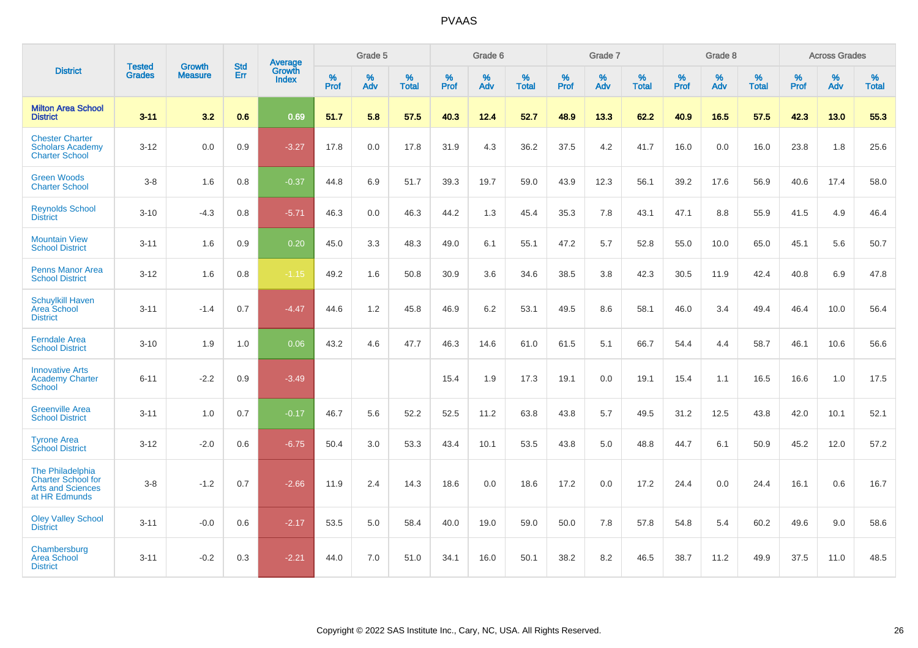| District | Tested Grades | Growth Measure | Std Err | Average Growth Index | Grade 5 | | | Grade 6 | | | Grade 7 | | | Grade 8 | | | Across Grades | | |
|---|---|---|---|---|---|---|---|---|---|---|---|---|---|---|---|---|---|---|---|
| | | | | | % Prof | % Adv | % Total | % Prof | % Adv | % Total | % Prof | % Adv | % Total | % Prof | % Adv | % Total | % Prof | % Adv | % Total |
| **Milton Area School District** | **3-11** | **3.2** | **0.6** | **0.69** | **51.7** | **5.8** | **57.5** | **40.3** | **12.4** | **52.7** | **48.9** | **13.3** | **62.2** | **40.9** | **16.5** | **57.5** | **42.3** | **13.0** | **55.3** |
| Chester Charter Scholars Academy Charter School | 3-12 | 0.0 | 0.9 | -3.27 | 17.8 | 0.0 | 17.8 | 31.9 | 4.3 | 36.2 | 37.5 | 4.2 | 41.7 | 16.0 | 0.0 | 16.0 | 23.8 | 1.8 | 25.6 |
| Green Woods Charter School | 3-8 | 1.6 | 0.8 | -0.37 | 44.8 | 6.9 | 51.7 | 39.3 | 19.7 | 59.0 | 43.9 | 12.3 | 56.1 | 39.2 | 17.6 | 56.9 | 40.6 | 17.4 | 58.0 |
| Reynolds School District | 3-10 | -4.3 | 0.8 | -5.71 | 46.3 | 0.0 | 46.3 | 44.2 | 1.3 | 45.4 | 35.3 | 7.8 | 43.1 | 47.1 | 8.8 | 55.9 | 41.5 | 4.9 | 46.4 |
| Mountain View School District | 3-11 | 1.6 | 0.9 | 0.20 | 45.0 | 3.3 | 48.3 | 49.0 | 6.1 | 55.1 | 47.2 | 5.7 | 52.8 | 55.0 | 10.0 | 65.0 | 45.1 | 5.6 | 50.7 |
| Penns Manor Area School District | 3-12 | 1.6 | 0.8 | -1.15 | 49.2 | 1.6 | 50.8 | 30.9 | 3.6 | 34.6 | 38.5 | 3.8 | 42.3 | 30.5 | 11.9 | 42.4 | 40.8 | 6.9 | 47.8 |
| Schuylkill Haven Area School District | 3-11 | -1.4 | 0.7 | -4.47 | 44.6 | 1.2 | 45.8 | 46.9 | 6.2 | 53.1 | 49.5 | 8.6 | 58.1 | 46.0 | 3.4 | 49.4 | 46.4 | 10.0 | 56.4 |
| Ferndale Area School District | 3-10 | 1.9 | 1.0 | 0.06 | 43.2 | 4.6 | 47.7 | 46.3 | 14.6 | 61.0 | 61.5 | 5.1 | 66.7 | 54.4 | 4.4 | 58.7 | 46.1 | 10.6 | 56.6 |
| Innovative Arts Academy Charter School | 6-11 | -2.2 | 0.9 | -3.49 | | | | 15.4 | 1.9 | 17.3 | 19.1 | 0.0 | 19.1 | 15.4 | 1.1 | 16.5 | 16.6 | 1.0 | 17.5 |
| Greenville Area School District | 3-11 | 1.0 | 0.7 | -0.17 | 46.7 | 5.6 | 52.2 | 52.5 | 11.2 | 63.8 | 43.8 | 5.7 | 49.5 | 31.2 | 12.5 | 43.8 | 42.0 | 10.1 | 52.1 |
| Tyrone Area School District | 3-12 | -2.0 | 0.6 | -6.75 | 50.4 | 3.0 | 53.3 | 43.4 | 10.1 | 53.5 | 43.8 | 5.0 | 48.8 | 44.7 | 6.1 | 50.9 | 45.2 | 12.0 | 57.2 |
| The Philadelphia Charter School for Arts and Sciences at HR Edmunds | 3-8 | -1.2 | 0.7 | -2.66 | 11.9 | 2.4 | 14.3 | 18.6 | 0.0 | 18.6 | 17.2 | 0.0 | 17.2 | 24.4 | 0.0 | 24.4 | 16.1 | 0.6 | 16.7 |
| Oley Valley School District | 3-11 | -0.0 | 0.6 | -2.17 | 53.5 | 5.0 | 58.4 | 40.0 | 19.0 | 59.0 | 50.0 | 7.8 | 57.8 | 54.8 | 5.4 | 60.2 | 49.6 | 9.0 | 58.6 |
| Chambersburg Area School District | 3-11 | -0.2 | 0.3 | -2.21 | 44.0 | 7.0 | 51.0 | 34.1 | 16.0 | 50.1 | 38.2 | 8.2 | 46.5 | 38.7 | 11.2 | 49.9 | 37.5 | 11.0 | 48.5 |

Copyright © 2022 SAS Institute Inc., Cary, NC, USA. All Rights Reserved.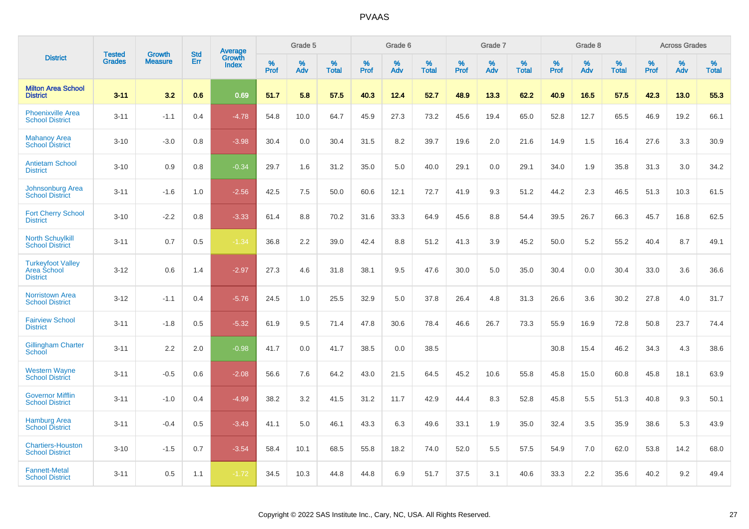| District | Tested Grades | Growth Measure | Std Err | Average Growth Index | Grade 5 | | | Grade 6 | | | Grade 7 | | | Grade 8 | | | Across Grades | | |
|---|---|---|---|---|---|---|---|---|---|---|---|---|---|---|---|---|---|---|---|
| | | | | | % Prof | % Adv | % Total | % Prof | % Adv | % Total | % Prof | % Adv | % Total | % Prof | % Adv | % Total | % Prof | % Adv | % Total |
| **Milton Area School District** | **3-11** | **3.2** | **0.6** | **0.69** | **51.7** | **5.8** | **57.5** | **40.3** | **12.4** | **52.7** | **48.9** | **13.3** | **62.2** | **40.9** | **16.5** | **57.5** | **42.3** | **13.0** | **55.3** |
| Phoenixville Area School District | 3-11 | -1.1 | 0.4 | -4.78 | 54.8 | 10.0 | 64.7 | 45.9 | 27.3 | 73.2 | 45.6 | 19.4 | 65.0 | 52.8 | 12.7 | 65.5 | 46.9 | 19.2 | 66.1 |
| Mahanoy Area School District | 3-10 | -3.0 | 0.8 | -3.98 | 30.4 | 0.0 | 30.4 | 31.5 | 8.2 | 39.7 | 19.6 | 2.0 | 21.6 | 14.9 | 1.5 | 16.4 | 27.6 | 3.3 | 30.9 |
| Antietam School District | 3-10 | 0.9 | 0.8 | -0.34 | 29.7 | 1.6 | 31.2 | 35.0 | 5.0 | 40.0 | 29.1 | 0.0 | 29.1 | 34.0 | 1.9 | 35.8 | 31.3 | 3.0 | 34.2 |
| Johnsonburg Area School District | 3-11 | -1.6 | 1.0 | -2.56 | 42.5 | 7.5 | 50.0 | 60.6 | 12.1 | 72.7 | 41.9 | 9.3 | 51.2 | 44.2 | 2.3 | 46.5 | 51.3 | 10.3 | 61.5 |
| Fort Cherry School District | 3-10 | -2.2 | 0.8 | -3.33 | 61.4 | 8.8 | 70.2 | 31.6 | 33.3 | 64.9 | 45.6 | 8.8 | 54.4 | 39.5 | 26.7 | 66.3 | 45.7 | 16.8 | 62.5 |
| North Schuylkill School District | 3-11 | 0.7 | 0.5 | -1.34 | 36.8 | 2.2 | 39.0 | 42.4 | 8.8 | 51.2 | 41.3 | 3.9 | 45.2 | 50.0 | 5.2 | 55.2 | 40.4 | 8.7 | 49.1 |
| Turkeyfoot Valley Area School District | 3-12 | 0.6 | 1.4 | -2.97 | 27.3 | 4.6 | 31.8 | 38.1 | 9.5 | 47.6 | 30.0 | 5.0 | 35.0 | 30.4 | 0.0 | 30.4 | 33.0 | 3.6 | 36.6 |
| Norristown Area School District | 3-12 | -1.1 | 0.4 | -5.76 | 24.5 | 1.0 | 25.5 | 32.9 | 5.0 | 37.8 | 26.4 | 4.8 | 31.3 | 26.6 | 3.6 | 30.2 | 27.8 | 4.0 | 31.7 |
| Fairview School District | 3-11 | -1.8 | 0.5 | -5.32 | 61.9 | 9.5 | 71.4 | 47.8 | 30.6 | 78.4 | 46.6 | 26.7 | 73.3 | 55.9 | 16.9 | 72.8 | 50.8 | 23.7 | 74.4 |
| Gillingham Charter School | 3-11 | 2.2 | 2.0 | -0.98 | 41.7 | 0.0 | 41.7 | 38.5 | 0.0 | 38.5 | | | | 30.8 | 15.4 | 46.2 | 34.3 | 4.3 | 38.6 |
| Western Wayne School District | 3-11 | -0.5 | 0.6 | -2.08 | 56.6 | 7.6 | 64.2 | 43.0 | 21.5 | 64.5 | 45.2 | 10.6 | 55.8 | 45.8 | 15.0 | 60.8 | 45.8 | 18.1 | 63.9 |
| Governor Mifflin School District | 3-11 | -1.0 | 0.4 | -4.99 | 38.2 | 3.2 | 41.5 | 31.2 | 11.7 | 42.9 | 44.4 | 8.3 | 52.8 | 45.8 | 5.5 | 51.3 | 40.8 | 9.3 | 50.1 |
| Hamburg Area School District | 3-11 | -0.4 | 0.5 | -3.43 | 41.1 | 5.0 | 46.1 | 43.3 | 6.3 | 49.6 | 33.1 | 1.9 | 35.0 | 32.4 | 3.5 | 35.9 | 38.6 | 5.3 | 43.9 |
| Chartiers-Houston School District | 3-10 | -1.5 | 0.7 | -3.54 | 58.4 | 10.1 | 68.5 | 55.8 | 18.2 | 74.0 | 52.0 | 5.5 | 57.5 | 54.9 | 7.0 | 62.0 | 53.8 | 14.2 | 68.0 |
| Fannett-Metal School District | 3-11 | 0.5 | 1.1 | -1.72 | 34.5 | 10.3 | 44.8 | 44.8 | 6.9 | 51.7 | 37.5 | 3.1 | 40.6 | 33.3 | 2.2 | 35.6 | 40.2 | 9.2 | 49.4 |

Copyright © 2022 SAS Institute Inc., Cary, NC, USA. All Rights Reserved.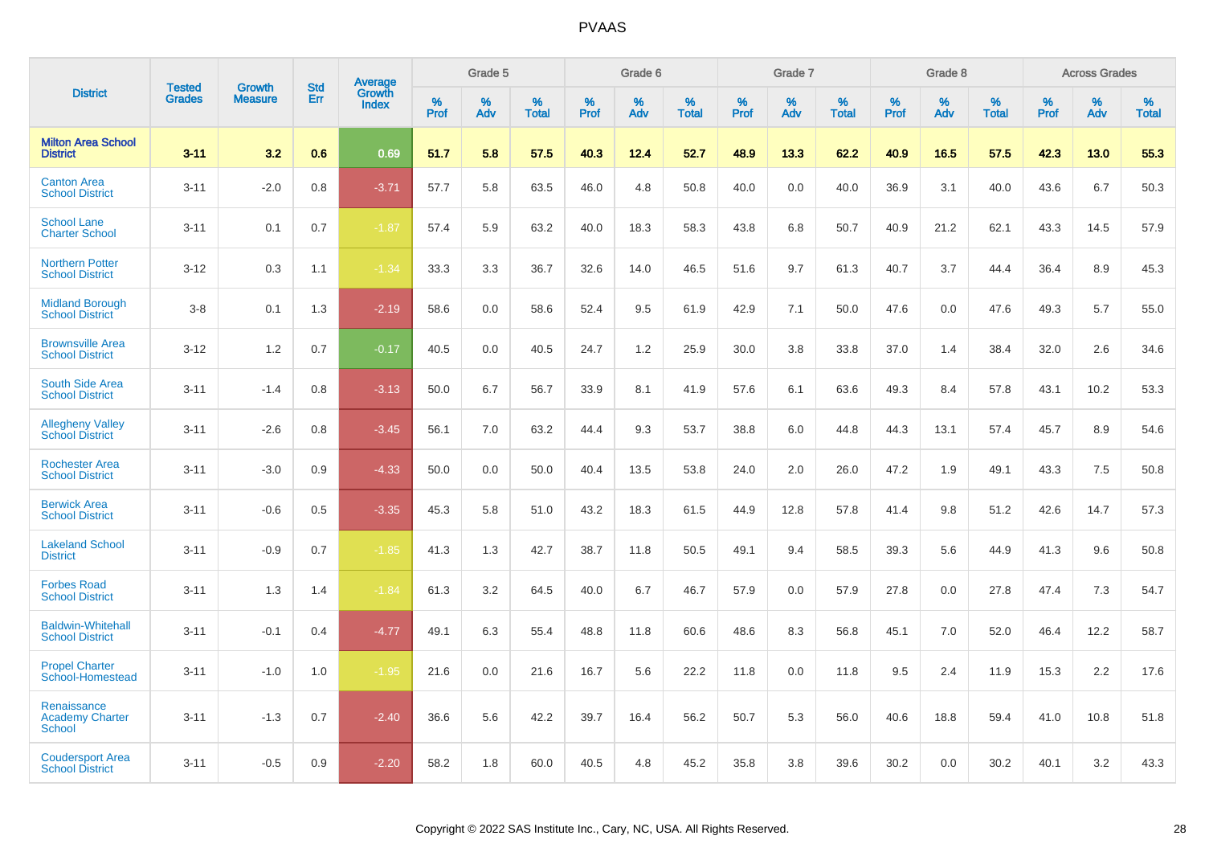# PVAAS

| District | Tested Grades | Growth Measure | Std Err | Average Growth Index | Grade 5 | | | Grade 6 | | | Grade 7 | | | Grade 8 | | | Across Grades | | |
|---|---|---|---|---|---|---|---|---|---|---|---|---|---|---|---|---|---|---|---|
| | | | | | % Prof | % Adv | % Total | % Prof | % Adv | % Total | % Prof | % Adv | % Total | % Prof | % Adv | % Total | % Prof | % Adv | % Total |
| **Milton Area School District** | **3-11** | **3.2** | **0.6** | **0.69** | **51.7** | **5.8** | **57.5** | **40.3** | **12.4** | **52.7** | **48.9** | **13.3** | **62.2** | **40.9** | **16.5** | **57.5** | **42.3** | **13.0** | **55.3** |
| Canton Area School District | 3-11 | -2.0 | 0.8 | -3.71 | 57.7 | 5.8 | 63.5 | 46.0 | 4.8 | 50.8 | 40.0 | 0.0 | 40.0 | 36.9 | 3.1 | 40.0 | 43.6 | 6.7 | 50.3 |
| School Lane Charter School | 3-11 | 0.1 | 0.7 | -1.87 | 57.4 | 5.9 | 63.2 | 40.0 | 18.3 | 58.3 | 43.8 | 6.8 | 50.7 | 40.9 | 21.2 | 62.1 | 43.3 | 14.5 | 57.9 |
| Northern Potter School District | 3-12 | 0.3 | 1.1 | -1.34 | 33.3 | 3.3 | 36.7 | 32.6 | 14.0 | 46.5 | 51.6 | 9.7 | 61.3 | 40.7 | 3.7 | 44.4 | 36.4 | 8.9 | 45.3 |
| Midland Borough School District | 3-8 | 0.1 | 1.3 | -2.19 | 58.6 | 0.0 | 58.6 | 52.4 | 9.5 | 61.9 | 42.9 | 7.1 | 50.0 | 47.6 | 0.0 | 47.6 | 49.3 | 5.7 | 55.0 |
| Brownsville Area School District | 3-12 | 1.2 | 0.7 | -0.17 | 40.5 | 0.0 | 40.5 | 24.7 | 1.2 | 25.9 | 30.0 | 3.8 | 33.8 | 37.0 | 1.4 | 38.4 | 32.0 | 2.6 | 34.6 |
| South Side Area School District | 3-11 | -1.4 | 0.8 | -3.13 | 50.0 | 6.7 | 56.7 | 33.9 | 8.1 | 41.9 | 57.6 | 6.1 | 63.6 | 49.3 | 8.4 | 57.8 | 43.1 | 10.2 | 53.3 |
| Allegheny Valley School District | 3-11 | -2.6 | 0.8 | -3.45 | 56.1 | 7.0 | 63.2 | 44.4 | 9.3 | 53.7 | 38.8 | 6.0 | 44.8 | 44.3 | 13.1 | 57.4 | 45.7 | 8.9 | 54.6 |
| Rochester Area School District | 3-11 | -3.0 | 0.9 | -4.33 | 50.0 | 0.0 | 50.0 | 40.4 | 13.5 | 53.8 | 24.0 | 2.0 | 26.0 | 47.2 | 1.9 | 49.1 | 43.3 | 7.5 | 50.8 |
| Berwick Area School District | 3-11 | -0.6 | 0.5 | -3.35 | 45.3 | 5.8 | 51.0 | 43.2 | 18.3 | 61.5 | 44.9 | 12.8 | 57.8 | 41.4 | 9.8 | 51.2 | 42.6 | 14.7 | 57.3 |
| Lakeland School District | 3-11 | -0.9 | 0.7 | -1.85 | 41.3 | 1.3 | 42.7 | 38.7 | 11.8 | 50.5 | 49.1 | 9.4 | 58.5 | 39.3 | 5.6 | 44.9 | 41.3 | 9.6 | 50.8 |
| Forbes Road School District | 3-11 | 1.3 | 1.4 | -1.84 | 61.3 | 3.2 | 64.5 | 40.0 | 6.7 | 46.7 | 57.9 | 0.0 | 57.9 | 27.8 | 0.0 | 27.8 | 47.4 | 7.3 | 54.7 |
| Baldwin-Whitehall School District | 3-11 | -0.1 | 0.4 | -4.77 | 49.1 | 6.3 | 55.4 | 48.8 | 11.8 | 60.6 | 48.6 | 8.3 | 56.8 | 45.1 | 7.0 | 52.0 | 46.4 | 12.2 | 58.7 |
| Propel Charter School-Homestead | 3-11 | -1.0 | 1.0 | -1.95 | 21.6 | 0.0 | 21.6 | 16.7 | 5.6 | 22.2 | 11.8 | 0.0 | 11.8 | 9.5 | 2.4 | 11.9 | 15.3 | 2.2 | 17.6 |
| Renaissance Academy Charter School | 3-11 | -1.3 | 0.7 | -2.40 | 36.6 | 5.6 | 42.2 | 39.7 | 16.4 | 56.2 | 50.7 | 5.3 | 56.0 | 40.6 | 18.8 | 59.4 | 41.0 | 10.8 | 51.8 |
| Coudersport Area School District | 3-11 | -0.5 | 0.9 | -2.20 | 58.2 | 1.8 | 60.0 | 40.5 | 4.8 | 45.2 | 35.8 | 3.8 | 39.6 | 30.2 | 0.0 | 30.2 | 40.1 | 3.2 | 43.3 |

Copyright © 2022 SAS Institute Inc., Cary, NC, USA. All Rights Reserved.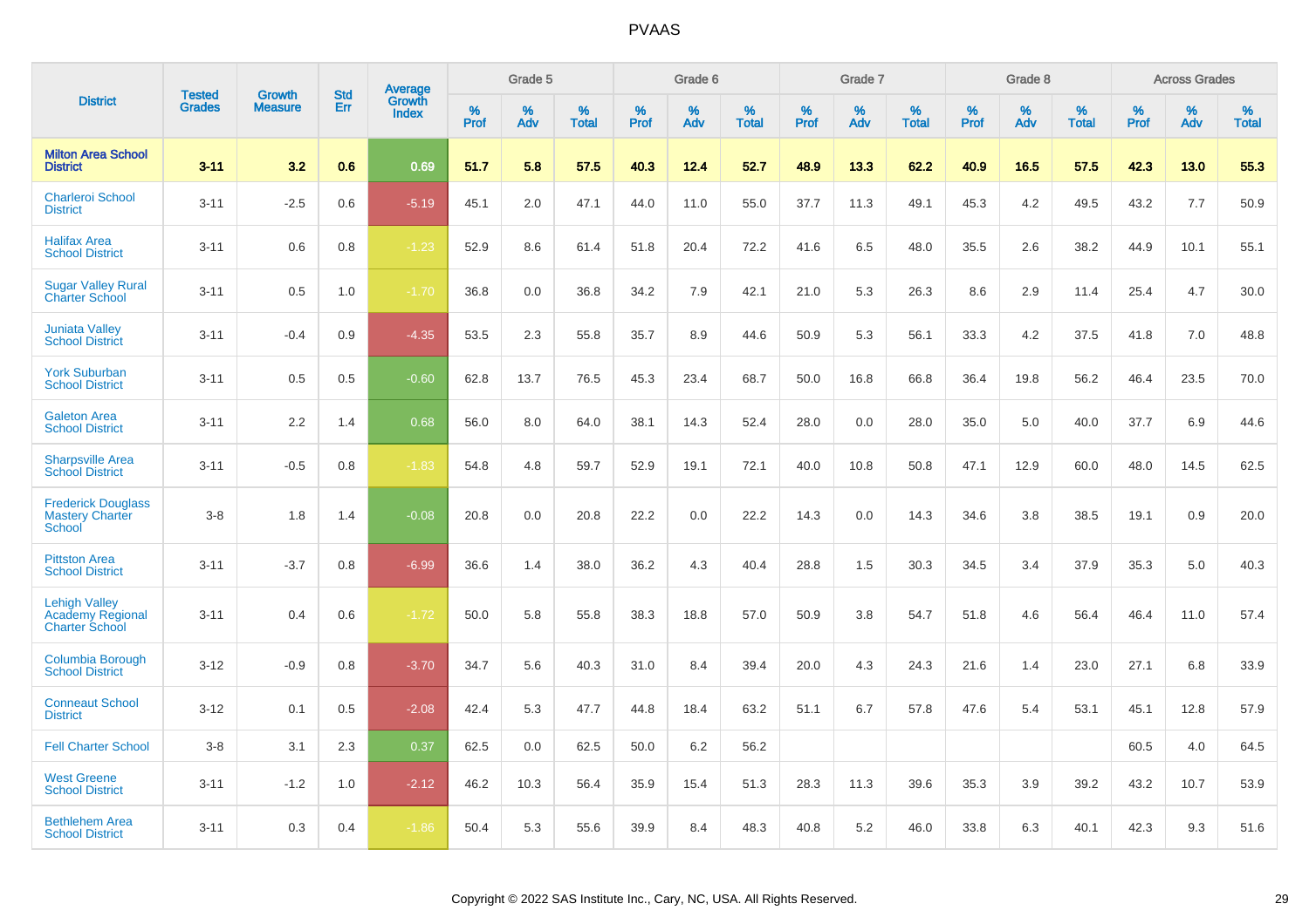# PVAAS

| District | Tested Grades | Growth Measure | Std Err | Average Growth Index | Grade 5 | | | Grade 6 | | | Grade 7 | | | Grade 8 | | | Across Grades | | |
|---|---|---|---|---|---|---|---|---|---|---|---|---|---|---|---|---|---|---|---|
| | | | | | % Prof | % Adv | % Total | % Prof | % Adv | % Total | % Prof | % Adv | % Total | % Prof | % Adv | % Total | % Prof | % Adv | % Total |
| **Milton Area School District** | **3-11** | **3.2** | **0.6** | **0.69** | **51.7** | **5.8** | **57.5** | **40.3** | **12.4** | **52.7** | **48.9** | **13.3** | **62.2** | **40.9** | **16.5** | **57.5** | **42.3** | **13.0** | **55.3** |
| Charleroi School District | 3-11 | -2.5 | 0.6 | -5.19 | 45.1 | 2.0 | 47.1 | 44.0 | 11.0 | 55.0 | 37.7 | 11.3 | 49.1 | 45.3 | 4.2 | 49.5 | 43.2 | 7.7 | 50.9 |
| Halifax Area School District | 3-11 | 0.6 | 0.8 | -1.23 | 52.9 | 8.6 | 61.4 | 51.8 | 20.4 | 72.2 | 41.6 | 6.5 | 48.0 | 35.5 | 2.6 | 38.2 | 44.9 | 10.1 | 55.1 |
| Sugar Valley Rural Charter School | 3-11 | 0.5 | 1.0 | -1.70 | 36.8 | 0.0 | 36.8 | 34.2 | 7.9 | 42.1 | 21.0 | 5.3 | 26.3 | 8.6 | 2.9 | 11.4 | 25.4 | 4.7 | 30.0 |
| Juniata Valley School District | 3-11 | -0.4 | 0.9 | -4.35 | 53.5 | 2.3 | 55.8 | 35.7 | 8.9 | 44.6 | 50.9 | 5.3 | 56.1 | 33.3 | 4.2 | 37.5 | 41.8 | 7.0 | 48.8 |
| York Suburban School District | 3-11 | 0.5 | 0.5 | -0.60 | 62.8 | 13.7 | 76.5 | 45.3 | 23.4 | 68.7 | 50.0 | 16.8 | 66.8 | 36.4 | 19.8 | 56.2 | 46.4 | 23.5 | 70.0 |
| Galeton Area School District | 3-11 | 2.2 | 1.4 | 0.68 | 56.0 | 8.0 | 64.0 | 38.1 | 14.3 | 52.4 | 28.0 | 0.0 | 28.0 | 35.0 | 5.0 | 40.0 | 37.7 | 6.9 | 44.6 |
| Sharpsville Area School District | 3-11 | -0.5 | 0.8 | -1.83 | 54.8 | 4.8 | 59.7 | 52.9 | 19.1 | 72.1 | 40.0 | 10.8 | 50.8 | 47.1 | 12.9 | 60.0 | 48.0 | 14.5 | 62.5 |
| Frederick Douglass Mastery Charter School | 3-8 | 1.8 | 1.4 | -0.08 | 20.8 | 0.0 | 20.8 | 22.2 | 0.0 | 22.2 | 14.3 | 0.0 | 14.3 | 34.6 | 3.8 | 38.5 | 19.1 | 0.9 | 20.0 |
| Pittston Area School District | 3-11 | -3.7 | 0.8 | -6.99 | 36.6 | 1.4 | 38.0 | 36.2 | 4.3 | 40.4 | 28.8 | 1.5 | 30.3 | 34.5 | 3.4 | 37.9 | 35.3 | 5.0 | 40.3 |
| Lehigh Valley Academy Regional Charter School | 3-11 | 0.4 | 0.6 | -1.72 | 50.0 | 5.8 | 55.8 | 38.3 | 18.8 | 57.0 | 50.9 | 3.8 | 54.7 | 51.8 | 4.6 | 56.4 | 46.4 | 11.0 | 57.4 |
| Columbia Borough School District | 3-12 | -0.9 | 0.8 | -3.70 | 34.7 | 5.6 | 40.3 | 31.0 | 8.4 | 39.4 | 20.0 | 4.3 | 24.3 | 21.6 | 1.4 | 23.0 | 27.1 | 6.8 | 33.9 |
| Conneaut School District | 3-12 | 0.1 | 0.5 | -2.08 | 42.4 | 5.3 | 47.7 | 44.8 | 18.4 | 63.2 | 51.1 | 6.7 | 57.8 | 47.6 | 5.4 | 53.1 | 45.1 | 12.8 | 57.9 |
| Fell Charter School | 3-8 | 3.1 | 2.3 | 0.37 | 62.5 | 0.0 | 62.5 | 50.0 | 6.2 | 56.2 | | | | | | | 60.5 | 4.0 | 64.5 |
| West Greene School District | 3-11 | -1.2 | 1.0 | -2.12 | 46.2 | 10.3 | 56.4 | 35.9 | 15.4 | 51.3 | 28.3 | 11.3 | 39.6 | 35.3 | 3.9 | 39.2 | 43.2 | 10.7 | 53.9 |
| Bethlehem Area School District | 3-11 | 0.3 | 0.4 | -1.86 | 50.4 | 5.3 | 55.6 | 39.9 | 8.4 | 48.3 | 40.8 | 5.2 | 46.0 | 33.8 | 6.3 | 40.1 | 42.3 | 9.3 | 51.6 |

Copyright © 2022 SAS Institute Inc., Cary, NC, USA. All Rights Reserved.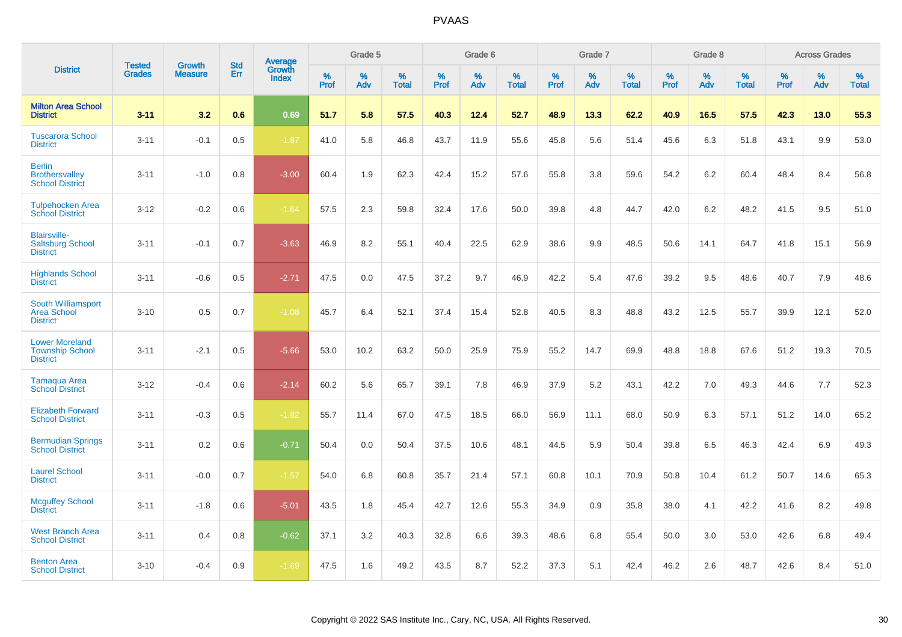# PVAAS

| District | Tested Grades | Growth Measure | Std Err | Average Growth Index | Grade 5 | | | Grade 6 | | | Grade 7 | | | Grade 8 | | | Across Grades | | |
|---|---|---|---|---|---|---|---|---|---|---|---|---|---|---|---|---|---|---|---|
| | | | | | % Prof | % Adv | % Total | % Prof | % Adv | % Total | % Prof | % Adv | % Total | % Prof | % Adv | % Total | % Prof | % Adv | % Total |
| **Milton Area School District** | **3-11** | **3.2** | **0.6** | **0.69** | **51.7** | **5.8** | **57.5** | **40.3** | **12.4** | **52.7** | **48.9** | **13.3** | **62.2** | **40.9** | **16.5** | **57.5** | **42.3** | **13.0** | **55.3** |
| Tuscarora School District | 3-11 | -0.1 | 0.5 | -1.87 | 41.0 | 5.8 | 46.8 | 43.7 | 11.9 | 55.6 | 45.8 | 5.6 | 51.4 | 45.6 | 6.3 | 51.8 | 43.1 | 9.9 | 53.0 |
| Berlin Brothersvalley School District | 3-11 | -1.0 | 0.8 | -3.00 | 60.4 | 1.9 | 62.3 | 42.4 | 15.2 | 57.6 | 55.8 | 3.8 | 59.6 | 54.2 | 6.2 | 60.4 | 48.4 | 8.4 | 56.8 |
| Tulpehocken Area School District | 3-12 | -0.2 | 0.6 | -1.64 | 57.5 | 2.3 | 59.8 | 32.4 | 17.6 | 50.0 | 39.8 | 4.8 | 44.7 | 42.0 | 6.2 | 48.2 | 41.5 | 9.5 | 51.0 |
| Blairsville-Saltsburg School District | 3-11 | -0.1 | 0.7 | -3.63 | 46.9 | 8.2 | 55.1 | 40.4 | 22.5 | 62.9 | 38.6 | 9.9 | 48.5 | 50.6 | 14.1 | 64.7 | 41.8 | 15.1 | 56.9 |
| Highlands School District | 3-11 | -0.6 | 0.5 | -2.71 | 47.5 | 0.0 | 47.5 | 37.2 | 9.7 | 46.9 | 42.2 | 5.4 | 47.6 | 39.2 | 9.5 | 48.6 | 40.7 | 7.9 | 48.6 |
| South Williamsport Area School District | 3-10 | 0.5 | 0.7 | -1.08 | 45.7 | 6.4 | 52.1 | 37.4 | 15.4 | 52.8 | 40.5 | 8.3 | 48.8 | 43.2 | 12.5 | 55.7 | 39.9 | 12.1 | 52.0 |
| Lower Moreland Township School District | 3-11 | -2.1 | 0.5 | -5.66 | 53.0 | 10.2 | 63.2 | 50.0 | 25.9 | 75.9 | 55.2 | 14.7 | 69.9 | 48.8 | 18.8 | 67.6 | 51.2 | 19.3 | 70.5 |
| Tamaqua Area School District | 3-12 | -0.4 | 0.6 | -2.14 | 60.2 | 5.6 | 65.7 | 39.1 | 7.8 | 46.9 | 37.9 | 5.2 | 43.1 | 42.2 | 7.0 | 49.3 | 44.6 | 7.7 | 52.3 |
| Elizabeth Forward School District | 3-11 | -0.3 | 0.5 | -1.82 | 55.7 | 11.4 | 67.0 | 47.5 | 18.5 | 66.0 | 56.9 | 11.1 | 68.0 | 50.9 | 6.3 | 57.1 | 51.2 | 14.0 | 65.2 |
| Bermudian Springs School District | 3-11 | 0.2 | 0.6 | -0.71 | 50.4 | 0.0 | 50.4 | 37.5 | 10.6 | 48.1 | 44.5 | 5.9 | 50.4 | 39.8 | 6.5 | 46.3 | 42.4 | 6.9 | 49.3 |
| Laurel School District | 3-11 | -0.0 | 0.7 | -1.57 | 54.0 | 6.8 | 60.8 | 35.7 | 21.4 | 57.1 | 60.8 | 10.1 | 70.9 | 50.8 | 10.4 | 61.2 | 50.7 | 14.6 | 65.3 |
| Mcguffey School District | 3-11 | -1.8 | 0.6 | -5.01 | 43.5 | 1.8 | 45.4 | 42.7 | 12.6 | 55.3 | 34.9 | 0.9 | 35.8 | 38.0 | 4.1 | 42.2 | 41.6 | 8.2 | 49.8 |
| West Branch Area School District | 3-11 | 0.4 | 0.8 | -0.62 | 37.1 | 3.2 | 40.3 | 32.8 | 6.6 | 39.3 | 48.6 | 6.8 | 55.4 | 50.0 | 3.0 | 53.0 | 42.6 | 6.8 | 49.4 |
| Benton Area School District | 3-10 | -0.4 | 0.9 | -1.69 | 47.5 | 1.6 | 49.2 | 43.5 | 8.7 | 52.2 | 37.3 | 5.1 | 42.4 | 46.2 | 2.6 | 48.7 | 42.6 | 8.4 | 51.0 |

Copyright © 2022 SAS Institute Inc., Cary, NC, USA. All Rights Reserved.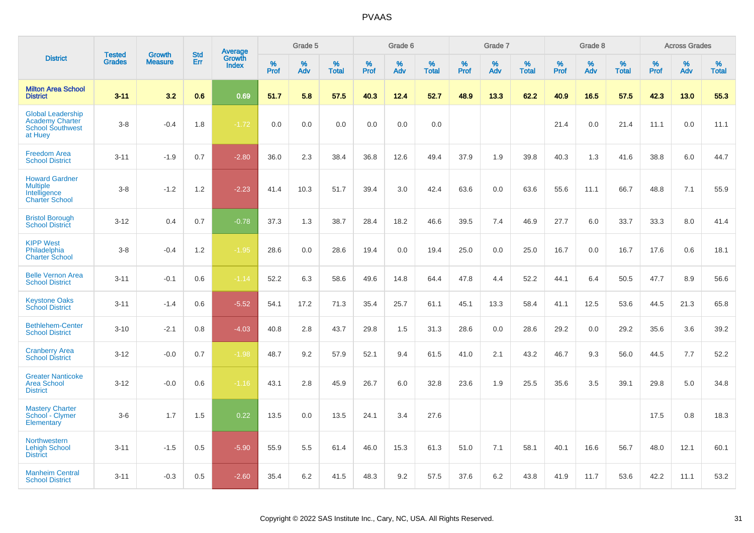# PVAAS

| District | Tested Grades | Growth Measure | Std Err | Average Growth Index | Grade 5 | | | Grade 6 | | | Grade 7 | | | Grade 8 | | | Across Grades | | |
|---|---|---|---|---|---|---|---|---|---|---|---|---|---|---|---|---|---|---|---|
| | | | | | % Prof | % Adv | % Total | % Prof | % Adv | % Total | % Prof | % Adv | % Total | % Prof | % Adv | % Total | % Prof | % Adv | % Total |
| **Milton Area School District** | **3-11** | **3.2** | **0.6** | **0.69** | **51.7** | **5.8** | **57.5** | **40.3** | **12.4** | **52.7** | **48.9** | **13.3** | **62.2** | **40.9** | **16.5** | **57.5** | **42.3** | **13.0** | **55.3** |
| Global Leadership Academy Charter School Southwest at Huey | 3-8 | -0.4 | 1.8 | -1.72 | 0.0 | 0.0 | 0.0 | 0.0 | 0.0 | 0.0 | | | | 21.4 | 0.0 | 21.4 | 11.1 | 0.0 | 11.1 |
| Freedom Area School District | 3-11 | -1.9 | 0.7 | -2.80 | 36.0 | 2.3 | 38.4 | 36.8 | 12.6 | 49.4 | 37.9 | 1.9 | 39.8 | 40.3 | 1.3 | 41.6 | 38.8 | 6.0 | 44.7 |
| Howard Gardner Multiple Intelligence Charter School | 3-8 | -1.2 | 1.2 | -2.23 | 41.4 | 10.3 | 51.7 | 39.4 | 3.0 | 42.4 | 63.6 | 0.0 | 63.6 | 55.6 | 11.1 | 66.7 | 48.8 | 7.1 | 55.9 |
| Bristol Borough School District | 3-12 | 0.4 | 0.7 | -0.78 | 37.3 | 1.3 | 38.7 | 28.4 | 18.2 | 46.6 | 39.5 | 7.4 | 46.9 | 27.7 | 6.0 | 33.7 | 33.3 | 8.0 | 41.4 |
| KIPP West Philadelphia Charter School | 3-8 | -0.4 | 1.2 | -1.95 | 28.6 | 0.0 | 28.6 | 19.4 | 0.0 | 19.4 | 25.0 | 0.0 | 25.0 | 16.7 | 0.0 | 16.7 | 17.6 | 0.6 | 18.1 |
| Belle Vernon Area School District | 3-11 | -0.1 | 0.6 | -1.14 | 52.2 | 6.3 | 58.6 | 49.6 | 14.8 | 64.4 | 47.8 | 4.4 | 52.2 | 44.1 | 6.4 | 50.5 | 47.7 | 8.9 | 56.6 |
| Keystone Oaks School District | 3-11 | -1.4 | 0.6 | -5.52 | 54.1 | 17.2 | 71.3 | 35.4 | 25.7 | 61.1 | 45.1 | 13.3 | 58.4 | 41.1 | 12.5 | 53.6 | 44.5 | 21.3 | 65.8 |
| Bethlehem-Center School District | 3-10 | -2.1 | 0.8 | -4.03 | 40.8 | 2.8 | 43.7 | 29.8 | 1.5 | 31.3 | 28.6 | 0.0 | 28.6 | 29.2 | 0.0 | 29.2 | 35.6 | 3.6 | 39.2 |
| Cranberry Area School District | 3-12 | -0.0 | 0.7 | -1.98 | 48.7 | 9.2 | 57.9 | 52.1 | 9.4 | 61.5 | 41.0 | 2.1 | 43.2 | 46.7 | 9.3 | 56.0 | 44.5 | 7.7 | 52.2 |
| Greater Nanticoke Area School District | 3-12 | -0.0 | 0.6 | -1.16 | 43.1 | 2.8 | 45.9 | 26.7 | 6.0 | 32.8 | 23.6 | 1.9 | 25.5 | 35.6 | 3.5 | 39.1 | 29.8 | 5.0 | 34.8 |
| Mastery Charter School - Clymer Elementary | 3-6 | 1.7 | 1.5 | 0.22 | 13.5 | 0.0 | 13.5 | 24.1 | 3.4 | 27.6 | | | | | | | 17.5 | 0.8 | 18.3 |
| Northwestern Lehigh School District | 3-11 | -1.5 | 0.5 | -5.90 | 55.9 | 5.5 | 61.4 | 46.0 | 15.3 | 61.3 | 51.0 | 7.1 | 58.1 | 40.1 | 16.6 | 56.7 | 48.0 | 12.1 | 60.1 |
| Manheim Central School District | 3-11 | -0.3 | 0.5 | -2.60 | 35.4 | 6.2 | 41.5 | 48.3 | 9.2 | 57.5 | 37.6 | 6.2 | 43.8 | 41.9 | 11.7 | 53.6 | 42.2 | 11.1 | 53.2 |

Copyright © 2022 SAS Institute Inc., Cary, NC, USA. All Rights Reserved.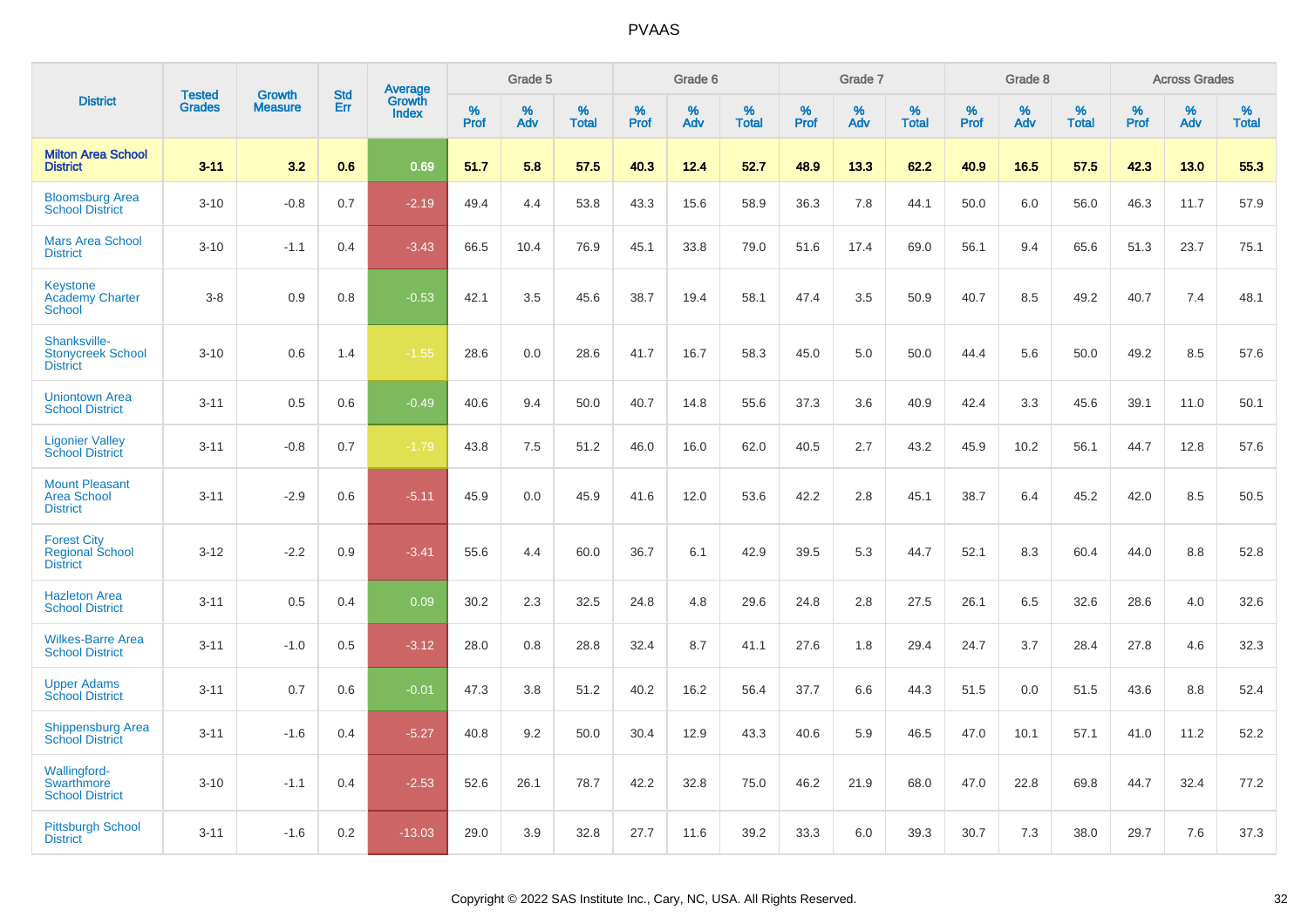| District | Tested Grades | Growth Measure | Std Err | Average Growth Index | Grade 5 | | | Grade 6 | | | Grade 7 | | | Grade 8 | | | Across Grades | | |
|---|---|---|---|---|---|---|---|---|---|---|---|---|---|---|---|---|---|---|---|
| | | | | | % Prof | % Adv | % Total | % Prof | % Adv | % Total | % Prof | % Adv | % Total | % Prof | % Adv | % Total | % Prof | % Adv | % Total |
| **Milton Area School District** | **3-11** | **3.2** | **0.6** | **0.69** | **51.7** | **5.8** | **57.5** | **40.3** | **12.4** | **52.7** | **48.9** | **13.3** | **62.2** | **40.9** | **16.5** | **57.5** | **42.3** | **13.0** | **55.3** |
| Bloomsburg Area School District | 3-10 | -0.8 | 0.7 | -2.19 | 49.4 | 4.4 | 53.8 | 43.3 | 15.6 | 58.9 | 36.3 | 7.8 | 44.1 | 50.0 | 6.0 | 56.0 | 46.3 | 11.7 | 57.9 |
| Mars Area School District | 3-10 | -1.1 | 0.4 | -3.43 | 66.5 | 10.4 | 76.9 | 45.1 | 33.8 | 79.0 | 51.6 | 17.4 | 69.0 | 56.1 | 9.4 | 65.6 | 51.3 | 23.7 | 75.1 |
| Keystone Academy Charter School | 3-8 | 0.9 | 0.8 | -0.53 | 42.1 | 3.5 | 45.6 | 38.7 | 19.4 | 58.1 | 47.4 | 3.5 | 50.9 | 40.7 | 8.5 | 49.2 | 40.7 | 7.4 | 48.1 |
| Shanksville-Stonycreek School District | 3-10 | 0.6 | 1.4 | -1.55 | 28.6 | 0.0 | 28.6 | 41.7 | 16.7 | 58.3 | 45.0 | 5.0 | 50.0 | 44.4 | 5.6 | 50.0 | 49.2 | 8.5 | 57.6 |
| Uniontown Area School District | 3-11 | 0.5 | 0.6 | -0.49 | 40.6 | 9.4 | 50.0 | 40.7 | 14.8 | 55.6 | 37.3 | 3.6 | 40.9 | 42.4 | 3.3 | 45.6 | 39.1 | 11.0 | 50.1 |
| Ligonier Valley School District | 3-11 | -0.8 | 0.7 | -1.79 | 43.8 | 7.5 | 51.2 | 46.0 | 16.0 | 62.0 | 40.5 | 2.7 | 43.2 | 45.9 | 10.2 | 56.1 | 44.7 | 12.8 | 57.6 |
| Mount Pleasant Area School District | 3-11 | -2.9 | 0.6 | -5.11 | 45.9 | 0.0 | 45.9 | 41.6 | 12.0 | 53.6 | 42.2 | 2.8 | 45.1 | 38.7 | 6.4 | 45.2 | 42.0 | 8.5 | 50.5 |
| Forest City Regional School District | 3-12 | -2.2 | 0.9 | -3.41 | 55.6 | 4.4 | 60.0 | 36.7 | 6.1 | 42.9 | 39.5 | 5.3 | 44.7 | 52.1 | 8.3 | 60.4 | 44.0 | 8.8 | 52.8 |
| Hazleton Area School District | 3-11 | 0.5 | 0.4 | 0.09 | 30.2 | 2.3 | 32.5 | 24.8 | 4.8 | 29.6 | 24.8 | 2.8 | 27.5 | 26.1 | 6.5 | 32.6 | 28.6 | 4.0 | 32.6 |
| Wilkes-Barre Area School District | 3-11 | -1.0 | 0.5 | -3.12 | 28.0 | 0.8 | 28.8 | 32.4 | 8.7 | 41.1 | 27.6 | 1.8 | 29.4 | 24.7 | 3.7 | 28.4 | 27.8 | 4.6 | 32.3 |
| Upper Adams School District | 3-11 | 0.7 | 0.6 | -0.01 | 47.3 | 3.8 | 51.2 | 40.2 | 16.2 | 56.4 | 37.7 | 6.6 | 44.3 | 51.5 | 0.0 | 51.5 | 43.6 | 8.8 | 52.4 |
| Shippensburg Area School District | 3-11 | -1.6 | 0.4 | -5.27 | 40.8 | 9.2 | 50.0 | 30.4 | 12.9 | 43.3 | 40.6 | 5.9 | 46.5 | 47.0 | 10.1 | 57.1 | 41.0 | 11.2 | 52.2 |
| Wallingford-Swarthmore School District | 3-10 | -1.1 | 0.4 | -2.53 | 52.6 | 26.1 | 78.7 | 42.2 | 32.8 | 75.0 | 46.2 | 21.9 | 68.0 | 47.0 | 22.8 | 69.8 | 44.7 | 32.4 | 77.2 |
| Pittsburgh School District | 3-11 | -1.6 | 0.2 | -13.03 | 29.0 | 3.9 | 32.8 | 27.7 | 11.6 | 39.2 | 33.3 | 6.0 | 39.3 | 30.7 | 7.3 | 38.0 | 29.7 | 7.6 | 37.3 |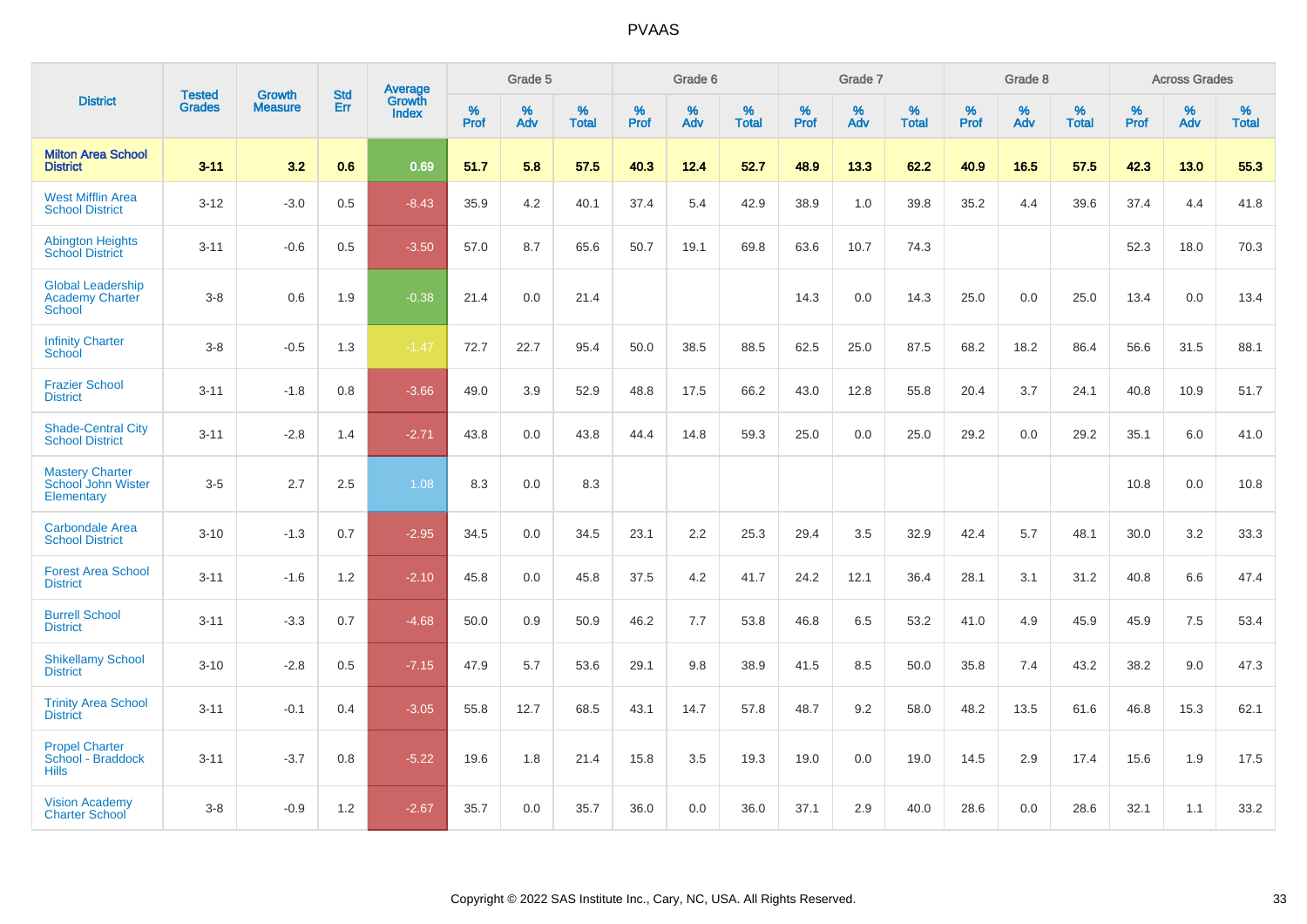# PVAAS

| District | Tested Grades | Growth Measure | Std Err | Average Growth Index | Grade 5 | | | Grade 6 | | | Grade 7 | | | Grade 8 | | | Across Grades | | |
|---|---|---|---|---|---|---|---|---|---|---|---|---|---|---|---|---|---|---|---|
| | | | | | % Prof | % Adv | % Total | % Prof | % Adv | % Total | % Prof | % Adv | % Total | % Prof | % Adv | % Total | % Prof | % Adv | % Total |
| **Milton Area School District** | **3-11** | **3.2** | **0.6** | **0.69** | **51.7** | **5.8** | **57.5** | **40.3** | **12.4** | **52.7** | **48.9** | **13.3** | **62.2** | **40.9** | **16.5** | **57.5** | **42.3** | **13.0** | **55.3** |
| West Mifflin Area School District | 3-12 | -3.0 | 0.5 | -8.43 | 35.9 | 4.2 | 40.1 | 37.4 | 5.4 | 42.9 | 38.9 | 1.0 | 39.8 | 35.2 | 4.4 | 39.6 | 37.4 | 4.4 | 41.8 |
| Abington Heights School District | 3-11 | -0.6 | 0.5 | -3.50 | 57.0 | 8.7 | 65.6 | 50.7 | 19.1 | 69.8 | 63.6 | 10.7 | 74.3 | | | | 52.3 | 18.0 | 70.3 |
| Global Leadership Academy Charter School | 3-8 | 0.6 | 1.9 | -0.38 | 21.4 | 0.0 | 21.4 | | | | 14.3 | 0.0 | 14.3 | 25.0 | 0.0 | 25.0 | 13.4 | 0.0 | 13.4 |
| Infinity Charter School | 3-8 | -0.5 | 1.3 | -1.47 | 72.7 | 22.7 | 95.4 | 50.0 | 38.5 | 88.5 | 62.5 | 25.0 | 87.5 | 68.2 | 18.2 | 86.4 | 56.6 | 31.5 | 88.1 |
| Frazier School District | 3-11 | -1.8 | 0.8 | -3.66 | 49.0 | 3.9 | 52.9 | 48.8 | 17.5 | 66.2 | 43.0 | 12.8 | 55.8 | 20.4 | 3.7 | 24.1 | 40.8 | 10.9 | 51.7 |
| Shade-Central City School District | 3-11 | -2.8 | 1.4 | -2.71 | 43.8 | 0.0 | 43.8 | 44.4 | 14.8 | 59.3 | 25.0 | 0.0 | 25.0 | 29.2 | 0.0 | 29.2 | 35.1 | 6.0 | 41.0 |
| Mastery Charter School John Wister Elementary | 3-5 | 2.7 | 2.5 | 1.08 | 8.3 | 0.0 | 8.3 | | | | | | | | | | 10.8 | 0.0 | 10.8 |
| Carbondale Area School District | 3-10 | -1.3 | 0.7 | -2.95 | 34.5 | 0.0 | 34.5 | 23.1 | 2.2 | 25.3 | 29.4 | 3.5 | 32.9 | 42.4 | 5.7 | 48.1 | 30.0 | 3.2 | 33.3 |
| Forest Area School District | 3-11 | -1.6 | 1.2 | -2.10 | 45.8 | 0.0 | 45.8 | 37.5 | 4.2 | 41.7 | 24.2 | 12.1 | 36.4 | 28.1 | 3.1 | 31.2 | 40.8 | 6.6 | 47.4 |
| Burrell School District | 3-11 | -3.3 | 0.7 | -4.68 | 50.0 | 0.9 | 50.9 | 46.2 | 7.7 | 53.8 | 46.8 | 6.5 | 53.2 | 41.0 | 4.9 | 45.9 | 45.9 | 7.5 | 53.4 |
| Shikellamy School District | 3-10 | -2.8 | 0.5 | -7.15 | 47.9 | 5.7 | 53.6 | 29.1 | 9.8 | 38.9 | 41.5 | 8.5 | 50.0 | 35.8 | 7.4 | 43.2 | 38.2 | 9.0 | 47.3 |
| Trinity Area School District | 3-11 | -0.1 | 0.4 | -3.05 | 55.8 | 12.7 | 68.5 | 43.1 | 14.7 | 57.8 | 48.7 | 9.2 | 58.0 | 48.2 | 13.5 | 61.6 | 46.8 | 15.3 | 62.1 |
| Propel Charter School - Braddock Hills | 3-11 | -3.7 | 0.8 | -5.22 | 19.6 | 1.8 | 21.4 | 15.8 | 3.5 | 19.3 | 19.0 | 0.0 | 19.0 | 14.5 | 2.9 | 17.4 | 15.6 | 1.9 | 17.5 |
| Vision Academy Charter School | 3-8 | -0.9 | 1.2 | -2.67 | 35.7 | 0.0 | 35.7 | 36.0 | 0.0 | 36.0 | 37.1 | 2.9 | 40.0 | 28.6 | 0.0 | 28.6 | 32.1 | 1.1 | 33.2 |

Copyright © 2022 SAS Institute Inc., Cary, NC, USA. All Rights Reserved.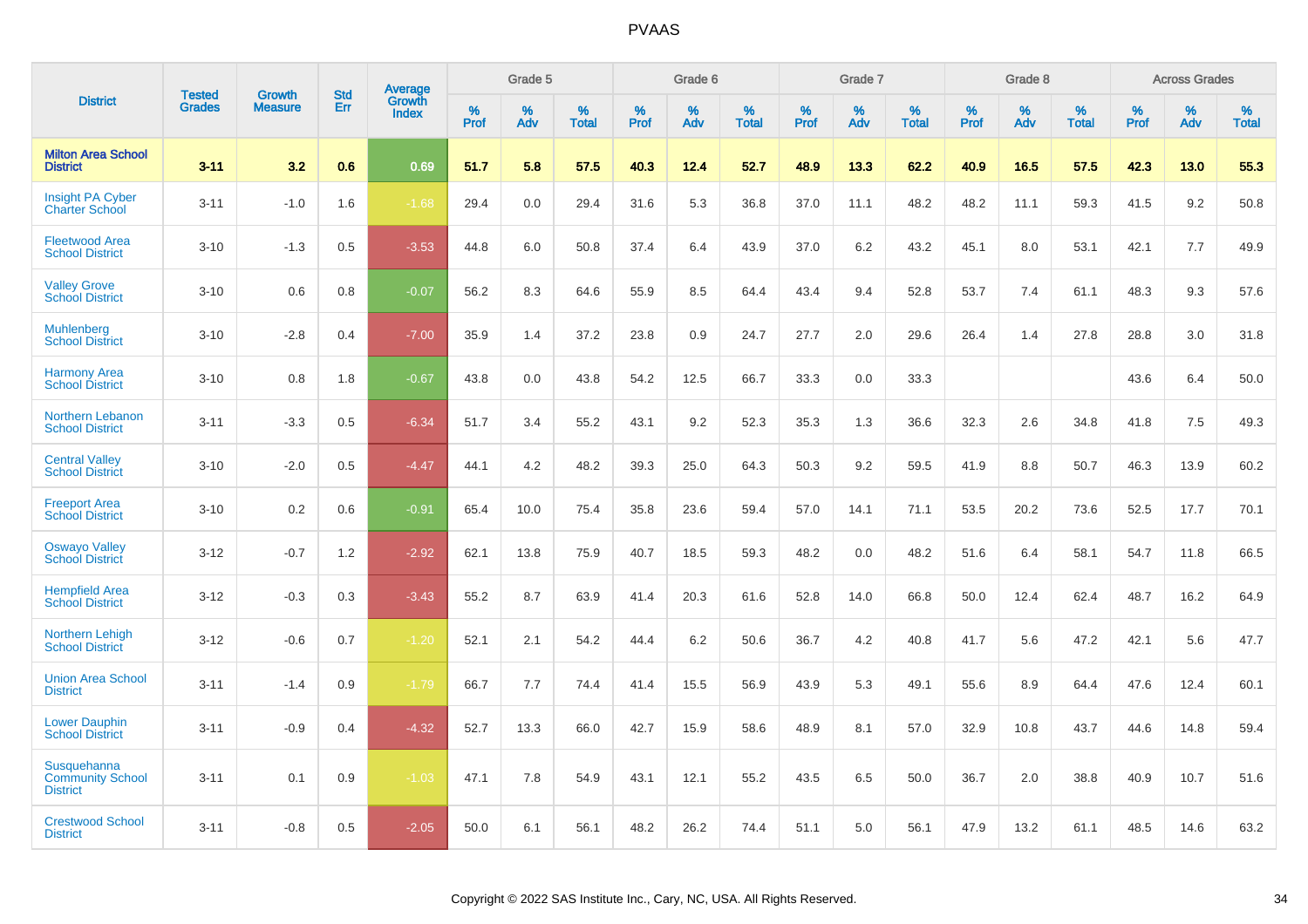# PVAAS

| District | Tested Grades | Growth Measure | Std Err | Average Growth Index | Grade 5 | | | Grade 6 | | | Grade 7 | | | Grade 8 | | | Across Grades | | |
|---|---|---|---|---|---|---|---|---|---|---|---|---|---|---|---|---|---|---|---|
| | | | | | % Prof | % Adv | % Total | % Prof | % Adv | % Total | % Prof | % Adv | % Total | % Prof | % Adv | % Total | % Prof | % Adv | % Total |
| **Milton Area School District** | **3-11** | **3.2** | **0.6** | **0.69** | **51.7** | **5.8** | **57.5** | **40.3** | **12.4** | **52.7** | **48.9** | **13.3** | **62.2** | **40.9** | **16.5** | **57.5** | **42.3** | **13.0** | **55.3** |
| Insight PA Cyber Charter School | 3-11 | -1.0 | 1.6 | -1.68 | 29.4 | 0.0 | 29.4 | 31.6 | 5.3 | 36.8 | 37.0 | 11.1 | 48.2 | 48.2 | 11.1 | 59.3 | 41.5 | 9.2 | 50.8 |
| Fleetwood Area School District | 3-10 | -1.3 | 0.5 | -3.53 | 44.8 | 6.0 | 50.8 | 37.4 | 6.4 | 43.9 | 37.0 | 6.2 | 43.2 | 45.1 | 8.0 | 53.1 | 42.1 | 7.7 | 49.9 |
| Valley Grove School District | 3-10 | 0.6 | 0.8 | -0.07 | 56.2 | 8.3 | 64.6 | 55.9 | 8.5 | 64.4 | 43.4 | 9.4 | 52.8 | 53.7 | 7.4 | 61.1 | 48.3 | 9.3 | 57.6 |
| Muhlenberg School District | 3-10 | -2.8 | 0.4 | -7.00 | 35.9 | 1.4 | 37.2 | 23.8 | 0.9 | 24.7 | 27.7 | 2.0 | 29.6 | 26.4 | 1.4 | 27.8 | 28.8 | 3.0 | 31.8 |
| Harmony Area School District | 3-10 | 0.8 | 1.8 | -0.67 | 43.8 | 0.0 | 43.8 | 54.2 | 12.5 | 66.7 | 33.3 | 0.0 | 33.3 | | | | 43.6 | 6.4 | 50.0 |
| Northern Lebanon School District | 3-11 | -3.3 | 0.5 | -6.34 | 51.7 | 3.4 | 55.2 | 43.1 | 9.2 | 52.3 | 35.3 | 1.3 | 36.6 | 32.3 | 2.6 | 34.8 | 41.8 | 7.5 | 49.3 |
| Central Valley School District | 3-10 | -2.0 | 0.5 | -4.47 | 44.1 | 4.2 | 48.2 | 39.3 | 25.0 | 64.3 | 50.3 | 9.2 | 59.5 | 41.9 | 8.8 | 50.7 | 46.3 | 13.9 | 60.2 |
| Freeport Area School District | 3-10 | 0.2 | 0.6 | -0.91 | 65.4 | 10.0 | 75.4 | 35.8 | 23.6 | 59.4 | 57.0 | 14.1 | 71.1 | 53.5 | 20.2 | 73.6 | 52.5 | 17.7 | 70.1 |
| Oswayo Valley School District | 3-12 | -0.7 | 1.2 | -2.92 | 62.1 | 13.8 | 75.9 | 40.7 | 18.5 | 59.3 | 48.2 | 0.0 | 48.2 | 51.6 | 6.4 | 58.1 | 54.7 | 11.8 | 66.5 |
| Hempfield Area School District | 3-12 | -0.3 | 0.3 | -3.43 | 55.2 | 8.7 | 63.9 | 41.4 | 20.3 | 61.6 | 52.8 | 14.0 | 66.8 | 50.0 | 12.4 | 62.4 | 48.7 | 16.2 | 64.9 |
| Northern Lehigh School District | 3-12 | -0.6 | 0.7 | -1.20 | 52.1 | 2.1 | 54.2 | 44.4 | 6.2 | 50.6 | 36.7 | 4.2 | 40.8 | 41.7 | 5.6 | 47.2 | 42.1 | 5.6 | 47.7 |
| Union Area School District | 3-11 | -1.4 | 0.9 | -1.79 | 66.7 | 7.7 | 74.4 | 41.4 | 15.5 | 56.9 | 43.9 | 5.3 | 49.1 | 55.6 | 8.9 | 64.4 | 47.6 | 12.4 | 60.1 |
| Lower Dauphin School District | 3-11 | -0.9 | 0.4 | -4.32 | 52.7 | 13.3 | 66.0 | 42.7 | 15.9 | 58.6 | 48.9 | 8.1 | 57.0 | 32.9 | 10.8 | 43.7 | 44.6 | 14.8 | 59.4 |
| Susquehanna Community School District | 3-11 | 0.1 | 0.9 | -1.03 | 47.1 | 7.8 | 54.9 | 43.1 | 12.1 | 55.2 | 43.5 | 6.5 | 50.0 | 36.7 | 2.0 | 38.8 | 40.9 | 10.7 | 51.6 |
| Crestwood School District | 3-11 | -0.8 | 0.5 | -2.05 | 50.0 | 6.1 | 56.1 | 48.2 | 26.2 | 74.4 | 51.1 | 5.0 | 56.1 | 47.9 | 13.2 | 61.1 | 48.5 | 14.6 | 63.2 |

Copyright © 2022 SAS Institute Inc., Cary, NC, USA. All Rights Reserved.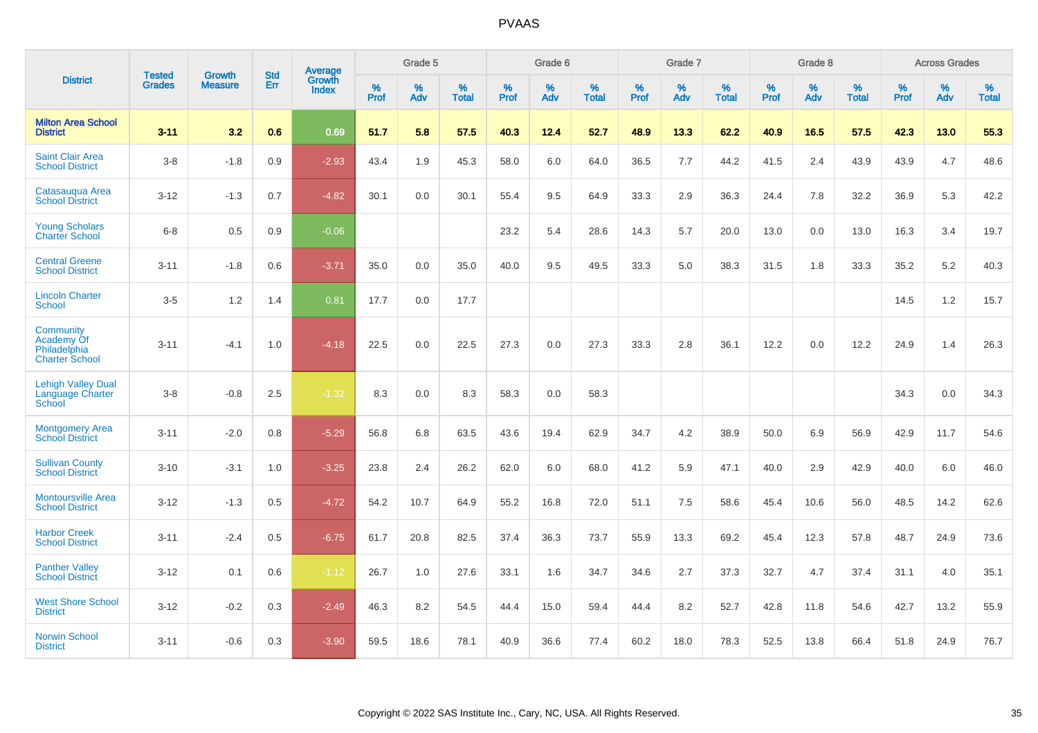PVAAS

| District | Tested Grades | Growth Measure | Std Err | Average Growth Index | Grade 5 | | | Grade 6 | | | Grade 7 | | | Grade 8 | | | Across Grades | | |
|---|---|---|---|---|---|---|---|---|---|---|---|---|---|---|---|---|---|---|---|
| | | | | | % Prof | % Adv | % Total | % Prof | % Adv | % Total | % Prof | % Adv | % Total | % Prof | % Adv | % Total | % Prof | % Adv | % Total |
| **Milton Area School District** | **3-11** | **3.2** | **0.6** | **0.69** | **51.7** | **5.8** | **57.5** | **40.3** | **12.4** | **52.7** | **48.9** | **13.3** | **62.2** | **40.9** | **16.5** | **57.5** | **42.3** | **13.0** | **55.3** |
| Saint Clair Area School District | 3-8 | -1.8 | 0.9 | -2.93 | 43.4 | 1.9 | 45.3 | 58.0 | 6.0 | 64.0 | 36.5 | 7.7 | 44.2 | 41.5 | 2.4 | 43.9 | 43.9 | 4.7 | 48.6 |
| Catasauqua Area School District | 3-12 | -1.3 | 0.7 | -4.82 | 30.1 | 0.0 | 30.1 | 55.4 | 9.5 | 64.9 | 33.3 | 2.9 | 36.3 | 24.4 | 7.8 | 32.2 | 36.9 | 5.3 | 42.2 |
| Young Scholars Charter School | 6-8 | 0.5 | 0.9 | -0.06 | | | | 23.2 | 5.4 | 28.6 | 14.3 | 5.7 | 20.0 | 13.0 | 0.0 | 13.0 | 16.3 | 3.4 | 19.7 |
| Central Greene School District | 3-11 | -1.8 | 0.6 | -3.71 | 35.0 | 0.0 | 35.0 | 40.0 | 9.5 | 49.5 | 33.3 | 5.0 | 38.3 | 31.5 | 1.8 | 33.3 | 35.2 | 5.2 | 40.3 |
| Lincoln Charter School | 3-5 | 1.2 | 1.4 | 0.81 | 17.7 | 0.0 | 17.7 | | | | | | | | | | 14.5 | 1.2 | 15.7 |
| Community Academy Of Philadelphia Charter School | 3-11 | -4.1 | 1.0 | -4.18 | 22.5 | 0.0 | 22.5 | 27.3 | 0.0 | 27.3 | 33.3 | 2.8 | 36.1 | 12.2 | 0.0 | 12.2 | 24.9 | 1.4 | 26.3 |
| Lehigh Valley Dual Language Charter School | 3-8 | -0.8 | 2.5 | -1.32 | 8.3 | 0.0 | 8.3 | 58.3 | 0.0 | 58.3 | | | | | | | 34.3 | 0.0 | 34.3 |
| Montgomery Area School District | 3-11 | -2.0 | 0.8 | -5.29 | 56.8 | 6.8 | 63.5 | 43.6 | 19.4 | 62.9 | 34.7 | 4.2 | 38.9 | 50.0 | 6.9 | 56.9 | 42.9 | 11.7 | 54.6 |
| Sullivan County School District | 3-10 | -3.1 | 1.0 | -3.25 | 23.8 | 2.4 | 26.2 | 62.0 | 6.0 | 68.0 | 41.2 | 5.9 | 47.1 | 40.0 | 2.9 | 42.9 | 40.0 | 6.0 | 46.0 |
| Montoursville Area School District | 3-12 | -1.3 | 0.5 | -4.72 | 54.2 | 10.7 | 64.9 | 55.2 | 16.8 | 72.0 | 51.1 | 7.5 | 58.6 | 45.4 | 10.6 | 56.0 | 48.5 | 14.2 | 62.6 |
| Harbor Creek School District | 3-11 | -2.4 | 0.5 | -6.75 | 61.7 | 20.8 | 82.5 | 37.4 | 36.3 | 73.7 | 55.9 | 13.3 | 69.2 | 45.4 | 12.3 | 57.8 | 48.7 | 24.9 | 73.6 |
| Panther Valley School District | 3-12 | 0.1 | 0.6 | -1.12 | 26.7 | 1.0 | 27.6 | 33.1 | 1.6 | 34.7 | 34.6 | 2.7 | 37.3 | 32.7 | 4.7 | 37.4 | 31.1 | 4.0 | 35.1 |
| West Shore School District | 3-12 | -0.2 | 0.3 | -2.49 | 46.3 | 8.2 | 54.5 | 44.4 | 15.0 | 59.4 | 44.4 | 8.2 | 52.7 | 42.8 | 11.8 | 54.6 | 42.7 | 13.2 | 55.9 |
| Norwin School District | 3-11 | -0.6 | 0.3 | -3.90 | 59.5 | 18.6 | 78.1 | 40.9 | 36.6 | 77.4 | 60.2 | 18.0 | 78.3 | 52.5 | 13.8 | 66.4 | 51.8 | 24.9 | 76.7 |

Copyright © 2022 SAS Institute Inc., Cary, NC, USA. All Rights Reserved.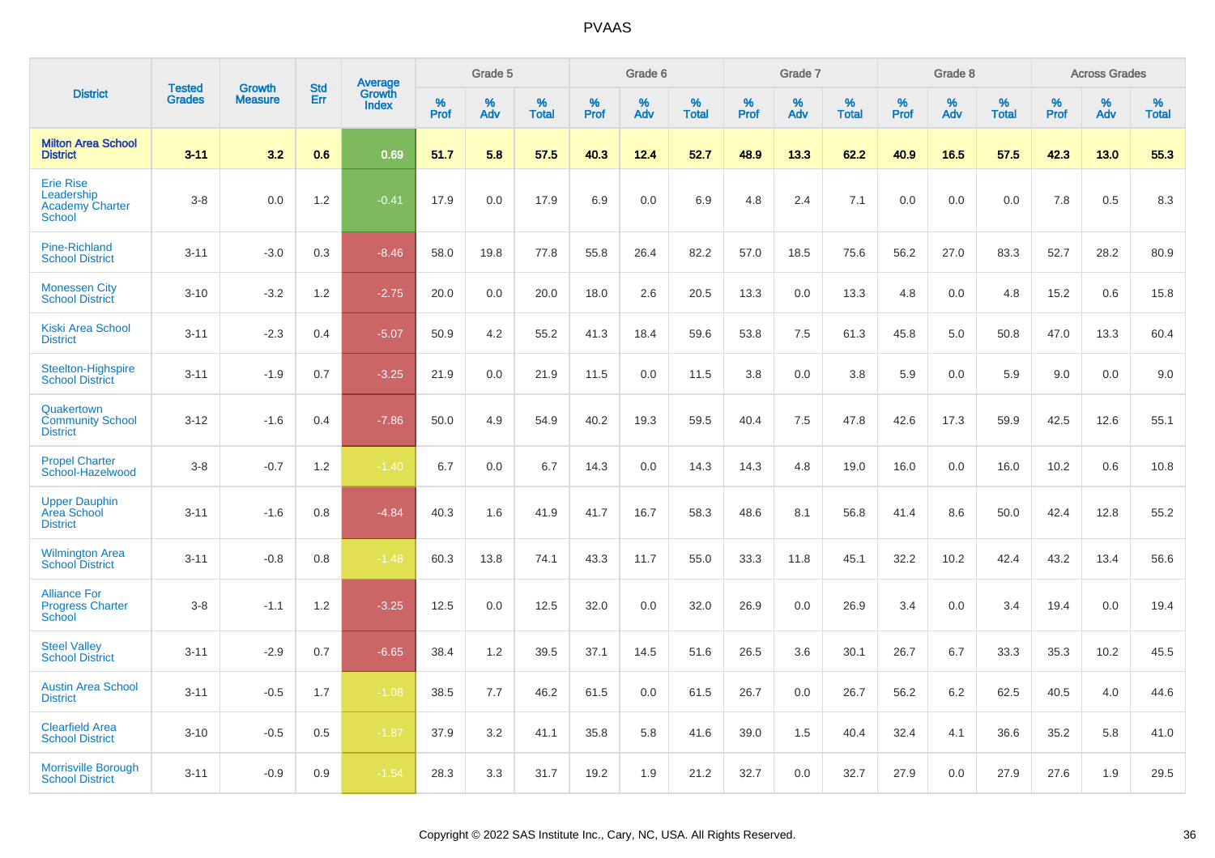# PVAAS

| District | Tested Grades | Growth Measure | Std Err | Average Growth Index | Grade 5 | | | Grade 6 | | | Grade 7 | | | Grade 8 | | | Across Grades | | |
|---|---|---|---|---|---|---|---|---|---|---|---|---|---|---|---|---|---|---|---|
| | | | | | % Prof | % Adv | % Total | % Prof | % Adv | % Total | % Prof | % Adv | % Total | % Prof | % Adv | % Total | % Prof | % Adv | % Total |
| **Milton Area School District** | **3-11** | **3.2** | **0.6** | **0.69** | **51.7** | **5.8** | **57.5** | **40.3** | **12.4** | **52.7** | **48.9** | **13.3** | **62.2** | **40.9** | **16.5** | **57.5** | **42.3** | **13.0** | **55.3** |
| Erie Rise Leadership Academy Charter School | 3-8 | 0.0 | 1.2 | -0.41 | 17.9 | 0.0 | 17.9 | 6.9 | 0.0 | 6.9 | 4.8 | 2.4 | 7.1 | 0.0 | 0.0 | 0.0 | 7.8 | 0.5 | 8.3 |
| Pine-Richland School District | 3-11 | -3.0 | 0.3 | -8.46 | 58.0 | 19.8 | 77.8 | 55.8 | 26.4 | 82.2 | 57.0 | 18.5 | 75.6 | 56.2 | 27.0 | 83.3 | 52.7 | 28.2 | 80.9 |
| Monessen City School District | 3-10 | -3.2 | 1.2 | -2.75 | 20.0 | 0.0 | 20.0 | 18.0 | 2.6 | 20.5 | 13.3 | 0.0 | 13.3 | 4.8 | 0.0 | 4.8 | 15.2 | 0.6 | 15.8 |
| Kiski Area School District | 3-11 | -2.3 | 0.4 | -5.07 | 50.9 | 4.2 | 55.2 | 41.3 | 18.4 | 59.6 | 53.8 | 7.5 | 61.3 | 45.8 | 5.0 | 50.8 | 47.0 | 13.3 | 60.4 |
| Steelton-Highspire School District | 3-11 | -1.9 | 0.7 | -3.25 | 21.9 | 0.0 | 21.9 | 11.5 | 0.0 | 11.5 | 3.8 | 0.0 | 3.8 | 5.9 | 0.0 | 5.9 | 9.0 | 0.0 | 9.0 |
| Quakertown Community School District | 3-12 | -1.6 | 0.4 | -7.86 | 50.0 | 4.9 | 54.9 | 40.2 | 19.3 | 59.5 | 40.4 | 7.5 | 47.8 | 42.6 | 17.3 | 59.9 | 42.5 | 12.6 | 55.1 |
| Propel Charter School-Hazelwood | 3-8 | -0.7 | 1.2 | -1.40 | 6.7 | 0.0 | 6.7 | 14.3 | 0.0 | 14.3 | 14.3 | 4.8 | 19.0 | 16.0 | 0.0 | 16.0 | 10.2 | 0.6 | 10.8 |
| Upper Dauphin Area School District | 3-11 | -1.6 | 0.8 | -4.84 | 40.3 | 1.6 | 41.9 | 41.7 | 16.7 | 58.3 | 48.6 | 8.1 | 56.8 | 41.4 | 8.6 | 50.0 | 42.4 | 12.8 | 55.2 |
| Wilmington Area School District | 3-11 | -0.8 | 0.8 | -1.48 | 60.3 | 13.8 | 74.1 | 43.3 | 11.7 | 55.0 | 33.3 | 11.8 | 45.1 | 32.2 | 10.2 | 42.4 | 43.2 | 13.4 | 56.6 |
| Alliance For Progress Charter School | 3-8 | -1.1 | 1.2 | -3.25 | 12.5 | 0.0 | 12.5 | 32.0 | 0.0 | 32.0 | 26.9 | 0.0 | 26.9 | 3.4 | 0.0 | 3.4 | 19.4 | 0.0 | 19.4 |
| Steel Valley School District | 3-11 | -2.9 | 0.7 | -6.65 | 38.4 | 1.2 | 39.5 | 37.1 | 14.5 | 51.6 | 26.5 | 3.6 | 30.1 | 26.7 | 6.7 | 33.3 | 35.3 | 10.2 | 45.5 |
| Austin Area School District | 3-11 | -0.5 | 1.7 | -1.08 | 38.5 | 7.7 | 46.2 | 61.5 | 0.0 | 61.5 | 26.7 | 0.0 | 26.7 | 56.2 | 6.2 | 62.5 | 40.5 | 4.0 | 44.6 |
| Clearfield Area School District | 3-10 | -0.5 | 0.5 | -1.87 | 37.9 | 3.2 | 41.1 | 35.8 | 5.8 | 41.6 | 39.0 | 1.5 | 40.4 | 32.4 | 4.1 | 36.6 | 35.2 | 5.8 | 41.0 |
| Morrisville Borough School District | 3-11 | -0.9 | 0.9 | -1.54 | 28.3 | 3.3 | 31.7 | 19.2 | 1.9 | 21.2 | 32.7 | 0.0 | 32.7 | 27.9 | 0.0 | 27.9 | 27.6 | 1.9 | 29.5 |

Copyright © 2022 SAS Institute Inc., Cary, NC, USA. All Rights Reserved.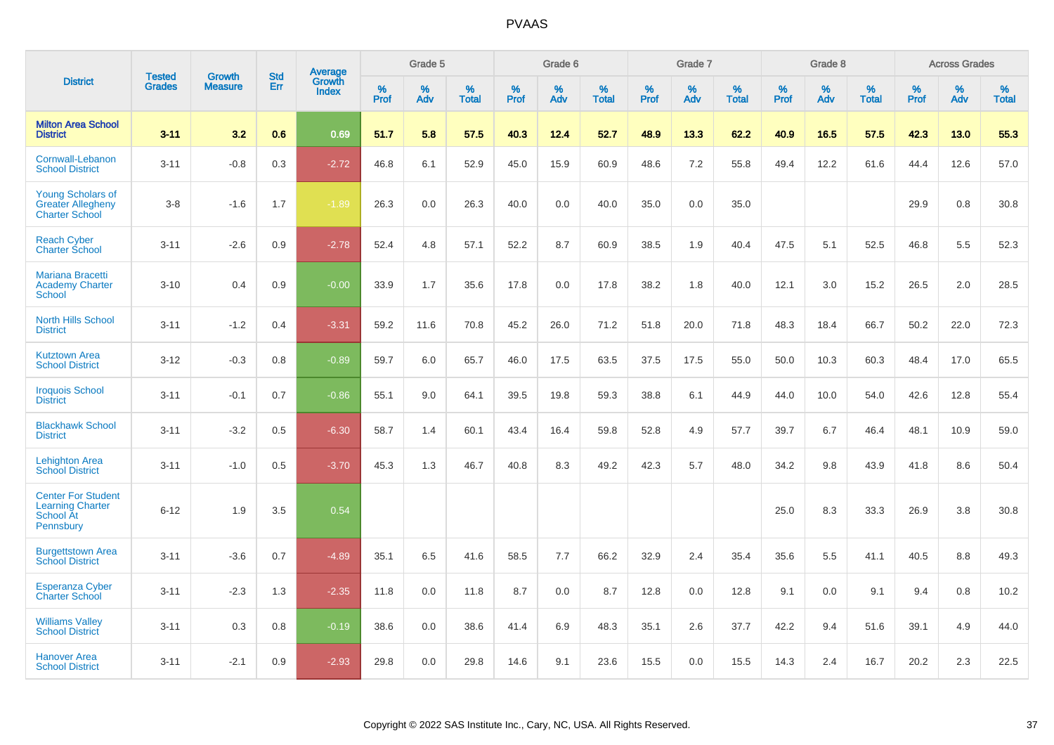# PVAAS

| District | Tested Grades | Growth Measure | Std Err | Average Growth Index | Grade 5 | | | Grade 6 | | | Grade 7 | | | Grade 8 | | | Across Grades | | |
|---|---|---|---|---|---|---|---|---|---|---|---|---|---|---|---|---|---|---|---|
| | | | | | % Prof | % Adv | % Total | % Prof | % Adv | % Total | % Prof | % Adv | % Total | % Prof | % Adv | % Total | % Prof | % Adv | % Total |
| **Milton Area School District** | **3-11** | **3.2** | **0.6** | **0.69** | **51.7** | **5.8** | **57.5** | **40.3** | **12.4** | **52.7** | **48.9** | **13.3** | **62.2** | **40.9** | **16.5** | **57.5** | **42.3** | **13.0** | **55.3** |
| Cornwall-Lebanon School District | 3-11 | -0.8 | 0.3 | -2.72 | 46.8 | 6.1 | 52.9 | 45.0 | 15.9 | 60.9 | 48.6 | 7.2 | 55.8 | 49.4 | 12.2 | 61.6 | 44.4 | 12.6 | 57.0 |
| Young Scholars of Greater Allegheny Charter School | 3-8 | -1.6 | 1.7 | -1.89 | 26.3 | 0.0 | 26.3 | 40.0 | 0.0 | 40.0 | 35.0 | 0.0 | 35.0 | | | | 29.9 | 0.8 | 30.8 |
| Reach Cyber Charter School | 3-11 | -2.6 | 0.9 | -2.78 | 52.4 | 4.8 | 57.1 | 52.2 | 8.7 | 60.9 | 38.5 | 1.9 | 40.4 | 47.5 | 5.1 | 52.5 | 46.8 | 5.5 | 52.3 |
| Mariana Bracetti Academy Charter School | 3-10 | 0.4 | 0.9 | -0.00 | 33.9 | 1.7 | 35.6 | 17.8 | 0.0 | 17.8 | 38.2 | 1.8 | 40.0 | 12.1 | 3.0 | 15.2 | 26.5 | 2.0 | 28.5 |
| North Hills School District | 3-11 | -1.2 | 0.4 | -3.31 | 59.2 | 11.6 | 70.8 | 45.2 | 26.0 | 71.2 | 51.8 | 20.0 | 71.8 | 48.3 | 18.4 | 66.7 | 50.2 | 22.0 | 72.3 |
| Kutztown Area School District | 3-12 | -0.3 | 0.8 | -0.89 | 59.7 | 6.0 | 65.7 | 46.0 | 17.5 | 63.5 | 37.5 | 17.5 | 55.0 | 50.0 | 10.3 | 60.3 | 48.4 | 17.0 | 65.5 |
| Iroquois School District | 3-11 | -0.1 | 0.7 | -0.86 | 55.1 | 9.0 | 64.1 | 39.5 | 19.8 | 59.3 | 38.8 | 6.1 | 44.9 | 44.0 | 10.0 | 54.0 | 42.6 | 12.8 | 55.4 |
| Blackhawk School District | 3-11 | -3.2 | 0.5 | -6.30 | 58.7 | 1.4 | 60.1 | 43.4 | 16.4 | 59.8 | 52.8 | 4.9 | 57.7 | 39.7 | 6.7 | 46.4 | 48.1 | 10.9 | 59.0 |
| Lehighton Area School District | 3-11 | -1.0 | 0.5 | -3.70 | 45.3 | 1.3 | 46.7 | 40.8 | 8.3 | 49.2 | 42.3 | 5.7 | 48.0 | 34.2 | 9.8 | 43.9 | 41.8 | 8.6 | 50.4 |
| Center For Student Learning Charter School At Pennsbury | 6-12 | 1.9 | 3.5 | 0.54 | | | | | | | | | | 25.0 | 8.3 | 33.3 | 26.9 | 3.8 | 30.8 |
| Burgettstown Area School District | 3-11 | -3.6 | 0.7 | -4.89 | 35.1 | 6.5 | 41.6 | 58.5 | 7.7 | 66.2 | 32.9 | 2.4 | 35.4 | 35.6 | 5.5 | 41.1 | 40.5 | 8.8 | 49.3 |
| Esperanza Cyber Charter School | 3-11 | -2.3 | 1.3 | -2.35 | 11.8 | 0.0 | 11.8 | 8.7 | 0.0 | 8.7 | 12.8 | 0.0 | 12.8 | 9.1 | 0.0 | 9.1 | 9.4 | 0.8 | 10.2 |
| Williams Valley School District | 3-11 | 0.3 | 0.8 | -0.19 | 38.6 | 0.0 | 38.6 | 41.4 | 6.9 | 48.3 | 35.1 | 2.6 | 37.7 | 42.2 | 9.4 | 51.6 | 39.1 | 4.9 | 44.0 |
| Hanover Area School District | 3-11 | -2.1 | 0.9 | -2.93 | 29.8 | 0.0 | 29.8 | 14.6 | 9.1 | 23.6 | 15.5 | 0.0 | 15.5 | 14.3 | 2.4 | 16.7 | 20.2 | 2.3 | 22.5 |

Copyright © 2022 SAS Institute Inc., Cary, NC, USA. All Rights Reserved.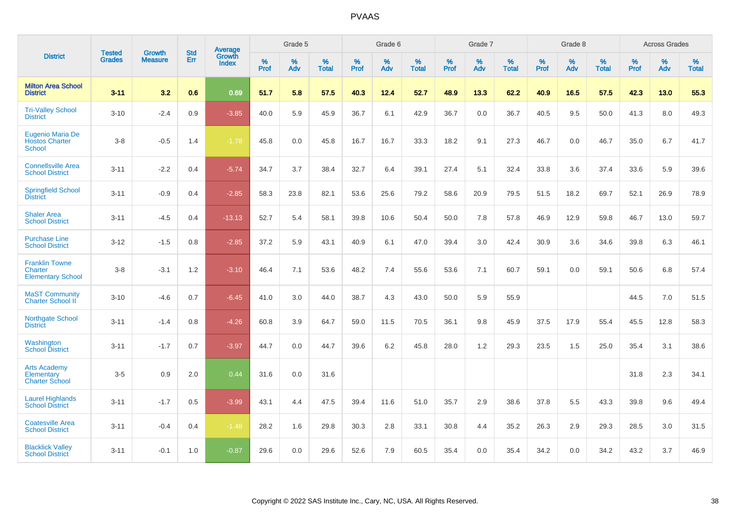| District | Tested Grades | Growth Measure | Std Err | Average Growth Index | Grade 5 | | | Grade 6 | | | Grade 7 | | | Grade 8 | | | Across Grades | | |
|---|---|---|---|---|---|---|---|---|---|---|---|---|---|---|---|---|---|---|---|
| | | | | | % Prof | % Adv | % Total | % Prof | % Adv | % Total | % Prof | % Adv | % Total | % Prof | % Adv | % Total | % Prof | % Adv | % Total |
| **Milton Area School District** | **3-11** | **3.2** | **0.6** | **0.69** | **51.7** | **5.8** | **57.5** | **40.3** | **12.4** | **52.7** | **48.9** | **13.3** | **62.2** | **40.9** | **16.5** | **57.5** | **42.3** | **13.0** | **55.3** |
| Tri-Valley School District | 3-10 | -2.4 | 0.9 | -3.85 | 40.0 | 5.9 | 45.9 | 36.7 | 6.1 | 42.9 | 36.7 | 0.0 | 36.7 | 40.5 | 9.5 | 50.0 | 41.3 | 8.0 | 49.3 |
| Eugenio Maria De Hostos Charter School | 3-8 | -0.5 | 1.4 | -1.78 | 45.8 | 0.0 | 45.8 | 16.7 | 16.7 | 33.3 | 18.2 | 9.1 | 27.3 | 46.7 | 0.0 | 46.7 | 35.0 | 6.7 | 41.7 |
| Connellsville Area School District | 3-11 | -2.2 | 0.4 | -5.74 | 34.7 | 3.7 | 38.4 | 32.7 | 6.4 | 39.1 | 27.4 | 5.1 | 32.4 | 33.8 | 3.6 | 37.4 | 33.6 | 5.9 | 39.6 |
| Springfield School District | 3-11 | -0.9 | 0.4 | -2.85 | 58.3 | 23.8 | 82.1 | 53.6 | 25.6 | 79.2 | 58.6 | 20.9 | 79.5 | 51.5 | 18.2 | 69.7 | 52.1 | 26.9 | 78.9 |
| Shaler Area School District | 3-11 | -4.5 | 0.4 | -13.13 | 52.7 | 5.4 | 58.1 | 39.8 | 10.6 | 50.4 | 50.0 | 7.8 | 57.8 | 46.9 | 12.9 | 59.8 | 46.7 | 13.0 | 59.7 |
| Purchase Line School District | 3-12 | -1.5 | 0.8 | -2.85 | 37.2 | 5.9 | 43.1 | 40.9 | 6.1 | 47.0 | 39.4 | 3.0 | 42.4 | 30.9 | 3.6 | 34.6 | 39.8 | 6.3 | 46.1 |
| Franklin Towne Charter Elementary School | 3-8 | -3.1 | 1.2 | -3.10 | 46.4 | 7.1 | 53.6 | 48.2 | 7.4 | 55.6 | 53.6 | 7.1 | 60.7 | 59.1 | 0.0 | 59.1 | 50.6 | 6.8 | 57.4 |
| MaST Community Charter School II | 3-10 | -4.6 | 0.7 | -6.45 | 41.0 | 3.0 | 44.0 | 38.7 | 4.3 | 43.0 | 50.0 | 5.9 | 55.9 | | | | 44.5 | 7.0 | 51.5 |
| Northgate School District | 3-11 | -1.4 | 0.8 | -4.26 | 60.8 | 3.9 | 64.7 | 59.0 | 11.5 | 70.5 | 36.1 | 9.8 | 45.9 | 37.5 | 17.9 | 55.4 | 45.5 | 12.8 | 58.3 |
| Washington School District | 3-11 | -1.7 | 0.7 | -3.97 | 44.7 | 0.0 | 44.7 | 39.6 | 6.2 | 45.8 | 28.0 | 1.2 | 29.3 | 23.5 | 1.5 | 25.0 | 35.4 | 3.1 | 38.6 |
| Arts Academy Elementary Charter School | 3-5 | 0.9 | 2.0 | 0.44 | 31.6 | 0.0 | 31.6 | | | | | | | | | | 31.8 | 2.3 | 34.1 |
| Laurel Highlands School District | 3-11 | -1.7 | 0.5 | -3.99 | 43.1 | 4.4 | 47.5 | 39.4 | 11.6 | 51.0 | 35.7 | 2.9 | 38.6 | 37.8 | 5.5 | 43.3 | 39.8 | 9.6 | 49.4 |
| Coatesville Area School District | 3-11 | -0.4 | 0.4 | -1.48 | 28.2 | 1.6 | 29.8 | 30.3 | 2.8 | 33.1 | 30.8 | 4.4 | 35.2 | 26.3 | 2.9 | 29.3 | 28.5 | 3.0 | 31.5 |
| Blacklick Valley School District | 3-11 | -0.1 | 1.0 | -0.87 | 29.6 | 0.0 | 29.6 | 52.6 | 7.9 | 60.5 | 35.4 | 0.0 | 35.4 | 34.2 | 0.0 | 34.2 | 43.2 | 3.7 | 46.9 |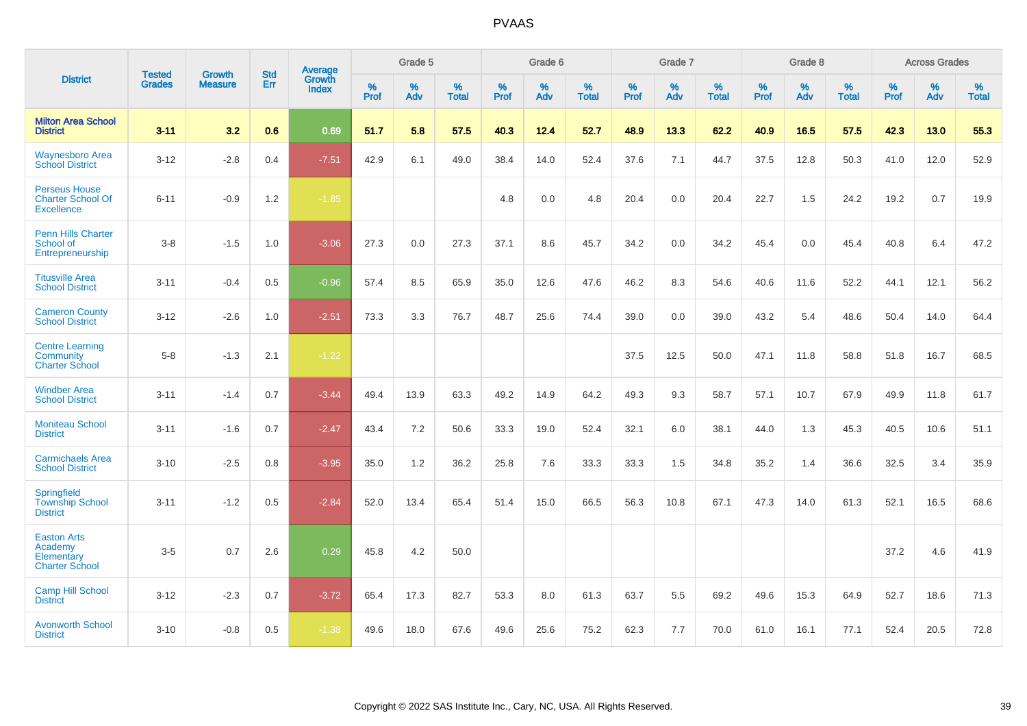# PVAAS

| District | Tested Grades | Growth Measure | Std Err | Average Growth Index | Grade 5 | | | Grade 6 | | | Grade 7 | | | Grade 8 | | | Across Grades | | |
|---|---|---|---|---|---|---|---|---|---|---|---|---|---|---|---|---|---|---|---|
| | | | | | % Prof | % Adv | % Total | % Prof | % Adv | % Total | % Prof | % Adv | % Total | % Prof | % Adv | % Total | % Prof | % Adv | % Total |
| **Milton Area School District** | **3-11** | **3.2** | **0.6** | **0.69** | **51.7** | **5.8** | **57.5** | **40.3** | **12.4** | **52.7** | **48.9** | **13.3** | **62.2** | **40.9** | **16.5** | **57.5** | **42.3** | **13.0** | **55.3** |
| Waynesboro Area School District | 3-12 | -2.8 | 0.4 | -7.51 | 42.9 | 6.1 | 49.0 | 38.4 | 14.0 | 52.4 | 37.6 | 7.1 | 44.7 | 37.5 | 12.8 | 50.3 | 41.0 | 12.0 | 52.9 |
| Perseus House Charter School Of Excellence | 6-11 | -0.9 | 1.2 | -1.85 | | | | 4.8 | 0.0 | 4.8 | 20.4 | 0.0 | 20.4 | 22.7 | 1.5 | 24.2 | 19.2 | 0.7 | 19.9 |
| Penn Hills Charter School of Entrepreneurship | 3-8 | -1.5 | 1.0 | -3.06 | 27.3 | 0.0 | 27.3 | 37.1 | 8.6 | 45.7 | 34.2 | 0.0 | 34.2 | 45.4 | 0.0 | 45.4 | 40.8 | 6.4 | 47.2 |
| Titusville Area School District | 3-11 | -0.4 | 0.5 | -0.96 | 57.4 | 8.5 | 65.9 | 35.0 | 12.6 | 47.6 | 46.2 | 8.3 | 54.6 | 40.6 | 11.6 | 52.2 | 44.1 | 12.1 | 56.2 |
| Cameron County School District | 3-12 | -2.6 | 1.0 | -2.51 | 73.3 | 3.3 | 76.7 | 48.7 | 25.6 | 74.4 | 39.0 | 0.0 | 39.0 | 43.2 | 5.4 | 48.6 | 50.4 | 14.0 | 64.4 |
| Centre Learning Community Charter School | 5-8 | -1.3 | 2.1 | -1.22 | | | | | | | 37.5 | 12.5 | 50.0 | 47.1 | 11.8 | 58.8 | 51.8 | 16.7 | 68.5 |
| Windber Area School District | 3-11 | -1.4 | 0.7 | -3.44 | 49.4 | 13.9 | 63.3 | 49.2 | 14.9 | 64.2 | 49.3 | 9.3 | 58.7 | 57.1 | 10.7 | 67.9 | 49.9 | 11.8 | 61.7 |
| Moniteau School District | 3-11 | -1.6 | 0.7 | -2.47 | 43.4 | 7.2 | 50.6 | 33.3 | 19.0 | 52.4 | 32.1 | 6.0 | 38.1 | 44.0 | 1.3 | 45.3 | 40.5 | 10.6 | 51.1 |
| Carmichaels Area School District | 3-10 | -2.5 | 0.8 | -3.95 | 35.0 | 1.2 | 36.2 | 25.8 | 7.6 | 33.3 | 33.3 | 1.5 | 34.8 | 35.2 | 1.4 | 36.6 | 32.5 | 3.4 | 35.9 |
| Springfield Township School District | 3-11 | -1.2 | 0.5 | -2.84 | 52.0 | 13.4 | 65.4 | 51.4 | 15.0 | 66.5 | 56.3 | 10.8 | 67.1 | 47.3 | 14.0 | 61.3 | 52.1 | 16.5 | 68.6 |
| Easton Arts Academy Elementary Charter School | 3-5 | 0.7 | 2.6 | 0.29 | 45.8 | 4.2 | 50.0 | | | | | | | | | | 37.2 | 4.6 | 41.9 |
| Camp Hill School District | 3-12 | -2.3 | 0.7 | -3.72 | 65.4 | 17.3 | 82.7 | 53.3 | 8.0 | 61.3 | 63.7 | 5.5 | 69.2 | 49.6 | 15.3 | 64.9 | 52.7 | 18.6 | 71.3 |
| Avonworth School District | 3-10 | -0.8 | 0.5 | -1.38 | 49.6 | 18.0 | 67.6 | 49.6 | 25.6 | 75.2 | 62.3 | 7.7 | 70.0 | 61.0 | 16.1 | 77.1 | 52.4 | 20.5 | 72.8 |

Copyright © 2022 SAS Institute Inc., Cary, NC, USA. All Rights Reserved.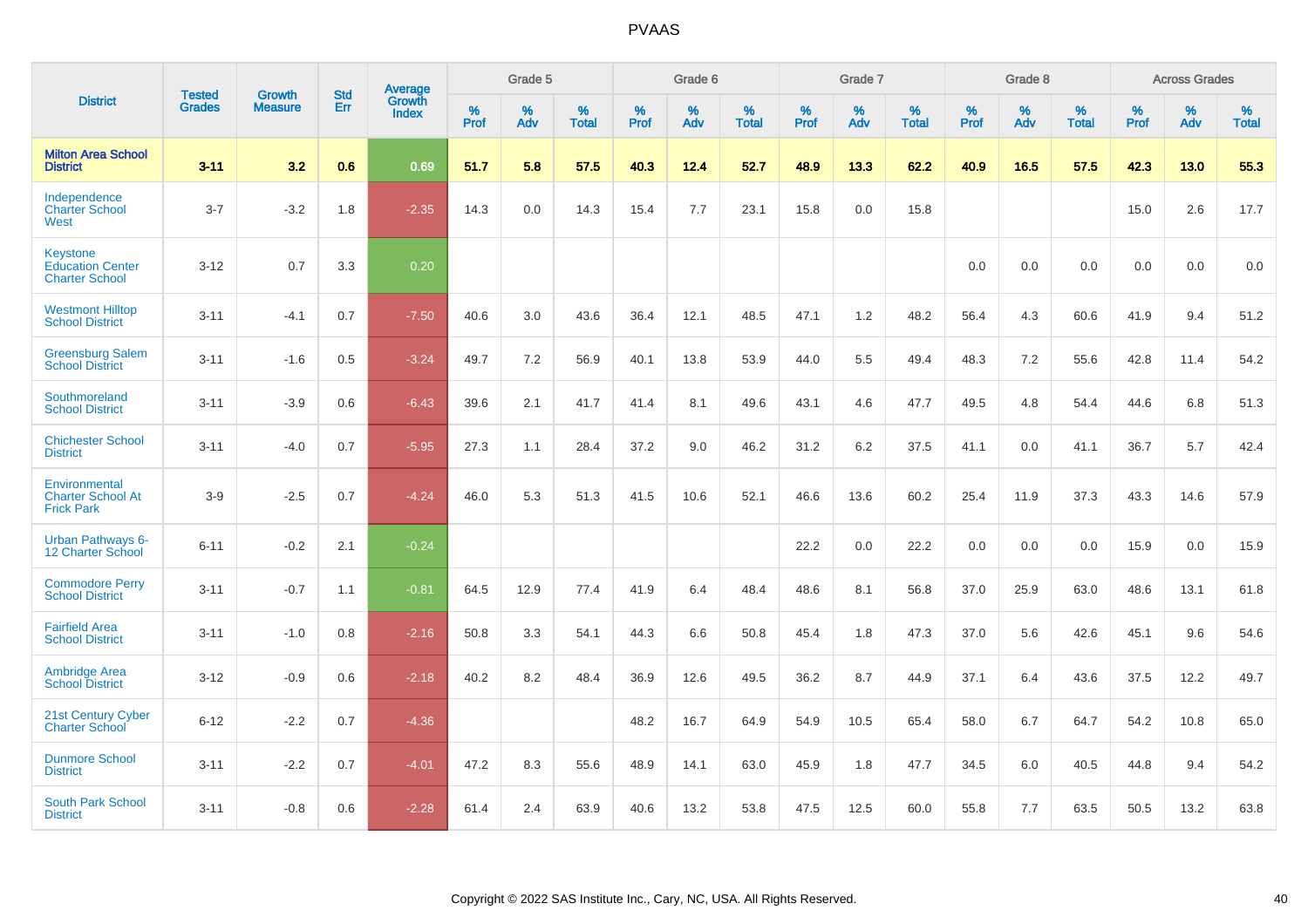# PVAAS

| District | Tested Grades | Growth Measure | Std Err | Average Growth Index | Grade 5 | | | Grade 6 | | | Grade 7 | | | Grade 8 | | | Across Grades | | |
|---|---|---|---|---|---|---|---|---|---|---|---|---|---|---|---|---|---|---|---|
| | | | | | % Prof | % Adv | % Total | % Prof | % Adv | % Total | % Prof | % Adv | % Total | % Prof | % Adv | % Total | % Prof | % Adv | % Total |
| **Milton Area School District** | **3-11** | **3.2** | **0.6** | **0.69** | **51.7** | **5.8** | **57.5** | **40.3** | **12.4** | **52.7** | **48.9** | **13.3** | **62.2** | **40.9** | **16.5** | **57.5** | **42.3** | **13.0** | **55.3** |
| Independence Charter School West | 3-7 | -3.2 | 1.8 | -2.35 | 14.3 | 0.0 | 14.3 | 15.4 | 7.7 | 23.1 | 15.8 | 0.0 | 15.8 | | | | 15.0 | 2.6 | 17.7 |
| Keystone Education Center Charter School | 3-12 | 0.7 | 3.3 | 0.20 | | | | | | | | | | 0.0 | 0.0 | 0.0 | 0.0 | 0.0 | 0.0 |
| Westmont Hilltop School District | 3-11 | -4.1 | 0.7 | -7.50 | 40.6 | 3.0 | 43.6 | 36.4 | 12.1 | 48.5 | 47.1 | 1.2 | 48.2 | 56.4 | 4.3 | 60.6 | 41.9 | 9.4 | 51.2 |
| Greensburg Salem School District | 3-11 | -1.6 | 0.5 | -3.24 | 49.7 | 7.2 | 56.9 | 40.1 | 13.8 | 53.9 | 44.0 | 5.5 | 49.4 | 48.3 | 7.2 | 55.6 | 42.8 | 11.4 | 54.2 |
| Southmoreland School District | 3-11 | -3.9 | 0.6 | -6.43 | 39.6 | 2.1 | 41.7 | 41.4 | 8.1 | 49.6 | 43.1 | 4.6 | 47.7 | 49.5 | 4.8 | 54.4 | 44.6 | 6.8 | 51.3 |
| Chichester School District | 3-11 | -4.0 | 0.7 | -5.95 | 27.3 | 1.1 | 28.4 | 37.2 | 9.0 | 46.2 | 31.2 | 6.2 | 37.5 | 41.1 | 0.0 | 41.1 | 36.7 | 5.7 | 42.4 |
| Environmental Charter School At Frick Park | 3-9 | -2.5 | 0.7 | -4.24 | 46.0 | 5.3 | 51.3 | 41.5 | 10.6 | 52.1 | 46.6 | 13.6 | 60.2 | 25.4 | 11.9 | 37.3 | 43.3 | 14.6 | 57.9 |
| Urban Pathways 6-12 Charter School | 6-11 | -0.2 | 2.1 | -0.24 | | | | | | | 22.2 | 0.0 | 22.2 | 0.0 | 0.0 | 0.0 | 15.9 | 0.0 | 15.9 |
| Commodore Perry School District | 3-11 | -0.7 | 1.1 | -0.81 | 64.5 | 12.9 | 77.4 | 41.9 | 6.4 | 48.4 | 48.6 | 8.1 | 56.8 | 37.0 | 25.9 | 63.0 | 48.6 | 13.1 | 61.8 |
| Fairfield Area School District | 3-11 | -1.0 | 0.8 | -2.16 | 50.8 | 3.3 | 54.1 | 44.3 | 6.6 | 50.8 | 45.4 | 1.8 | 47.3 | 37.0 | 5.6 | 42.6 | 45.1 | 9.6 | 54.6 |
| Ambridge Area School District | 3-12 | -0.9 | 0.6 | -2.18 | 40.2 | 8.2 | 48.4 | 36.9 | 12.6 | 49.5 | 36.2 | 8.7 | 44.9 | 37.1 | 6.4 | 43.6 | 37.5 | 12.2 | 49.7 |
| 21st Century Cyber Charter School | 6-12 | -2.2 | 0.7 | -4.36 | | | | 48.2 | 16.7 | 64.9 | 54.9 | 10.5 | 65.4 | 58.0 | 6.7 | 64.7 | 54.2 | 10.8 | 65.0 |
| Dunmore School District | 3-11 | -2.2 | 0.7 | -4.01 | 47.2 | 8.3 | 55.6 | 48.9 | 14.1 | 63.0 | 45.9 | 1.8 | 47.7 | 34.5 | 6.0 | 40.5 | 44.8 | 9.4 | 54.2 |
| South Park School District | 3-11 | -0.8 | 0.6 | -2.28 | 61.4 | 2.4 | 63.9 | 40.6 | 13.2 | 53.8 | 47.5 | 12.5 | 60.0 | 55.8 | 7.7 | 63.5 | 50.5 | 13.2 | 63.8 |

Copyright © 2022 SAS Institute Inc., Cary, NC, USA. All Rights Reserved.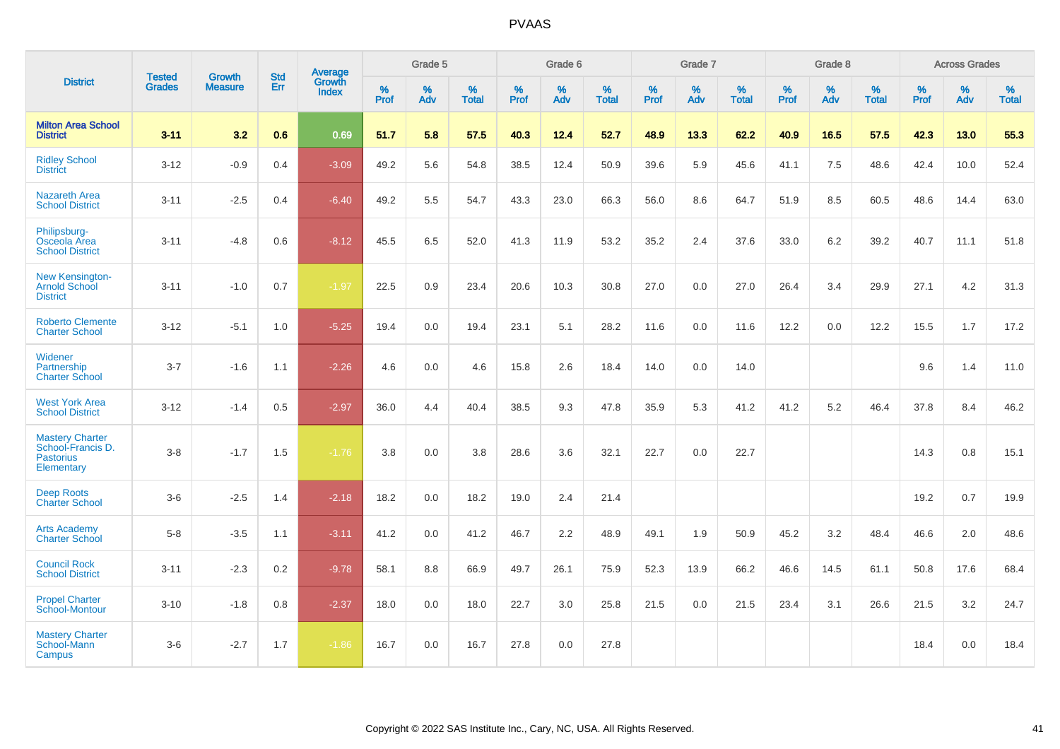| District | Tested Grades | Growth Measure | Std Err | Average Growth Index | Grade 5 | | | Grade 6 | | | Grade 7 | | | Grade 8 | | | Across Grades | | |
|---|---|---|---|---|---|---|---|---|---|---|---|---|---|---|---|---|---|---|---|
| | | | | | % Prof | % Adv | % Total | % Prof | % Adv | % Total | % Prof | % Adv | % Total | % Prof | % Adv | % Total | % Prof | % Adv | % Total |
| **Milton Area School District** | **3-11** | **3.2** | **0.6** | **0.69** | **51.7** | **5.8** | **57.5** | **40.3** | **12.4** | **52.7** | **48.9** | **13.3** | **62.2** | **40.9** | **16.5** | **57.5** | **42.3** | **13.0** | **55.3** |
| Ridley School District | 3-12 | -0.9 | 0.4 | -3.09 | 49.2 | 5.6 | 54.8 | 38.5 | 12.4 | 50.9 | 39.6 | 5.9 | 45.6 | 41.1 | 7.5 | 48.6 | 42.4 | 10.0 | 52.4 |
| Nazareth Area School District | 3-11 | -2.5 | 0.4 | -6.40 | 49.2 | 5.5 | 54.7 | 43.3 | 23.0 | 66.3 | 56.0 | 8.6 | 64.7 | 51.9 | 8.5 | 60.5 | 48.6 | 14.4 | 63.0 |
| Philipsburg-Osceola Area School District | 3-11 | -4.8 | 0.6 | -8.12 | 45.5 | 6.5 | 52.0 | 41.3 | 11.9 | 53.2 | 35.2 | 2.4 | 37.6 | 33.0 | 6.2 | 39.2 | 40.7 | 11.1 | 51.8 |
| New Kensington-Arnold School District | 3-11 | -1.0 | 0.7 | -1.97 | 22.5 | 0.9 | 23.4 | 20.6 | 10.3 | 30.8 | 27.0 | 0.0 | 27.0 | 26.4 | 3.4 | 29.9 | 27.1 | 4.2 | 31.3 |
| Roberto Clemente Charter School | 3-12 | -5.1 | 1.0 | -5.25 | 19.4 | 0.0 | 19.4 | 23.1 | 5.1 | 28.2 | 11.6 | 0.0 | 11.6 | 12.2 | 0.0 | 12.2 | 15.5 | 1.7 | 17.2 |
| Widener Partnership Charter School | 3-7 | -1.6 | 1.1 | -2.26 | 4.6 | 0.0 | 4.6 | 15.8 | 2.6 | 18.4 | 14.0 | 0.0 | 14.0 | | | | 9.6 | 1.4 | 11.0 |
| West York Area School District | 3-12 | -1.4 | 0.5 | -2.97 | 36.0 | 4.4 | 40.4 | 38.5 | 9.3 | 47.8 | 35.9 | 5.3 | 41.2 | 41.2 | 5.2 | 46.4 | 37.8 | 8.4 | 46.2 |
| Mastery Charter School-Francis D. Pastorius Elementary | 3-8 | -1.7 | 1.5 | -1.76 | 3.8 | 0.0 | 3.8 | 28.6 | 3.6 | 32.1 | 22.7 | 0.0 | 22.7 | | | | 14.3 | 0.8 | 15.1 |
| Deep Roots Charter School | 3-6 | -2.5 | 1.4 | -2.18 | 18.2 | 0.0 | 18.2 | 19.0 | 2.4 | 21.4 | | | | | | | 19.2 | 0.7 | 19.9 |
| Arts Academy Charter School | 5-8 | -3.5 | 1.1 | -3.11 | 41.2 | 0.0 | 41.2 | 46.7 | 2.2 | 48.9 | 49.1 | 1.9 | 50.9 | 45.2 | 3.2 | 48.4 | 46.6 | 2.0 | 48.6 |
| Council Rock School District | 3-11 | -2.3 | 0.2 | -9.78 | 58.1 | 8.8 | 66.9 | 49.7 | 26.1 | 75.9 | 52.3 | 13.9 | 66.2 | 46.6 | 14.5 | 61.1 | 50.8 | 17.6 | 68.4 |
| Propel Charter School-Montour | 3-10 | -1.8 | 0.8 | -2.37 | 18.0 | 0.0 | 18.0 | 22.7 | 3.0 | 25.8 | 21.5 | 0.0 | 21.5 | 23.4 | 3.1 | 26.6 | 21.5 | 3.2 | 24.7 |
| Mastery Charter School-Mann Campus | 3-6 | -2.7 | 1.7 | -1.86 | 16.7 | 0.0 | 16.7 | 27.8 | 0.0 | 27.8 | | | | | | | 18.4 | 0.0 | 18.4 |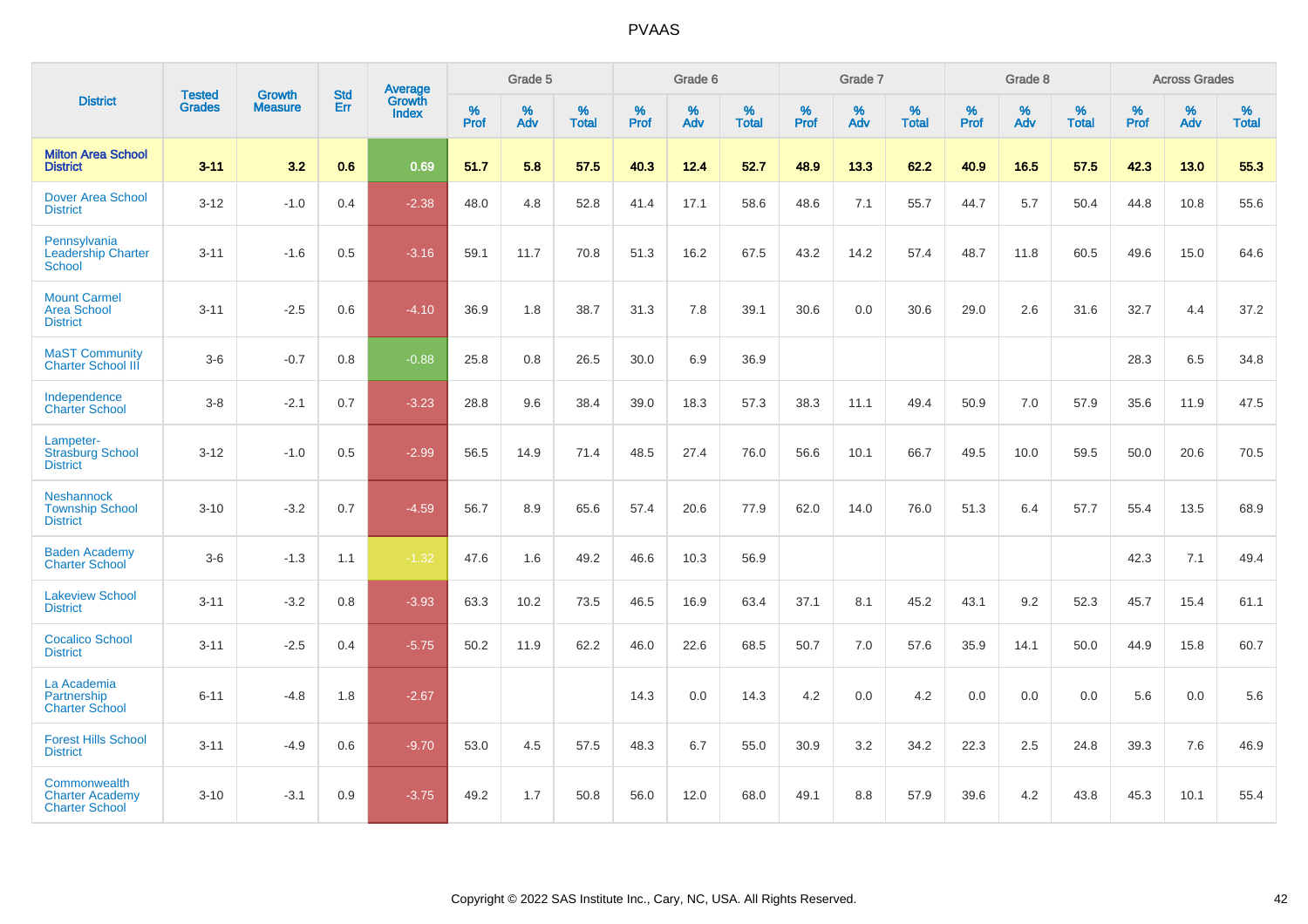# PVAAS

| District | Tested Grades | Growth Measure | Std Err | Average Growth Index | Grade 5 | | | Grade 6 | | | Grade 7 | | | Grade 8 | | | Across Grades | | |
|---|---|---|---|---|---|---|---|---|---|---|---|---|---|---|---|---|---|---|---|
| | | | | | % Prof | % Adv | % Total | % Prof | % Adv | % Total | % Prof | % Adv | % Total | % Prof | % Adv | % Total | % Prof | % Adv | % Total |
| **Milton Area School District** | **3-11** | **3.2** | **0.6** | **0.69** | **51.7** | **5.8** | **57.5** | **40.3** | **12.4** | **52.7** | **48.9** | **13.3** | **62.2** | **40.9** | **16.5** | **57.5** | **42.3** | **13.0** | **55.3** |
| Dover Area School District | 3-12 | -1.0 | 0.4 | -2.38 | 48.0 | 4.8 | 52.8 | 41.4 | 17.1 | 58.6 | 48.6 | 7.1 | 55.7 | 44.7 | 5.7 | 50.4 | 44.8 | 10.8 | 55.6 |
| Pennsylvania Leadership Charter School | 3-11 | -1.6 | 0.5 | -3.16 | 59.1 | 11.7 | 70.8 | 51.3 | 16.2 | 67.5 | 43.2 | 14.2 | 57.4 | 48.7 | 11.8 | 60.5 | 49.6 | 15.0 | 64.6 |
| Mount Carmel Area School District | 3-11 | -2.5 | 0.6 | -4.10 | 36.9 | 1.8 | 38.7 | 31.3 | 7.8 | 39.1 | 30.6 | 0.0 | 30.6 | 29.0 | 2.6 | 31.6 | 32.7 | 4.4 | 37.2 |
| MaST Community Charter School III | 3-6 | -0.7 | 0.8 | -0.88 | 25.8 | 0.8 | 26.5 | 30.0 | 6.9 | 36.9 | | | | | | | 28.3 | 6.5 | 34.8 |
| Independence Charter School | 3-8 | -2.1 | 0.7 | -3.23 | 28.8 | 9.6 | 38.4 | 39.0 | 18.3 | 57.3 | 38.3 | 11.1 | 49.4 | 50.9 | 7.0 | 57.9 | 35.6 | 11.9 | 47.5 |
| Lampeter-Strasburg School District | 3-12 | -1.0 | 0.5 | -2.99 | 56.5 | 14.9 | 71.4 | 48.5 | 27.4 | 76.0 | 56.6 | 10.1 | 66.7 | 49.5 | 10.0 | 59.5 | 50.0 | 20.6 | 70.5 |
| Neshannock Township School District | 3-10 | -3.2 | 0.7 | -4.59 | 56.7 | 8.9 | 65.6 | 57.4 | 20.6 | 77.9 | 62.0 | 14.0 | 76.0 | 51.3 | 6.4 | 57.7 | 55.4 | 13.5 | 68.9 |
| Baden Academy Charter School | 3-6 | -1.3 | 1.1 | -1.32 | 47.6 | 1.6 | 49.2 | 46.6 | 10.3 | 56.9 | | | | | | | 42.3 | 7.1 | 49.4 |
| Lakeview School District | 3-11 | -3.2 | 0.8 | -3.93 | 63.3 | 10.2 | 73.5 | 46.5 | 16.9 | 63.4 | 37.1 | 8.1 | 45.2 | 43.1 | 9.2 | 52.3 | 45.7 | 15.4 | 61.1 |
| Cocalico School District | 3-11 | -2.5 | 0.4 | -5.75 | 50.2 | 11.9 | 62.2 | 46.0 | 22.6 | 68.5 | 50.7 | 7.0 | 57.6 | 35.9 | 14.1 | 50.0 | 44.9 | 15.8 | 60.7 |
| La Academia Partnership Charter School | 6-11 | -4.8 | 1.8 | -2.67 | | | | 14.3 | 0.0 | 14.3 | 4.2 | 0.0 | 4.2 | 0.0 | 0.0 | 0.0 | 5.6 | 0.0 | 5.6 |
| Forest Hills School District | 3-11 | -4.9 | 0.6 | -9.70 | 53.0 | 4.5 | 57.5 | 48.3 | 6.7 | 55.0 | 30.9 | 3.2 | 34.2 | 22.3 | 2.5 | 24.8 | 39.3 | 7.6 | 46.9 |
| Commonwealth Charter Academy Charter School | 3-10 | -3.1 | 0.9 | -3.75 | 49.2 | 1.7 | 50.8 | 56.0 | 12.0 | 68.0 | 49.1 | 8.8 | 57.9 | 39.6 | 4.2 | 43.8 | 45.3 | 10.1 | 55.4 |

Copyright © 2022 SAS Institute Inc., Cary, NC, USA. All Rights Reserved.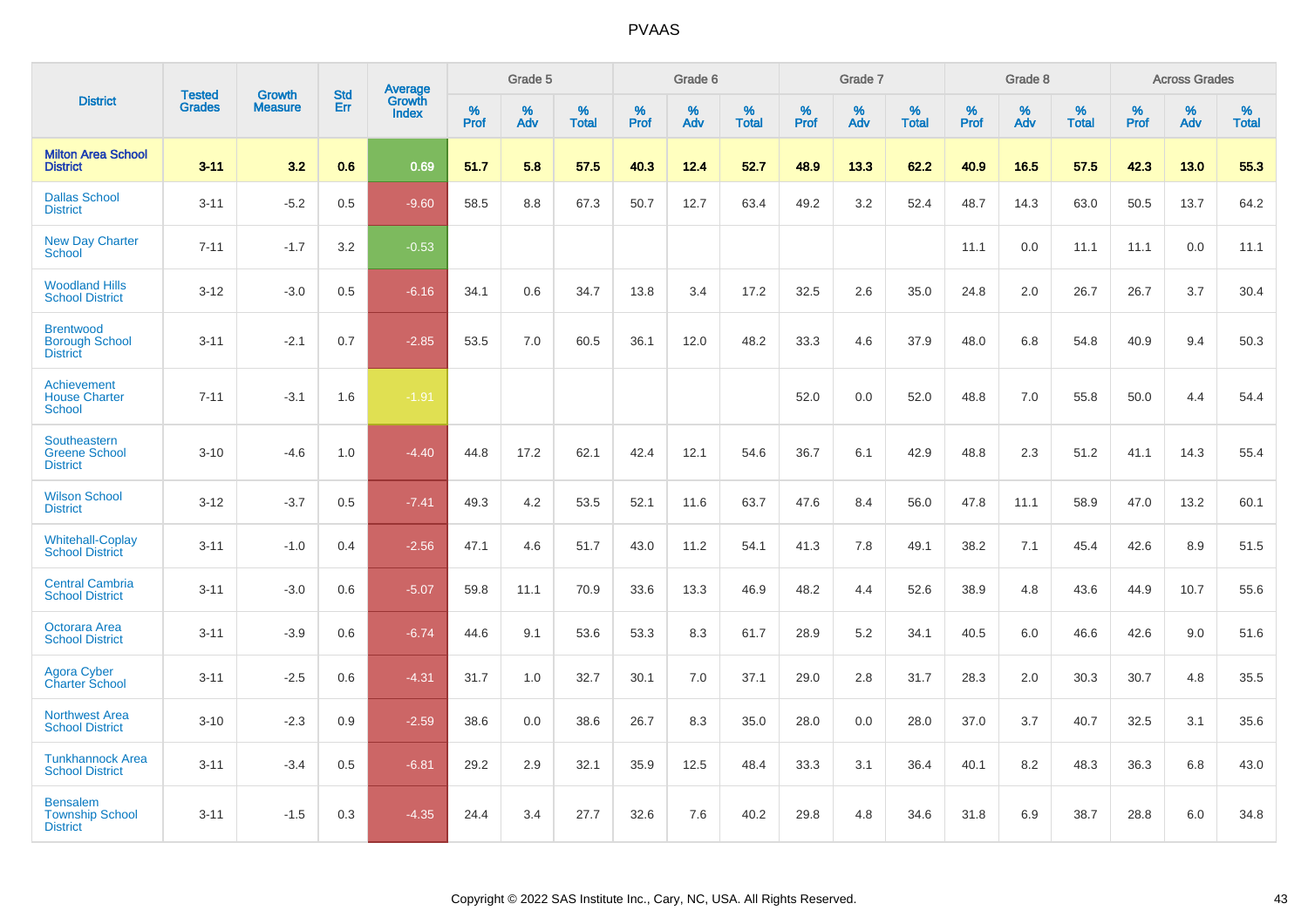| District | Tested Grades | Growth Measure | Std Err | Average Growth Index | Grade 5 | | | Grade 6 | | | Grade 7 | | | Grade 8 | | | Across Grades | | |
|---|---|---|---|---|---|---|---|---|---|---|---|---|---|---|---|---|---|---|---|
| | | | | | % Prof | % Adv | % Total | % Prof | % Adv | % Total | % Prof | % Adv | % Total | % Prof | % Adv | % Total | % Prof | % Adv | % Total |
| **Milton Area School District** | **3-11** | **3.2** | **0.6** | **0.69** | **51.7** | **5.8** | **57.5** | **40.3** | **12.4** | **52.7** | **48.9** | **13.3** | **62.2** | **40.9** | **16.5** | **57.5** | **42.3** | **13.0** | **55.3** |
| Dallas School District | 3-11 | -5.2 | 0.5 | -9.60 | 58.5 | 8.8 | 67.3 | 50.7 | 12.7 | 63.4 | 49.2 | 3.2 | 52.4 | 48.7 | 14.3 | 63.0 | 50.5 | 13.7 | 64.2 |
| New Day Charter School | 7-11 | -1.7 | 3.2 | -0.53 | | | | | | | | | | 11.1 | 0.0 | 11.1 | 11.1 | 0.0 | 11.1 |
| Woodland Hills School District | 3-12 | -3.0 | 0.5 | -6.16 | 34.1 | 0.6 | 34.7 | 13.8 | 3.4 | 17.2 | 32.5 | 2.6 | 35.0 | 24.8 | 2.0 | 26.7 | 26.7 | 3.7 | 30.4 |
| Brentwood Borough School District | 3-11 | -2.1 | 0.7 | -2.85 | 53.5 | 7.0 | 60.5 | 36.1 | 12.0 | 48.2 | 33.3 | 4.6 | 37.9 | 48.0 | 6.8 | 54.8 | 40.9 | 9.4 | 50.3 |
| Achievement House Charter School | 7-11 | -3.1 | 1.6 | -1.91 | | | | | | | 52.0 | 0.0 | 52.0 | 48.8 | 7.0 | 55.8 | 50.0 | 4.4 | 54.4 |
| Southeastern Greene School District | 3-10 | -4.6 | 1.0 | -4.40 | 44.8 | 17.2 | 62.1 | 42.4 | 12.1 | 54.6 | 36.7 | 6.1 | 42.9 | 48.8 | 2.3 | 51.2 | 41.1 | 14.3 | 55.4 |
| Wilson School District | 3-12 | -3.7 | 0.5 | -7.41 | 49.3 | 4.2 | 53.5 | 52.1 | 11.6 | 63.7 | 47.6 | 8.4 | 56.0 | 47.8 | 11.1 | 58.9 | 47.0 | 13.2 | 60.1 |
| Whitehall-Coplay School District | 3-11 | -1.0 | 0.4 | -2.56 | 47.1 | 4.6 | 51.7 | 43.0 | 11.2 | 54.1 | 41.3 | 7.8 | 49.1 | 38.2 | 7.1 | 45.4 | 42.6 | 8.9 | 51.5 |
| Central Cambria School District | 3-11 | -3.0 | 0.6 | -5.07 | 59.8 | 11.1 | 70.9 | 33.6 | 13.3 | 46.9 | 48.2 | 4.4 | 52.6 | 38.9 | 4.8 | 43.6 | 44.9 | 10.7 | 55.6 |
| Octorara Area School District | 3-11 | -3.9 | 0.6 | -6.74 | 44.6 | 9.1 | 53.6 | 53.3 | 8.3 | 61.7 | 28.9 | 5.2 | 34.1 | 40.5 | 6.0 | 46.6 | 42.6 | 9.0 | 51.6 |
| Agora Cyber Charter School | 3-11 | -2.5 | 0.6 | -4.31 | 31.7 | 1.0 | 32.7 | 30.1 | 7.0 | 37.1 | 29.0 | 2.8 | 31.7 | 28.3 | 2.0 | 30.3 | 30.7 | 4.8 | 35.5 |
| Northwest Area School District | 3-10 | -2.3 | 0.9 | -2.59 | 38.6 | 0.0 | 38.6 | 26.7 | 8.3 | 35.0 | 28.0 | 0.0 | 28.0 | 37.0 | 3.7 | 40.7 | 32.5 | 3.1 | 35.6 |
| Tunkhannock Area School District | 3-11 | -3.4 | 0.5 | -6.81 | 29.2 | 2.9 | 32.1 | 35.9 | 12.5 | 48.4 | 33.3 | 3.1 | 36.4 | 40.1 | 8.2 | 48.3 | 36.3 | 6.8 | 43.0 |
| Bensalem Township School District | 3-11 | -1.5 | 0.3 | -4.35 | 24.4 | 3.4 | 27.7 | 32.6 | 7.6 | 40.2 | 29.8 | 4.8 | 34.6 | 31.8 | 6.9 | 38.7 | 28.8 | 6.0 | 34.8 |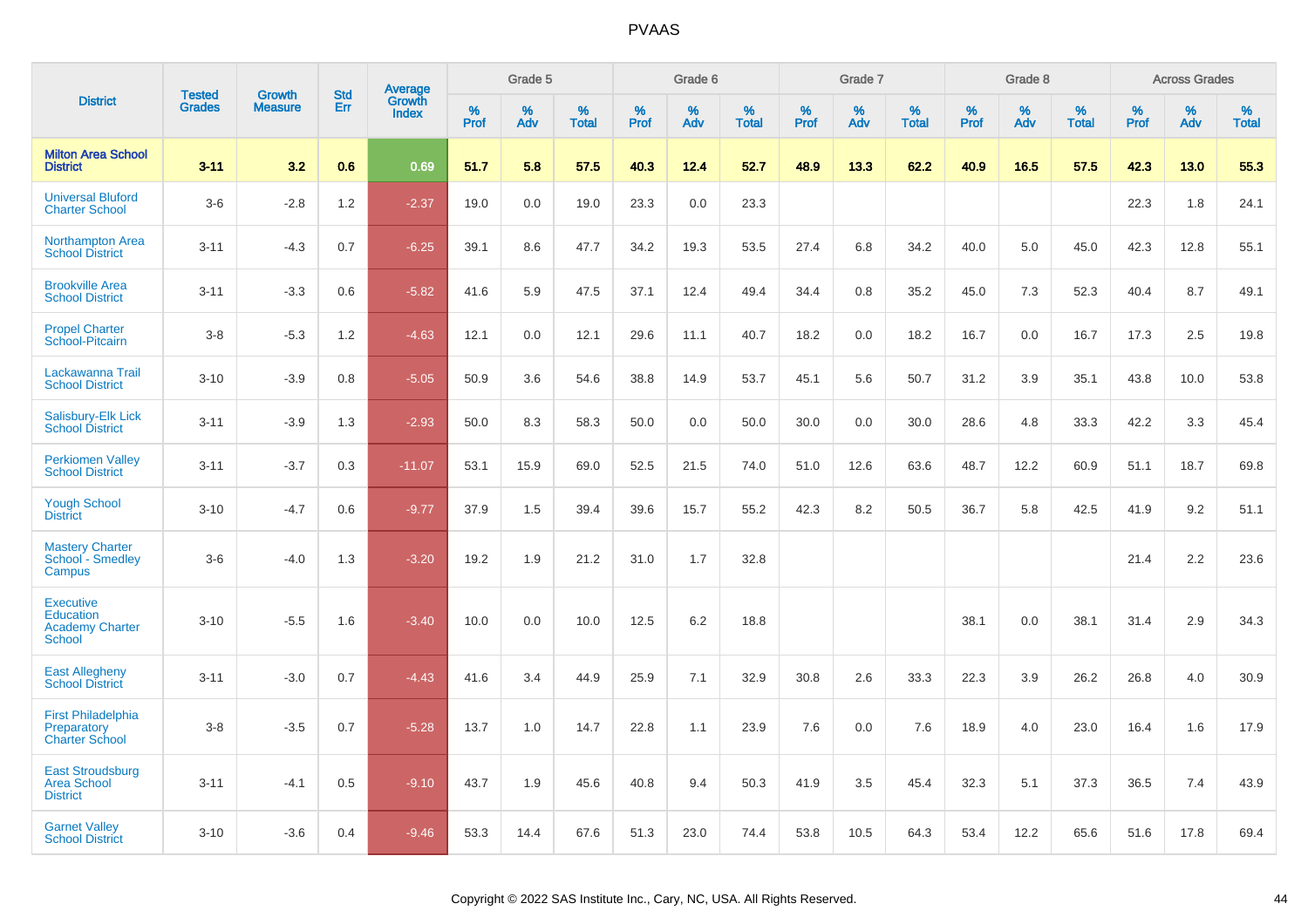# PVAAS

| District | Tested Grades | Growth Measure | Std Err | Average Growth Index | Grade 5 | | | Grade 6 | | | Grade 7 | | | Grade 8 | | | Across Grades | | |
|---|---|---|---|---|---|---|---|---|---|---|---|---|---|---|---|---|---|---|---|
| | | | | | % Prof | % Adv | % Total | % Prof | % Adv | % Total | % Prof | % Adv | % Total | % Prof | % Adv | % Total | % Prof | % Adv | % Total |
| **Milton Area School District** | **3-11** | **3.2** | **0.6** | **0.69** | **51.7** | **5.8** | **57.5** | **40.3** | **12.4** | **52.7** | **48.9** | **13.3** | **62.2** | **40.9** | **16.5** | **57.5** | **42.3** | **13.0** | **55.3** |
| Universal Bluford Charter School | 3-6 | -2.8 | 1.2 | -2.37 | 19.0 | 0.0 | 19.0 | 23.3 | 0.0 | 23.3 | | | | | | | 22.3 | 1.8 | 24.1 |
| Northampton Area School District | 3-11 | -4.3 | 0.7 | -6.25 | 39.1 | 8.6 | 47.7 | 34.2 | 19.3 | 53.5 | 27.4 | 6.8 | 34.2 | 40.0 | 5.0 | 45.0 | 42.3 | 12.8 | 55.1 |
| Brookville Area School District | 3-11 | -3.3 | 0.6 | -5.82 | 41.6 | 5.9 | 47.5 | 37.1 | 12.4 | 49.4 | 34.4 | 0.8 | 35.2 | 45.0 | 7.3 | 52.3 | 40.4 | 8.7 | 49.1 |
| Propel Charter School-Pitcairn | 3-8 | -5.3 | 1.2 | -4.63 | 12.1 | 0.0 | 12.1 | 29.6 | 11.1 | 40.7 | 18.2 | 0.0 | 18.2 | 16.7 | 0.0 | 16.7 | 17.3 | 2.5 | 19.8 |
| Lackawanna Trail School District | 3-10 | -3.9 | 0.8 | -5.05 | 50.9 | 3.6 | 54.6 | 38.8 | 14.9 | 53.7 | 45.1 | 5.6 | 50.7 | 31.2 | 3.9 | 35.1 | 43.8 | 10.0 | 53.8 |
| Salisbury-Elk Lick School District | 3-11 | -3.9 | 1.3 | -2.93 | 50.0 | 8.3 | 58.3 | 50.0 | 0.0 | 50.0 | 30.0 | 0.0 | 30.0 | 28.6 | 4.8 | 33.3 | 42.2 | 3.3 | 45.4 |
| Perkiomen Valley School District | 3-11 | -3.7 | 0.3 | -11.07 | 53.1 | 15.9 | 69.0 | 52.5 | 21.5 | 74.0 | 51.0 | 12.6 | 63.6 | 48.7 | 12.2 | 60.9 | 51.1 | 18.7 | 69.8 |
| Yough School District | 3-10 | -4.7 | 0.6 | -9.77 | 37.9 | 1.5 | 39.4 | 39.6 | 15.7 | 55.2 | 42.3 | 8.2 | 50.5 | 36.7 | 5.8 | 42.5 | 41.9 | 9.2 | 51.1 |
| Mastery Charter School - Smedley Campus | 3-6 | -4.0 | 1.3 | -3.20 | 19.2 | 1.9 | 21.2 | 31.0 | 1.7 | 32.8 | | | | | | | 21.4 | 2.2 | 23.6 |
| Executive Education Academy Charter School | 3-10 | -5.5 | 1.6 | -3.40 | 10.0 | 0.0 | 10.0 | 12.5 | 6.2 | 18.8 | | | | 38.1 | 0.0 | 38.1 | 31.4 | 2.9 | 34.3 |
| East Allegheny School District | 3-11 | -3.0 | 0.7 | -4.43 | 41.6 | 3.4 | 44.9 | 25.9 | 7.1 | 32.9 | 30.8 | 2.6 | 33.3 | 22.3 | 3.9 | 26.2 | 26.8 | 4.0 | 30.9 |
| First Philadelphia Preparatory Charter School | 3-8 | -3.5 | 0.7 | -5.28 | 13.7 | 1.0 | 14.7 | 22.8 | 1.1 | 23.9 | 7.6 | 0.0 | 7.6 | 18.9 | 4.0 | 23.0 | 16.4 | 1.6 | 17.9 |
| East Stroudsburg Area School District | 3-11 | -4.1 | 0.5 | -9.10 | 43.7 | 1.9 | 45.6 | 40.8 | 9.4 | 50.3 | 41.9 | 3.5 | 45.4 | 32.3 | 5.1 | 37.3 | 36.5 | 7.4 | 43.9 |
| Garnet Valley School District | 3-10 | -3.6 | 0.4 | -9.46 | 53.3 | 14.4 | 67.6 | 51.3 | 23.0 | 74.4 | 53.8 | 10.5 | 64.3 | 53.4 | 12.2 | 65.6 | 51.6 | 17.8 | 69.4 |

Copyright © 2022 SAS Institute Inc., Cary, NC, USA. All Rights Reserved.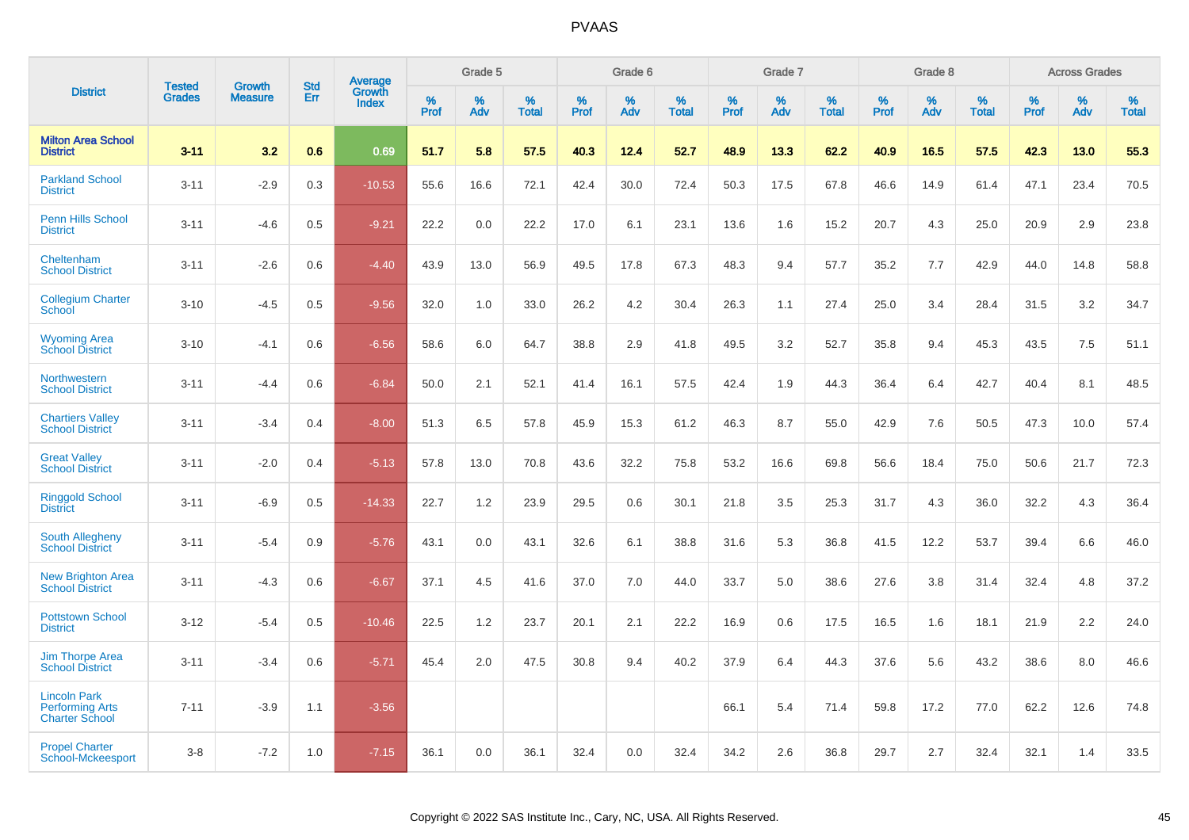# PVAAS

| District | Tested Grades | Growth Measure | Std Err | Average Growth Index | Grade 5 | | | Grade 6 | | | Grade 7 | | | Grade 8 | | | Across Grades | | |
|---|---|---|---|---|---|---|---|---|---|---|---|---|---|---|---|---|---|---|---|
| | | | | | % Prof | % Adv | % Total | % Prof | % Adv | % Total | % Prof | % Adv | % Total | % Prof | % Adv | % Total | % Prof | % Adv | % Total |
| **Milton Area School District** | **3-11** | **3.2** | **0.6** | **0.69** | **51.7** | **5.8** | **57.5** | **40.3** | **12.4** | **52.7** | **48.9** | **13.3** | **62.2** | **40.9** | **16.5** | **57.5** | **42.3** | **13.0** | **55.3** |
| Parkland School District | 3-11 | -2.9 | 0.3 | -10.53 | 55.6 | 16.6 | 72.1 | 42.4 | 30.0 | 72.4 | 50.3 | 17.5 | 67.8 | 46.6 | 14.9 | 61.4 | 47.1 | 23.4 | 70.5 |
| Penn Hills School District | 3-11 | -4.6 | 0.5 | -9.21 | 22.2 | 0.0 | 22.2 | 17.0 | 6.1 | 23.1 | 13.6 | 1.6 | 15.2 | 20.7 | 4.3 | 25.0 | 20.9 | 2.9 | 23.8 |
| Cheltenham School District | 3-11 | -2.6 | 0.6 | -4.40 | 43.9 | 13.0 | 56.9 | 49.5 | 17.8 | 67.3 | 48.3 | 9.4 | 57.7 | 35.2 | 7.7 | 42.9 | 44.0 | 14.8 | 58.8 |
| Collegium Charter School | 3-10 | -4.5 | 0.5 | -9.56 | 32.0 | 1.0 | 33.0 | 26.2 | 4.2 | 30.4 | 26.3 | 1.1 | 27.4 | 25.0 | 3.4 | 28.4 | 31.5 | 3.2 | 34.7 |
| Wyoming Area School District | 3-10 | -4.1 | 0.6 | -6.56 | 58.6 | 6.0 | 64.7 | 38.8 | 2.9 | 41.8 | 49.5 | 3.2 | 52.7 | 35.8 | 9.4 | 45.3 | 43.5 | 7.5 | 51.1 |
| Northwestern School District | 3-11 | -4.4 | 0.6 | -6.84 | 50.0 | 2.1 | 52.1 | 41.4 | 16.1 | 57.5 | 42.4 | 1.9 | 44.3 | 36.4 | 6.4 | 42.7 | 40.4 | 8.1 | 48.5 |
| Chartiers Valley School District | 3-11 | -3.4 | 0.4 | -8.00 | 51.3 | 6.5 | 57.8 | 45.9 | 15.3 | 61.2 | 46.3 | 8.7 | 55.0 | 42.9 | 7.6 | 50.5 | 47.3 | 10.0 | 57.4 |
| Great Valley School District | 3-11 | -2.0 | 0.4 | -5.13 | 57.8 | 13.0 | 70.8 | 43.6 | 32.2 | 75.8 | 53.2 | 16.6 | 69.8 | 56.6 | 18.4 | 75.0 | 50.6 | 21.7 | 72.3 |
| Ringgold School District | 3-11 | -6.9 | 0.5 | -14.33 | 22.7 | 1.2 | 23.9 | 29.5 | 0.6 | 30.1 | 21.8 | 3.5 | 25.3 | 31.7 | 4.3 | 36.0 | 32.2 | 4.3 | 36.4 |
| South Allegheny School District | 3-11 | -5.4 | 0.9 | -5.76 | 43.1 | 0.0 | 43.1 | 32.6 | 6.1 | 38.8 | 31.6 | 5.3 | 36.8 | 41.5 | 12.2 | 53.7 | 39.4 | 6.6 | 46.0 |
| New Brighton Area School District | 3-11 | -4.3 | 0.6 | -6.67 | 37.1 | 4.5 | 41.6 | 37.0 | 7.0 | 44.0 | 33.7 | 5.0 | 38.6 | 27.6 | 3.8 | 31.4 | 32.4 | 4.8 | 37.2 |
| Pottstown School District | 3-12 | -5.4 | 0.5 | -10.46 | 22.5 | 1.2 | 23.7 | 20.1 | 2.1 | 22.2 | 16.9 | 0.6 | 17.5 | 16.5 | 1.6 | 18.1 | 21.9 | 2.2 | 24.0 |
| Jim Thorpe Area School District | 3-11 | -3.4 | 0.6 | -5.71 | 45.4 | 2.0 | 47.5 | 30.8 | 9.4 | 40.2 | 37.9 | 6.4 | 44.3 | 37.6 | 5.6 | 43.2 | 38.6 | 8.0 | 46.6 |
| Lincoln Park Performing Arts Charter School | 7-11 | -3.9 | 1.1 | -3.56 | | | | | | | 66.1 | 5.4 | 71.4 | 59.8 | 17.2 | 77.0 | 62.2 | 12.6 | 74.8 |
| Propel Charter School-Mckeesport | 3-8 | -7.2 | 1.0 | -7.15 | 36.1 | 0.0 | 36.1 | 32.4 | 0.0 | 32.4 | 34.2 | 2.6 | 36.8 | 29.7 | 2.7 | 32.4 | 32.1 | 1.4 | 33.5 |

Copyright © 2022 SAS Institute Inc., Cary, NC, USA. All Rights Reserved.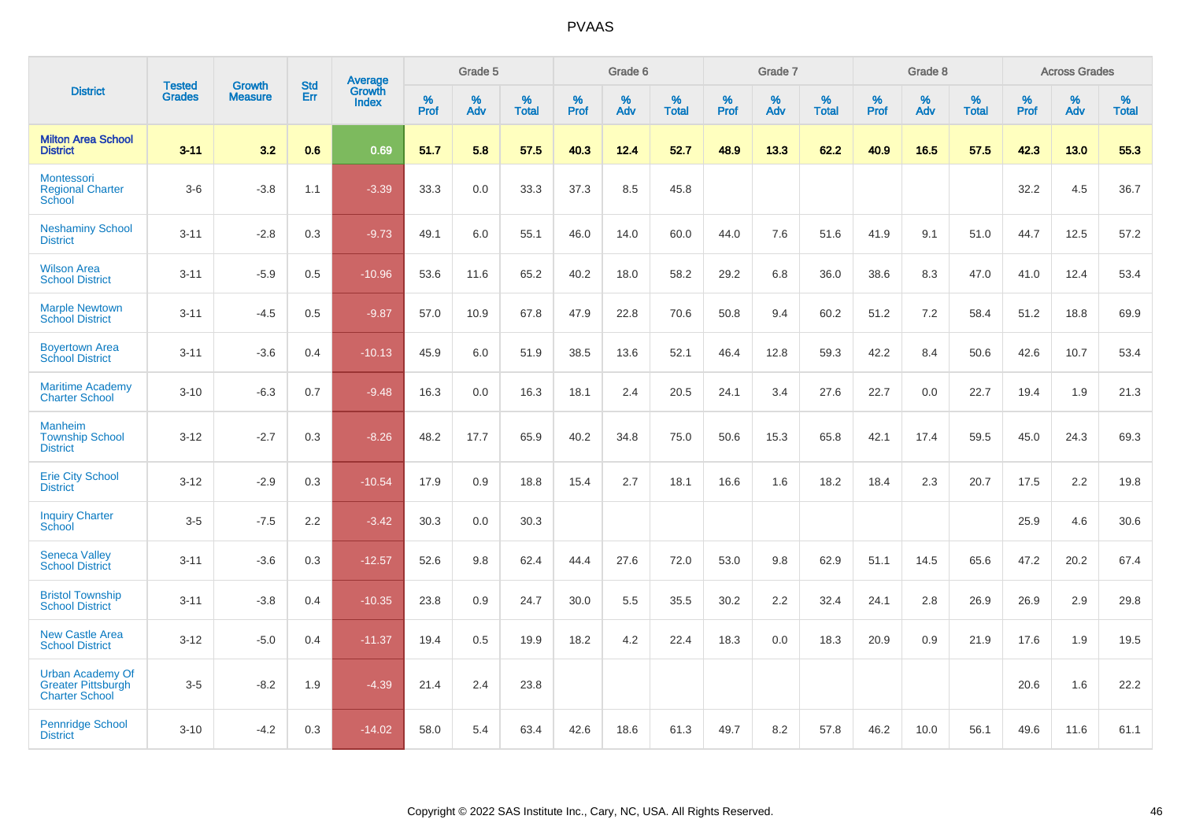| District | Tested Grades | Growth Measure | Std Err | Average Growth Index | Grade 5 | | | Grade 6 | | | Grade 7 | | | Grade 8 | | | Across Grades | | |
|---|---|---|---|---|---|---|---|---|---|---|---|---|---|---|---|---|---|---|---|
| | | | | | % Prof | % Adv | % Total | % Prof | % Adv | % Total | % Prof | % Adv | % Total | % Prof | % Adv | % Total | % Prof | % Adv | % Total |
| **Milton Area School District** | **3-11** | **3.2** | **0.6** | **0.69** | **51.7** | **5.8** | **57.5** | **40.3** | **12.4** | **52.7** | **48.9** | **13.3** | **62.2** | **40.9** | **16.5** | **57.5** | **42.3** | **13.0** | **55.3** |
| Montessori Regional Charter School | 3-6 | -3.8 | 1.1 | -3.39 | 33.3 | 0.0 | 33.3 | 37.3 | 8.5 | 45.8 | | | | | | | 32.2 | 4.5 | 36.7 |
| Neshaminy School District | 3-11 | -2.8 | 0.3 | -9.73 | 49.1 | 6.0 | 55.1 | 46.0 | 14.0 | 60.0 | 44.0 | 7.6 | 51.6 | 41.9 | 9.1 | 51.0 | 44.7 | 12.5 | 57.2 |
| Wilson Area School District | 3-11 | -5.9 | 0.5 | -10.96 | 53.6 | 11.6 | 65.2 | 40.2 | 18.0 | 58.2 | 29.2 | 6.8 | 36.0 | 38.6 | 8.3 | 47.0 | 41.0 | 12.4 | 53.4 |
| Marple Newtown School District | 3-11 | -4.5 | 0.5 | -9.87 | 57.0 | 10.9 | 67.8 | 47.9 | 22.8 | 70.6 | 50.8 | 9.4 | 60.2 | 51.2 | 7.2 | 58.4 | 51.2 | 18.8 | 69.9 |
| Boyertown Area School District | 3-11 | -3.6 | 0.4 | -10.13 | 45.9 | 6.0 | 51.9 | 38.5 | 13.6 | 52.1 | 46.4 | 12.8 | 59.3 | 42.2 | 8.4 | 50.6 | 42.6 | 10.7 | 53.4 |
| Maritime Academy Charter School | 3-10 | -6.3 | 0.7 | -9.48 | 16.3 | 0.0 | 16.3 | 18.1 | 2.4 | 20.5 | 24.1 | 3.4 | 27.6 | 22.7 | 0.0 | 22.7 | 19.4 | 1.9 | 21.3 |
| Manheim Township School District | 3-12 | -2.7 | 0.3 | -8.26 | 48.2 | 17.7 | 65.9 | 40.2 | 34.8 | 75.0 | 50.6 | 15.3 | 65.8 | 42.1 | 17.4 | 59.5 | 45.0 | 24.3 | 69.3 |
| Erie City School District | 3-12 | -2.9 | 0.3 | -10.54 | 17.9 | 0.9 | 18.8 | 15.4 | 2.7 | 18.1 | 16.6 | 1.6 | 18.2 | 18.4 | 2.3 | 20.7 | 17.5 | 2.2 | 19.8 |
| Inquiry Charter School | 3-5 | -7.5 | 2.2 | -3.42 | 30.3 | 0.0 | 30.3 | | | | | | | | | | 25.9 | 4.6 | 30.6 |
| Seneca Valley School District | 3-11 | -3.6 | 0.3 | -12.57 | 52.6 | 9.8 | 62.4 | 44.4 | 27.6 | 72.0 | 53.0 | 9.8 | 62.9 | 51.1 | 14.5 | 65.6 | 47.2 | 20.2 | 67.4 |
| Bristol Township School District | 3-11 | -3.8 | 0.4 | -10.35 | 23.8 | 0.9 | 24.7 | 30.0 | 5.5 | 35.5 | 30.2 | 2.2 | 32.4 | 24.1 | 2.8 | 26.9 | 26.9 | 2.9 | 29.8 |
| New Castle Area School District | 3-12 | -5.0 | 0.4 | -11.37 | 19.4 | 0.5 | 19.9 | 18.2 | 4.2 | 22.4 | 18.3 | 0.0 | 18.3 | 20.9 | 0.9 | 21.9 | 17.6 | 1.9 | 19.5 |
| Urban Academy Of Greater Pittsburgh Charter School | 3-5 | -8.2 | 1.9 | -4.39 | 21.4 | 2.4 | 23.8 | | | | | | | | | | 20.6 | 1.6 | 22.2 |
| Pennridge School District | 3-10 | -4.2 | 0.3 | -14.02 | 58.0 | 5.4 | 63.4 | 42.6 | 18.6 | 61.3 | 49.7 | 8.2 | 57.8 | 46.2 | 10.0 | 56.1 | 49.6 | 11.6 | 61.1 |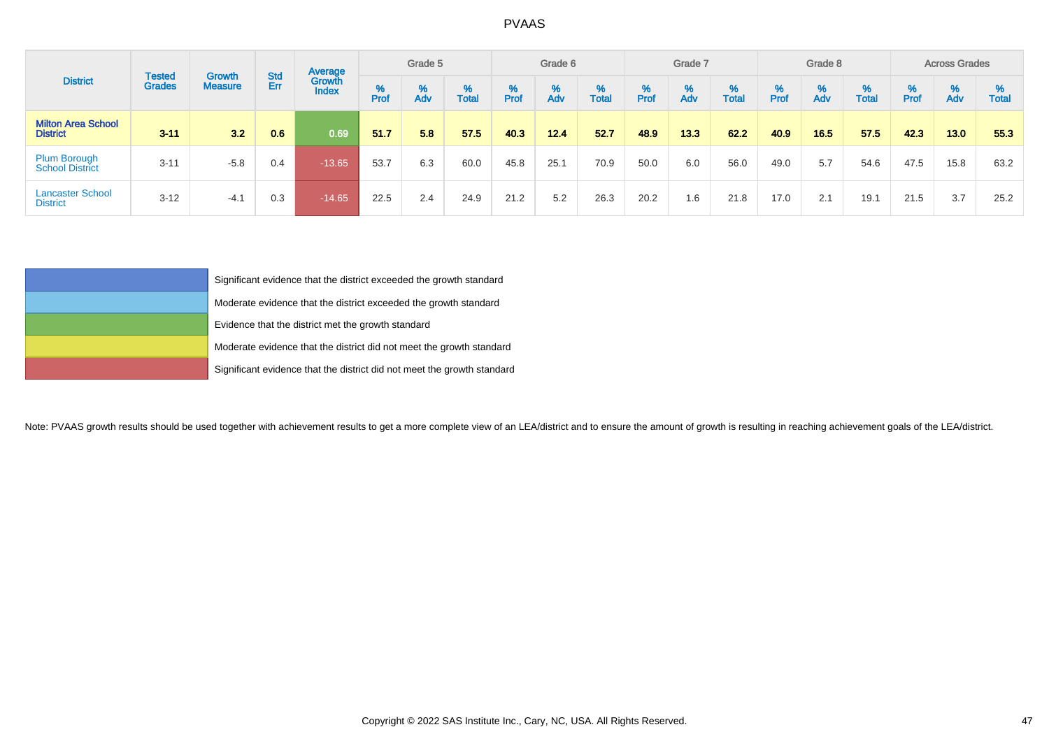# PVAAS

| District | Tested Grades | Growth Measure | Std Err | Average Growth Index | Grade 5 | | | Grade 6 | | | Grade 7 | | | Grade 8 | | | Across Grades | | |
|---|---|---|---|---|---|---|---|---|---|---|---|---|---|---|---|---|---|---|---|
| | | | | | % Prof | % Adv | % Total | % Prof | % Adv | % Total | % Prof | % Adv | % Total | % Prof | % Adv | % Total | % Prof | % Adv | % Total |
| **Milton Area School District** | **3-11** | **3.2** | **0.6** | **0.69** | **51.7** | **5.8** | **57.5** | **40.3** | **12.4** | **52.7** | **48.9** | **13.3** | **62.2** | **40.9** | **16.5** | **57.5** | **42.3** | **13.0** | **55.3** |
| Plum Borough School District | 3-11 | -5.8 | 0.4 | -13.65 | 53.7 | 6.3 | 60.0 | 45.8 | 25.1 | 70.9 | 50.0 | 6.0 | 56.0 | 49.0 | 5.7 | 54.6 | 47.5 | 15.8 | 63.2 |
| Lancaster School District | 3-12 | -4.1 | 0.3 | -14.65 | 22.5 | 2.4 | 24.9 | 21.2 | 5.2 | 26.3 | 20.2 | 1.6 | 21.8 | 17.0 | 2.1 | 19.1 | 21.5 | 3.7 | 25.2 |

Significant evidence that the district exceeded the growth standard

Moderate evidence that the district exceeded the growth standard

Evidence that the district met the growth standard

Moderate evidence that the district did not meet the growth standard

Significant evidence that the district did not meet the growth standard

Note: PVAAS growth results should be used together with achievement results to get a more complete view of an LEA/district and to ensure the amount of growth is resulting in reaching achievement goals of the LEA/district.

Copyright © 2022 SAS Institute Inc., Cary, NC, USA. All Rights Reserved.